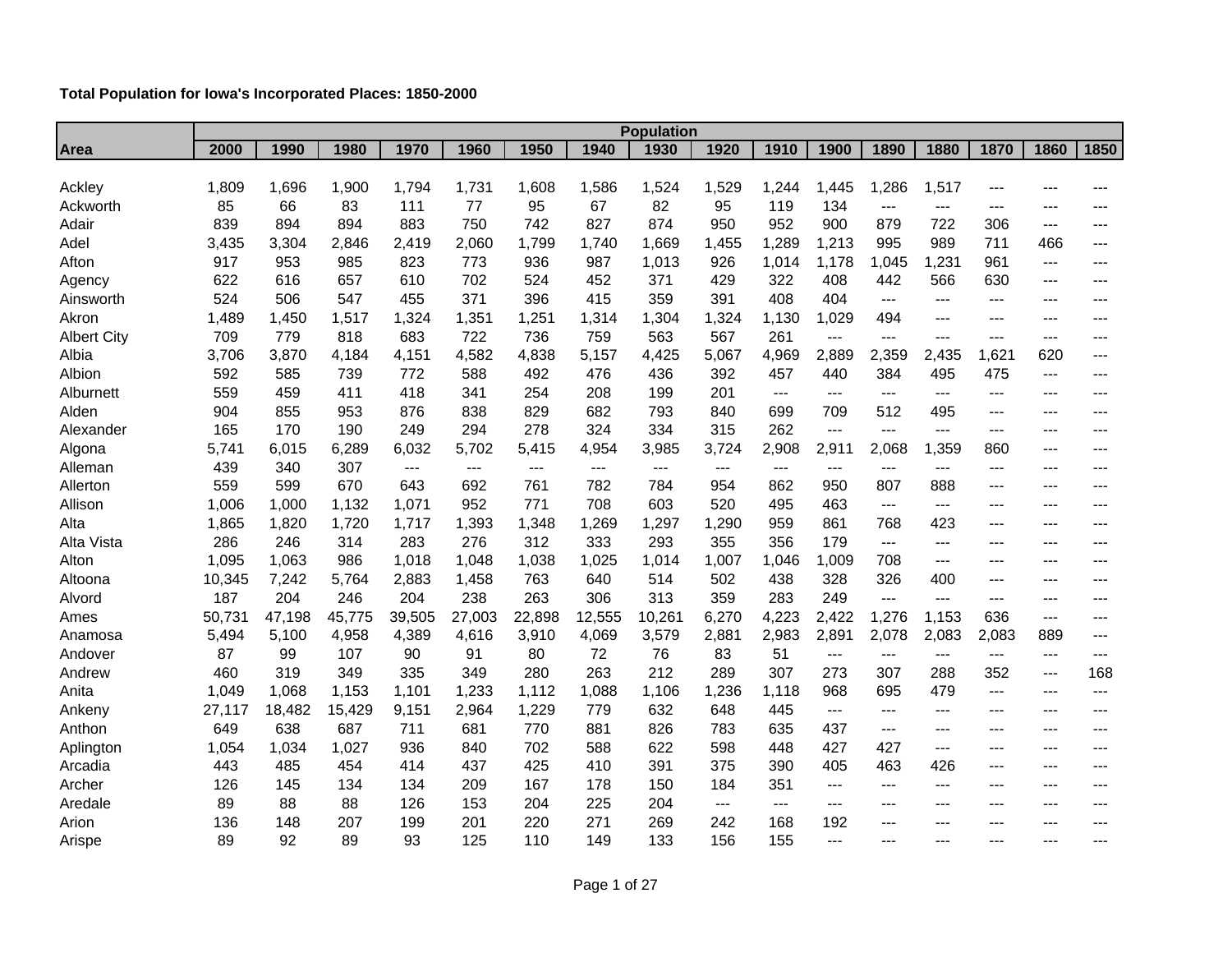**Total Population for Iowa's Incorporated Places: 1850-2000**

| Area | Population | | | | | | | | | | | | | | | |
|---|---|---|---|---|---|---|---|---|---|---|---|---|---|---|---|---|
| | 2000 | 1990 | 1980 | 1970 | 1960 | 1950 | 1940 | 1930 | 1920 | 1910 | 1900 | 1890 | 1880 | 1870 | 1860 | 1850 |
| Ackley | 1,809 | 1,696 | 1,900 | 1,794 | 1,731 | 1,608 | 1,586 | 1,524 | 1,529 | 1,244 | 1,445 | 1,286 | 1,517 | --- | --- | --- |
| Ackworth | 85 | 66 | 83 | 111 | 77 | 95 | 67 | 82 | 95 | 119 | 134 | --- | --- | --- | --- | --- |
| Adair | 839 | 894 | 894 | 883 | 750 | 742 | 827 | 874 | 950 | 952 | 900 | 879 | 722 | 306 | --- | --- |
| Adel | 3,435 | 3,304 | 2,846 | 2,419 | 2,060 | 1,799 | 1,740 | 1,669 | 1,455 | 1,289 | 1,213 | 995 | 989 | 711 | 466 | --- |
| Afton | 917 | 953 | 985 | 823 | 773 | 936 | 987 | 1,013 | 926 | 1,014 | 1,178 | 1,045 | 1,231 | 961 | --- | --- |
| Agency | 622 | 616 | 657 | 610 | 702 | 524 | 452 | 371 | 429 | 322 | 408 | 442 | 566 | 630 | --- | --- |
| Ainsworth | 524 | 506 | 547 | 455 | 371 | 396 | 415 | 359 | 391 | 408 | 404 | --- | --- | --- | --- | --- |
| Akron | 1,489 | 1,450 | 1,517 | 1,324 | 1,351 | 1,251 | 1,314 | 1,304 | 1,324 | 1,130 | 1,029 | 494 | --- | --- | --- | --- |
| Albert City | 709 | 779 | 818 | 683 | 722 | 736 | 759 | 563 | 567 | 261 | --- | --- | --- | --- | --- | --- |
| Albia | 3,706 | 3,870 | 4,184 | 4,151 | 4,582 | 4,838 | 5,157 | 4,425 | 5,067 | 4,969 | 2,889 | 2,359 | 2,435 | 1,621 | 620 | --- |
| Albion | 592 | 585 | 739 | 772 | 588 | 492 | 476 | 436 | 392 | 457 | 440 | 384 | 495 | 475 | --- | --- |
| Alburnett | 559 | 459 | 411 | 418 | 341 | 254 | 208 | 199 | 201 | --- | --- | --- | --- | --- | --- | --- |
| Alden | 904 | 855 | 953 | 876 | 838 | 829 | 682 | 793 | 840 | 699 | 709 | 512 | 495 | --- | --- | --- |
| Alexander | 165 | 170 | 190 | 249 | 294 | 278 | 324 | 334 | 315 | 262 | --- | --- | --- | --- | --- | --- |
| Algona | 5,741 | 6,015 | 6,289 | 6,032 | 5,702 | 5,415 | 4,954 | 3,985 | 3,724 | 2,908 | 2,911 | 2,068 | 1,359 | 860 | --- | --- |
| Alleman | 439 | 340 | 307 | --- | --- | --- | --- | --- | --- | --- | --- | --- | --- | --- | --- | --- |
| Allerton | 559 | 599 | 670 | 643 | 692 | 761 | 782 | 784 | 954 | 862 | 950 | 807 | 888 | --- | --- | --- |
| Allison | 1,006 | 1,000 | 1,132 | 1,071 | 952 | 771 | 708 | 603 | 520 | 495 | 463 | --- | --- | --- | --- | --- |
| Alta | 1,865 | 1,820 | 1,720 | 1,717 | 1,393 | 1,348 | 1,269 | 1,297 | 1,290 | 959 | 861 | 768 | 423 | --- | --- | --- |
| Alta Vista | 286 | 246 | 314 | 283 | 276 | 312 | 333 | 293 | 355 | 356 | 179 | --- | --- | --- | --- | --- |
| Alton | 1,095 | 1,063 | 986 | 1,018 | 1,048 | 1,038 | 1,025 | 1,014 | 1,007 | 1,046 | 1,009 | 708 | --- | --- | --- | --- |
| Altoona | 10,345 | 7,242 | 5,764 | 2,883 | 1,458 | 763 | 640 | 514 | 502 | 438 | 328 | 326 | 400 | --- | --- | --- |
| Alvord | 187 | 204 | 246 | 204 | 238 | 263 | 306 | 313 | 359 | 283 | 249 | --- | --- | --- | --- | --- |
| Ames | 50,731 | 47,198 | 45,775 | 39,505 | 27,003 | 22,898 | 12,555 | 10,261 | 6,270 | 4,223 | 2,422 | 1,276 | 1,153 | 636 | --- | --- |
| Anamosa | 5,494 | 5,100 | 4,958 | 4,389 | 4,616 | 3,910 | 4,069 | 3,579 | 2,881 | 2,983 | 2,891 | 2,078 | 2,083 | 2,083 | 889 | --- |
| Andover | 87 | 99 | 107 | 90 | 91 | 80 | 72 | 76 | 83 | 51 | --- | --- | --- | --- | --- | --- |
| Andrew | 460 | 319 | 349 | 335 | 349 | 280 | 263 | 212 | 289 | 307 | 273 | 307 | 288 | 352 | --- | 168 |
| Anita | 1,049 | 1,068 | 1,153 | 1,101 | 1,233 | 1,112 | 1,088 | 1,106 | 1,236 | 1,118 | 968 | 695 | 479 | --- | --- | --- |
| Ankeny | 27,117 | 18,482 | 15,429 | 9,151 | 2,964 | 1,229 | 779 | 632 | 648 | 445 | --- | --- | --- | --- | --- | --- |
| Anthon | 649 | 638 | 687 | 711 | 681 | 770 | 881 | 826 | 783 | 635 | 437 | --- | --- | --- | --- | --- |
| Aplington | 1,054 | 1,034 | 1,027 | 936 | 840 | 702 | 588 | 622 | 598 | 448 | 427 | 427 | --- | --- | --- | --- |
| Arcadia | 443 | 485 | 454 | 414 | 437 | 425 | 410 | 391 | 375 | 390 | 405 | 463 | 426 | --- | --- | --- |
| Archer | 126 | 145 | 134 | 134 | 209 | 167 | 178 | 150 | 184 | 351 | --- | --- | --- | --- | --- | --- |
| Aredale | 89 | 88 | 88 | 126 | 153 | 204 | 225 | 204 | --- | --- | --- | --- | --- | --- | --- | --- |
| Arion | 136 | 148 | 207 | 199 | 201 | 220 | 271 | 269 | 242 | 168 | 192 | --- | --- | --- | --- | --- |
| Arispe | 89 | 92 | 89 | 93 | 125 | 110 | 149 | 133 | 156 | 155 | --- | --- | --- | --- | --- | --- |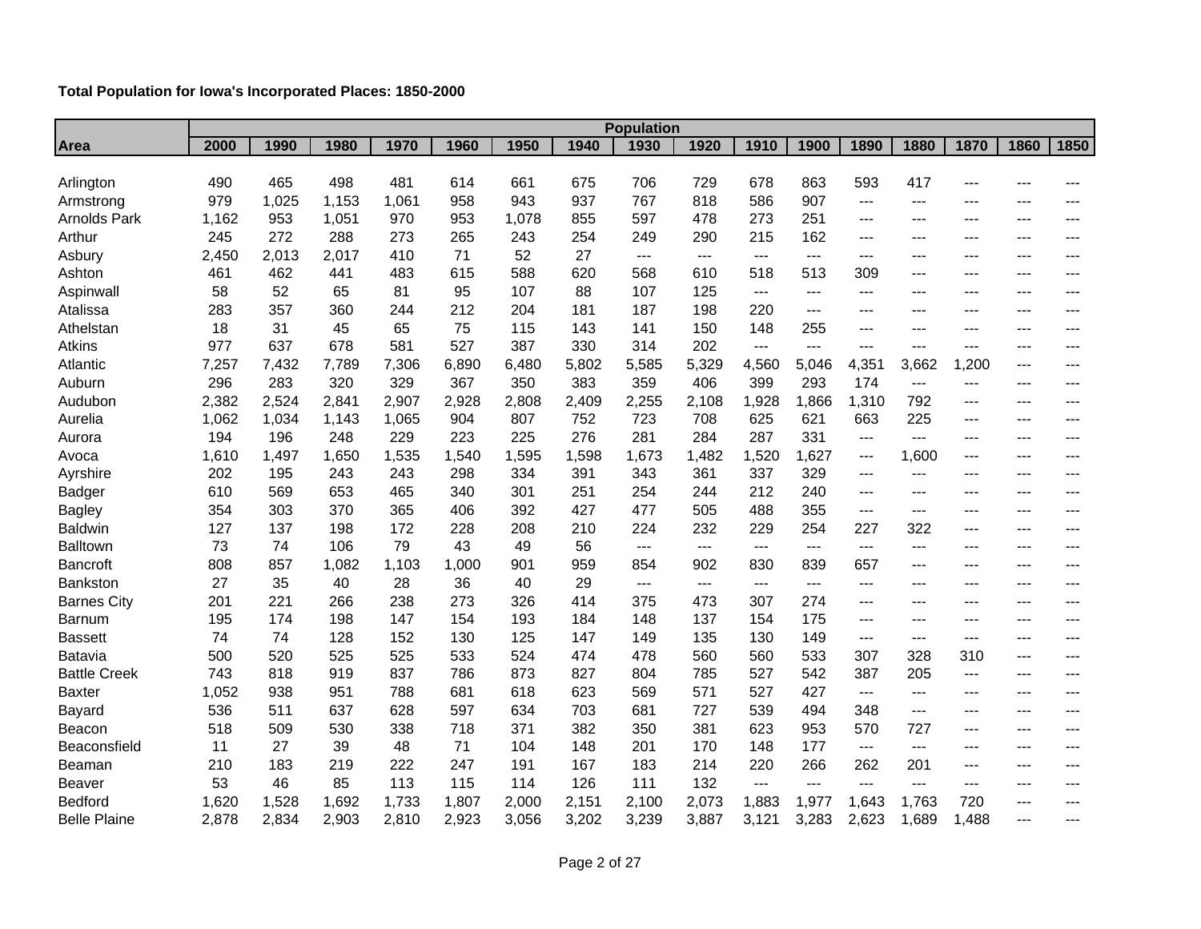**Total Population for Iowa's Incorporated Places: 1850-2000**

| Area | Population | | | | | | | | | | | | | | | |
|---|---|---|---|---|---|---|---|---|---|---|---|---|---|---|---|---|
| | 2000 | 1990 | 1980 | 1970 | 1960 | 1950 | 1940 | 1930 | 1920 | 1910 | 1900 | 1890 | 1880 | 1870 | 1860 | 1850 |
| Arlington | 490 | 465 | 498 | 481 | 614 | 661 | 675 | 706 | 729 | 678 | 863 | 593 | 417 | --- | --- | --- |
| Armstrong | 979 | 1,025 | 1,153 | 1,061 | 958 | 943 | 937 | 767 | 818 | 586 | 907 | --- | --- | --- | --- | --- |
| Arnolds Park | 1,162 | 953 | 1,051 | 970 | 953 | 1,078 | 855 | 597 | 478 | 273 | 251 | --- | --- | --- | --- | --- |
| Arthur | 245 | 272 | 288 | 273 | 265 | 243 | 254 | 249 | 290 | 215 | 162 | --- | --- | --- | --- | --- |
| Asbury | 2,450 | 2,013 | 2,017 | 410 | 71 | 52 | 27 | --- | --- | --- | --- | --- | --- | --- | --- | --- |
| Ashton | 461 | 462 | 441 | 483 | 615 | 588 | 620 | 568 | 610 | 518 | 513 | 309 | --- | --- | --- | --- |
| Aspinwall | 58 | 52 | 65 | 81 | 95 | 107 | 88 | 107 | 125 | --- | --- | --- | --- | --- | --- | --- |
| Atalissa | 283 | 357 | 360 | 244 | 212 | 204 | 181 | 187 | 198 | 220 | --- | --- | --- | --- | --- | --- |
| Athelstan | 18 | 31 | 45 | 65 | 75 | 115 | 143 | 141 | 150 | 148 | 255 | --- | --- | --- | --- | --- |
| Atkins | 977 | 637 | 678 | 581 | 527 | 387 | 330 | 314 | 202 | --- | --- | --- | --- | --- | --- | --- |
| Atlantic | 7,257 | 7,432 | 7,789 | 7,306 | 6,890 | 6,480 | 5,802 | 5,585 | 5,329 | 4,560 | 5,046 | 4,351 | 3,662 | 1,200 | --- | --- |
| Auburn | 296 | 283 | 320 | 329 | 367 | 350 | 383 | 359 | 406 | 399 | 293 | 174 | --- | --- | --- | --- |
| Audubon | 2,382 | 2,524 | 2,841 | 2,907 | 2,928 | 2,808 | 2,409 | 2,255 | 2,108 | 1,928 | 1,866 | 1,310 | 792 | --- | --- | --- |
| Aurelia | 1,062 | 1,034 | 1,143 | 1,065 | 904 | 807 | 752 | 723 | 708 | 625 | 621 | 663 | 225 | --- | --- | --- |
| Aurora | 194 | 196 | 248 | 229 | 223 | 225 | 276 | 281 | 284 | 287 | 331 | --- | --- | --- | --- | --- |
| Avoca | 1,610 | 1,497 | 1,650 | 1,535 | 1,540 | 1,595 | 1,598 | 1,673 | 1,482 | 1,520 | 1,627 | --- | 1,600 | --- | --- | --- |
| Ayrshire | 202 | 195 | 243 | 243 | 298 | 334 | 391 | 343 | 361 | 337 | 329 | --- | --- | --- | --- | --- |
| Badger | 610 | 569 | 653 | 465 | 340 | 301 | 251 | 254 | 244 | 212 | 240 | --- | --- | --- | --- | --- |
| Bagley | 354 | 303 | 370 | 365 | 406 | 392 | 427 | 477 | 505 | 488 | 355 | --- | --- | --- | --- | --- |
| Baldwin | 127 | 137 | 198 | 172 | 228 | 208 | 210 | 224 | 232 | 229 | 254 | 227 | 322 | --- | --- | --- |
| Balltown | 73 | 74 | 106 | 79 | 43 | 49 | 56 | --- | --- | --- | --- | --- | --- | --- | --- | --- |
| Bancroft | 808 | 857 | 1,082 | 1,103 | 1,000 | 901 | 959 | 854 | 902 | 830 | 839 | 657 | --- | --- | --- | --- |
| Bankston | 27 | 35 | 40 | 28 | 36 | 40 | 29 | --- | --- | --- | --- | --- | --- | --- | --- | --- |
| Barnes City | 201 | 221 | 266 | 238 | 273 | 326 | 414 | 375 | 473 | 307 | 274 | --- | --- | --- | --- | --- |
| Barnum | 195 | 174 | 198 | 147 | 154 | 193 | 184 | 148 | 137 | 154 | 175 | --- | --- | --- | --- | --- |
| Bassett | 74 | 74 | 128 | 152 | 130 | 125 | 147 | 149 | 135 | 130 | 149 | --- | --- | --- | --- | --- |
| Batavia | 500 | 520 | 525 | 525 | 533 | 524 | 474 | 478 | 560 | 560 | 533 | 307 | 328 | 310 | --- | --- |
| Battle Creek | 743 | 818 | 919 | 837 | 786 | 873 | 827 | 804 | 785 | 527 | 542 | 387 | 205 | --- | --- | --- |
| Baxter | 1,052 | 938 | 951 | 788 | 681 | 618 | 623 | 569 | 571 | 527 | 427 | --- | --- | --- | --- | --- |
| Bayard | 536 | 511 | 637 | 628 | 597 | 634 | 703 | 681 | 727 | 539 | 494 | 348 | --- | --- | --- | --- |
| Beacon | 518 | 509 | 530 | 338 | 718 | 371 | 382 | 350 | 381 | 623 | 953 | 570 | 727 | --- | --- | --- |
| Beaconsfield | 11 | 27 | 39 | 48 | 71 | 104 | 148 | 201 | 170 | 148 | 177 | --- | --- | --- | --- | --- |
| Beaman | 210 | 183 | 219 | 222 | 247 | 191 | 167 | 183 | 214 | 220 | 266 | 262 | 201 | --- | --- | --- |
| Beaver | 53 | 46 | 85 | 113 | 115 | 114 | 126 | 111 | 132 | --- | --- | --- | --- | --- | --- | --- |
| Bedford | 1,620 | 1,528 | 1,692 | 1,733 | 1,807 | 2,000 | 2,151 | 2,100 | 2,073 | 1,883 | 1,977 | 1,643 | 1,763 | 720 | --- | --- |
| Belle Plaine | 2,878 | 2,834 | 2,903 | 2,810 | 2,923 | 3,056 | 3,202 | 3,239 | 3,887 | 3,121 | 3,283 | 2,623 | 1,689 | 1,488 | --- | --- |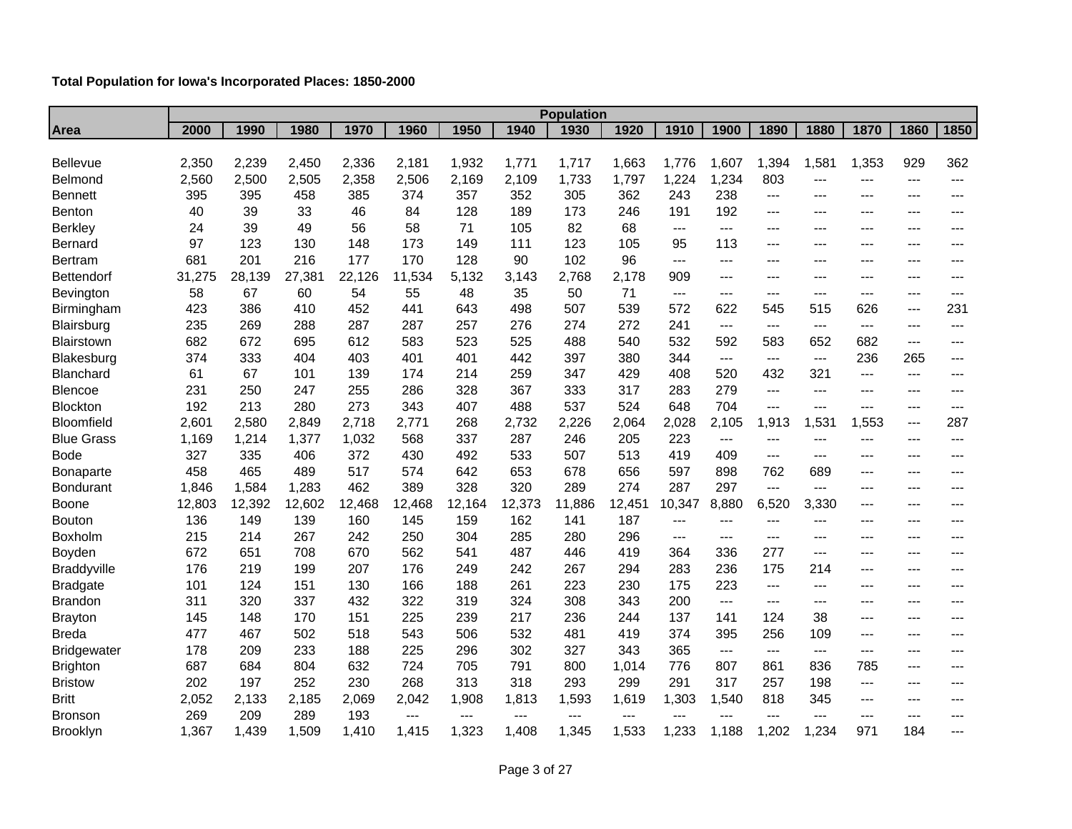**Total Population for Iowa's Incorporated Places: 1850-2000**

| | Population | | | | | | | | | | | | | | | |
|---|---|---|---|---|---|---|---|---|---|---|---|---|---|---|---|---|
| Area | 2000 | 1990 | 1980 | 1970 | 1960 | 1950 | 1940 | 1930 | 1920 | 1910 | 1900 | 1890 | 1880 | 1870 | 1860 | 1850 |
| Bellevue | 2,350 | 2,239 | 2,450 | 2,336 | 2,181 | 1,932 | 1,771 | 1,717 | 1,663 | 1,776 | 1,607 | 1,394 | 1,581 | 1,353 | 929 | 362 |
| Belmond | 2,560 | 2,500 | 2,505 | 2,358 | 2,506 | 2,169 | 2,109 | 1,733 | 1,797 | 1,224 | 1,234 | 803 | --- | --- | --- | --- |
| Bennett | 395 | 395 | 458 | 385 | 374 | 357 | 352 | 305 | 362 | 243 | 238 | --- | --- | --- | --- | --- |
| Benton | 40 | 39 | 33 | 46 | 84 | 128 | 189 | 173 | 246 | 191 | 192 | --- | --- | --- | --- | --- |
| Berkley | 24 | 39 | 49 | 56 | 58 | 71 | 105 | 82 | 68 | --- | --- | --- | --- | --- | --- | --- |
| Bernard | 97 | 123 | 130 | 148 | 173 | 149 | 111 | 123 | 105 | 95 | 113 | --- | --- | --- | --- | --- |
| Bertram | 681 | 201 | 216 | 177 | 170 | 128 | 90 | 102 | 96 | --- | --- | --- | --- | --- | --- | --- |
| Bettendorf | 31,275 | 28,139 | 27,381 | 22,126 | 11,534 | 5,132 | 3,143 | 2,768 | 2,178 | 909 | --- | --- | --- | --- | --- | --- |
| Bevington | 58 | 67 | 60 | 54 | 55 | 48 | 35 | 50 | 71 | --- | --- | --- | --- | --- | --- | --- |
| Birmingham | 423 | 386 | 410 | 452 | 441 | 643 | 498 | 507 | 539 | 572 | 622 | 545 | 515 | 626 | --- | 231 |
| Blairsburg | 235 | 269 | 288 | 287 | 287 | 257 | 276 | 274 | 272 | 241 | --- | --- | --- | --- | --- | --- |
| Blairstown | 682 | 672 | 695 | 612 | 583 | 523 | 525 | 488 | 540 | 532 | 592 | 583 | 652 | 682 | --- | --- |
| Blakesburg | 374 | 333 | 404 | 403 | 401 | 401 | 442 | 397 | 380 | 344 | --- | --- | --- | 236 | 265 | --- |
| Blanchard | 61 | 67 | 101 | 139 | 174 | 214 | 259 | 347 | 429 | 408 | 520 | 432 | 321 | --- | --- | --- |
| Blencoe | 231 | 250 | 247 | 255 | 286 | 328 | 367 | 333 | 317 | 283 | 279 | --- | --- | --- | --- | --- |
| Blockton | 192 | 213 | 280 | 273 | 343 | 407 | 488 | 537 | 524 | 648 | 704 | --- | --- | --- | --- | --- |
| Bloomfield | 2,601 | 2,580 | 2,849 | 2,718 | 2,771 | 268 | 2,732 | 2,226 | 2,064 | 2,028 | 2,105 | 1,913 | 1,531 | 1,553 | --- | 287 |
| Blue Grass | 1,169 | 1,214 | 1,377 | 1,032 | 568 | 337 | 287 | 246 | 205 | 223 | --- | --- | --- | --- | --- | --- |
| Bode | 327 | 335 | 406 | 372 | 430 | 492 | 533 | 507 | 513 | 419 | 409 | --- | --- | --- | --- | --- |
| Bonaparte | 458 | 465 | 489 | 517 | 574 | 642 | 653 | 678 | 656 | 597 | 898 | 762 | 689 | --- | --- | --- |
| Bondurant | 1,846 | 1,584 | 1,283 | 462 | 389 | 328 | 320 | 289 | 274 | 287 | 297 | --- | --- | --- | --- | --- |
| Boone | 12,803 | 12,392 | 12,602 | 12,468 | 12,468 | 12,164 | 12,373 | 11,886 | 12,451 | 10,347 | 8,880 | 6,520 | 3,330 | --- | --- | --- |
| Bouton | 136 | 149 | 139 | 160 | 145 | 159 | 162 | 141 | 187 | --- | --- | --- | --- | --- | --- | --- |
| Boxholm | 215 | 214 | 267 | 242 | 250 | 304 | 285 | 280 | 296 | --- | --- | --- | --- | --- | --- | --- |
| Boyden | 672 | 651 | 708 | 670 | 562 | 541 | 487 | 446 | 419 | 364 | 336 | 277 | --- | --- | --- | --- |
| Braddyville | 176 | 219 | 199 | 207 | 176 | 249 | 242 | 267 | 294 | 283 | 236 | 175 | 214 | --- | --- | --- |
| Bradgate | 101 | 124 | 151 | 130 | 166 | 188 | 261 | 223 | 230 | 175 | 223 | --- | --- | --- | --- | --- |
| Brandon | 311 | 320 | 337 | 432 | 322 | 319 | 324 | 308 | 343 | 200 | --- | --- | --- | --- | --- | --- |
| Brayton | 145 | 148 | 170 | 151 | 225 | 239 | 217 | 236 | 244 | 137 | 141 | 124 | 38 | --- | --- | --- |
| Breda | 477 | 467 | 502 | 518 | 543 | 506 | 532 | 481 | 419 | 374 | 395 | 256 | 109 | --- | --- | --- |
| Bridgewater | 178 | 209 | 233 | 188 | 225 | 296 | 302 | 327 | 343 | 365 | --- | --- | --- | --- | --- | --- |
| Brighton | 687 | 684 | 804 | 632 | 724 | 705 | 791 | 800 | 1,014 | 776 | 807 | 861 | 836 | 785 | --- | --- |
| Bristow | 202 | 197 | 252 | 230 | 268 | 313 | 318 | 293 | 299 | 291 | 317 | 257 | 198 | --- | --- | --- |
| Britt | 2,052 | 2,133 | 2,185 | 2,069 | 2,042 | 1,908 | 1,813 | 1,593 | 1,619 | 1,303 | 1,540 | 818 | 345 | --- | --- | --- |
| Bronson | 269 | 209 | 289 | 193 | --- | --- | --- | --- | --- | --- | --- | --- | --- | --- | --- | --- |
| Brooklyn | 1,367 | 1,439 | 1,509 | 1,410 | 1,415 | 1,323 | 1,408 | 1,345 | 1,533 | 1,233 | 1,188 | 1,202 | 1,234 | 971 | 184 | --- |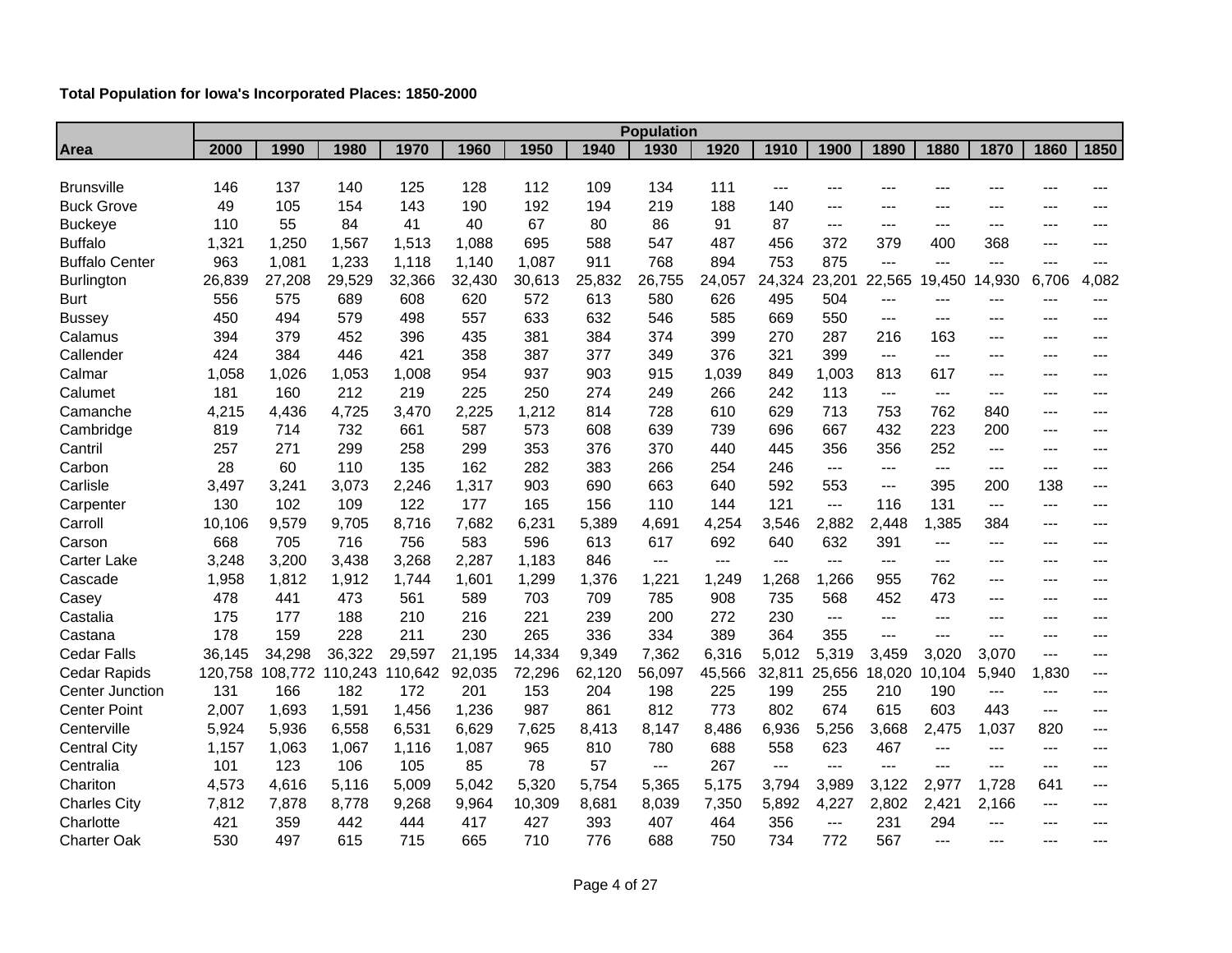**Total Population for Iowa's Incorporated Places: 1850-2000**

| Area | Population | | | | | | | | | | | | | | | |
|---|---|---|---|---|---|---|---|---|---|---|---|---|---|---|---|---|
| | 2000 | 1990 | 1980 | 1970 | 1960 | 1950 | 1940 | 1930 | 1920 | 1910 | 1900 | 1890 | 1880 | 1870 | 1860 | 1850 |
| Brunsville | 146 | 137 | 140 | 125 | 128 | 112 | 109 | 134 | 111 | --- | --- | --- | --- | --- | --- | --- |
| Buck Grove | 49 | 105 | 154 | 143 | 190 | 192 | 194 | 219 | 188 | 140 | --- | --- | --- | --- | --- | --- |
| Buckeye | 110 | 55 | 84 | 41 | 40 | 67 | 80 | 86 | 91 | 87 | --- | --- | --- | --- | --- | --- |
| Buffalo | 1,321 | 1,250 | 1,567 | 1,513 | 1,088 | 695 | 588 | 547 | 487 | 456 | 372 | 379 | 400 | 368 | --- | --- |
| Buffalo Center | 963 | 1,081 | 1,233 | 1,118 | 1,140 | 1,087 | 911 | 768 | 894 | 753 | 875 | --- | --- | --- | --- | --- |
| Burlington | 26,839 | 27,208 | 29,529 | 32,366 | 32,430 | 30,613 | 25,832 | 26,755 | 24,057 | 24,324 | 23,201 | 22,565 | 19,450 | 14,930 | 6,706 | 4,082 |
| Burt | 556 | 575 | 689 | 608 | 620 | 572 | 613 | 580 | 626 | 495 | 504 | --- | --- | --- | --- | --- |
| Bussey | 450 | 494 | 579 | 498 | 557 | 633 | 632 | 546 | 585 | 669 | 550 | --- | --- | --- | --- | --- |
| Calamus | 394 | 379 | 452 | 396 | 435 | 381 | 384 | 374 | 399 | 270 | 287 | 216 | 163 | --- | --- | --- |
| Callender | 424 | 384 | 446 | 421 | 358 | 387 | 377 | 349 | 376 | 321 | 399 | --- | --- | --- | --- | --- |
| Calmar | 1,058 | 1,026 | 1,053 | 1,008 | 954 | 937 | 903 | 915 | 1,039 | 849 | 1,003 | 813 | 617 | --- | --- | --- |
| Calumet | 181 | 160 | 212 | 219 | 225 | 250 | 274 | 249 | 266 | 242 | 113 | --- | --- | --- | --- | --- |
| Camanche | 4,215 | 4,436 | 4,725 | 3,470 | 2,225 | 1,212 | 814 | 728 | 610 | 629 | 713 | 753 | 762 | 840 | --- | --- |
| Cambridge | 819 | 714 | 732 | 661 | 587 | 573 | 608 | 639 | 739 | 696 | 667 | 432 | 223 | 200 | --- | --- |
| Cantril | 257 | 271 | 299 | 258 | 299 | 353 | 376 | 370 | 440 | 445 | 356 | 356 | 252 | --- | --- | --- |
| Carbon | 28 | 60 | 110 | 135 | 162 | 282 | 383 | 266 | 254 | 246 | --- | --- | --- | --- | --- | --- |
| Carlisle | 3,497 | 3,241 | 3,073 | 2,246 | 1,317 | 903 | 690 | 663 | 640 | 592 | 553 | --- | 395 | 200 | 138 | --- |
| Carpenter | 130 | 102 | 109 | 122 | 177 | 165 | 156 | 110 | 144 | 121 | --- | 116 | 131 | --- | --- | --- |
| Carroll | 10,106 | 9,579 | 9,705 | 8,716 | 7,682 | 6,231 | 5,389 | 4,691 | 4,254 | 3,546 | 2,882 | 2,448 | 1,385 | 384 | --- | --- |
| Carson | 668 | 705 | 716 | 756 | 583 | 596 | 613 | 617 | 692 | 640 | 632 | 391 | --- | --- | --- | --- |
| Carter Lake | 3,248 | 3,200 | 3,438 | 3,268 | 2,287 | 1,183 | 846 | --- | --- | --- | --- | --- | --- | --- | --- | --- |
| Cascade | 1,958 | 1,812 | 1,912 | 1,744 | 1,601 | 1,299 | 1,376 | 1,221 | 1,249 | 1,268 | 1,266 | 955 | 762 | --- | --- | --- |
| Casey | 478 | 441 | 473 | 561 | 589 | 703 | 709 | 785 | 908 | 735 | 568 | 452 | 473 | --- | --- | --- |
| Castalia | 175 | 177 | 188 | 210 | 216 | 221 | 239 | 200 | 272 | 230 | --- | --- | --- | --- | --- | --- |
| Castana | 178 | 159 | 228 | 211 | 230 | 265 | 336 | 334 | 389 | 364 | 355 | --- | --- | --- | --- | --- |
| Cedar Falls | 36,145 | 34,298 | 36,322 | 29,597 | 21,195 | 14,334 | 9,349 | 7,362 | 6,316 | 5,012 | 5,319 | 3,459 | 3,020 | 3,070 | --- | --- |
| Cedar Rapids | 120,758 | 108,772 | 110,243 | 110,642 | 92,035 | 72,296 | 62,120 | 56,097 | 45,566 | 32,811 | 25,656 | 18,020 | 10,104 | 5,940 | 1,830 | --- |
| Center Junction | 131 | 166 | 182 | 172 | 201 | 153 | 204 | 198 | 225 | 199 | 255 | 210 | 190 | --- | --- | --- |
| Center Point | 2,007 | 1,693 | 1,591 | 1,456 | 1,236 | 987 | 861 | 812 | 773 | 802 | 674 | 615 | 603 | 443 | --- | --- |
| Centerville | 5,924 | 5,936 | 6,558 | 6,531 | 6,629 | 7,625 | 8,413 | 8,147 | 8,486 | 6,936 | 5,256 | 3,668 | 2,475 | 1,037 | 820 | --- |
| Central City | 1,157 | 1,063 | 1,067 | 1,116 | 1,087 | 965 | 810 | 780 | 688 | 558 | 623 | 467 | --- | --- | --- | --- |
| Centralia | 101 | 123 | 106 | 105 | 85 | 78 | 57 | --- | 267 | --- | --- | --- | --- | --- | --- | --- |
| Chariton | 4,573 | 4,616 | 5,116 | 5,009 | 5,042 | 5,320 | 5,754 | 5,365 | 5,175 | 3,794 | 3,989 | 3,122 | 2,977 | 1,728 | 641 | --- |
| Charles City | 7,812 | 7,878 | 8,778 | 9,268 | 9,964 | 10,309 | 8,681 | 8,039 | 7,350 | 5,892 | 4,227 | 2,802 | 2,421 | 2,166 | --- | --- |
| Charlotte | 421 | 359 | 442 | 444 | 417 | 427 | 393 | 407 | 464 | 356 | --- | 231 | 294 | --- | --- | --- |
| Charter Oak | 530 | 497 | 615 | 715 | 665 | 710 | 776 | 688 | 750 | 734 | 772 | 567 | --- | --- | --- | --- |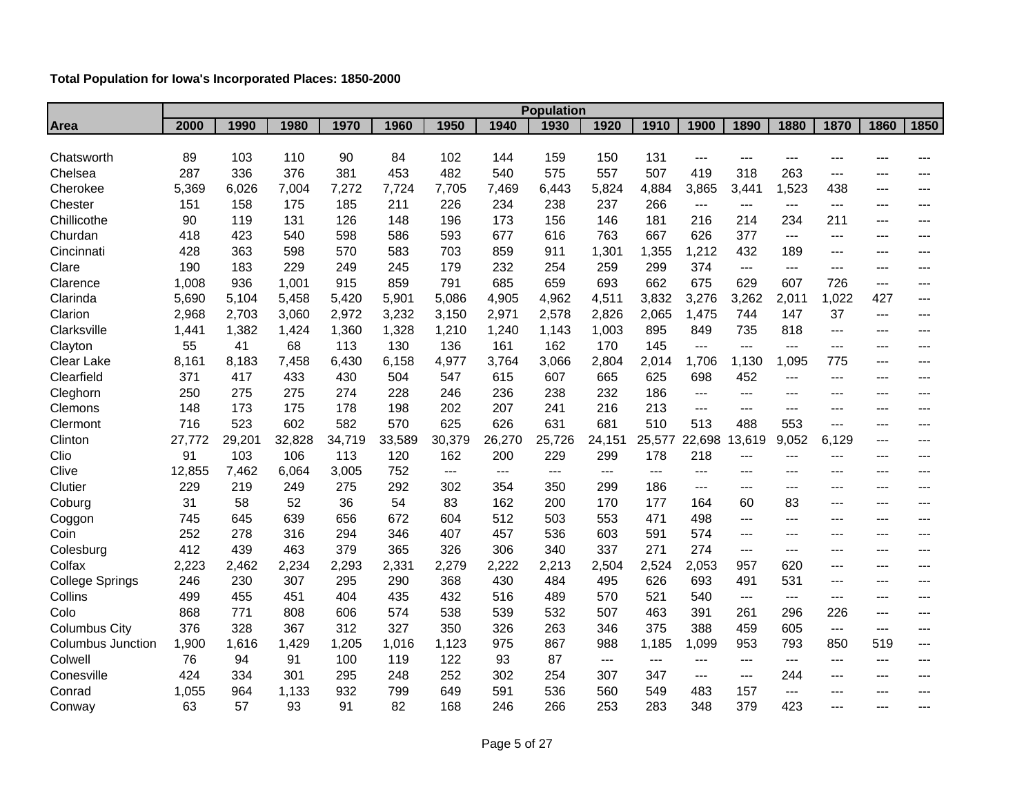**Total Population for Iowa's Incorporated Places: 1850-2000**

| | Population | | | | | | | | | | | | | | | |
|---|---|---|---|---|---|---|---|---|---|---|---|---|---|---|---|---|
| Area | 2000 | 1990 | 1980 | 1970 | 1960 | 1950 | 1940 | 1930 | 1920 | 1910 | 1900 | 1890 | 1880 | 1870 | 1860 | 1850 |
| Chatsworth | 89 | 103 | 110 | 90 | 84 | 102 | 144 | 159 | 150 | 131 | --- | --- | --- | --- | --- | --- |
| Chelsea | 287 | 336 | 376 | 381 | 453 | 482 | 540 | 575 | 557 | 507 | 419 | 318 | 263 | --- | --- | --- |
| Cherokee | 5,369 | 6,026 | 7,004 | 7,272 | 7,724 | 7,705 | 7,469 | 6,443 | 5,824 | 4,884 | 3,865 | 3,441 | 1,523 | 438 | --- | --- |
| Chester | 151 | 158 | 175 | 185 | 211 | 226 | 234 | 238 | 237 | 266 | --- | --- | --- | --- | --- | --- |
| Chillicothe | 90 | 119 | 131 | 126 | 148 | 196 | 173 | 156 | 146 | 181 | 216 | 214 | 234 | 211 | --- | --- |
| Churdan | 418 | 423 | 540 | 598 | 586 | 593 | 677 | 616 | 763 | 667 | 626 | 377 | --- | --- | --- | --- |
| Cincinnati | 428 | 363 | 598 | 570 | 583 | 703 | 859 | 911 | 1,301 | 1,355 | 1,212 | 432 | 189 | --- | --- | --- |
| Clare | 190 | 183 | 229 | 249 | 245 | 179 | 232 | 254 | 259 | 299 | 374 | --- | --- | --- | --- | --- |
| Clarence | 1,008 | 936 | 1,001 | 915 | 859 | 791 | 685 | 659 | 693 | 662 | 675 | 629 | 607 | 726 | --- | --- |
| Clarinda | 5,690 | 5,104 | 5,458 | 5,420 | 5,901 | 5,086 | 4,905 | 4,962 | 4,511 | 3,832 | 3,276 | 3,262 | 2,011 | 1,022 | 427 | --- |
| Clarion | 2,968 | 2,703 | 3,060 | 2,972 | 3,232 | 3,150 | 2,971 | 2,578 | 2,826 | 2,065 | 1,475 | 744 | 147 | 37 | --- | --- |
| Clarksville | 1,441 | 1,382 | 1,424 | 1,360 | 1,328 | 1,210 | 1,240 | 1,143 | 1,003 | 895 | 849 | 735 | 818 | --- | --- | --- |
| Clayton | 55 | 41 | 68 | 113 | 130 | 136 | 161 | 162 | 170 | 145 | --- | --- | --- | --- | --- | --- |
| Clear Lake | 8,161 | 8,183 | 7,458 | 6,430 | 6,158 | 4,977 | 3,764 | 3,066 | 2,804 | 2,014 | 1,706 | 1,130 | 1,095 | 775 | --- | --- |
| Clearfield | 371 | 417 | 433 | 430 | 504 | 547 | 615 | 607 | 665 | 625 | 698 | 452 | --- | --- | --- | --- |
| Cleghorn | 250 | 275 | 275 | 274 | 228 | 246 | 236 | 238 | 232 | 186 | --- | --- | --- | --- | --- | --- |
| Clemons | 148 | 173 | 175 | 178 | 198 | 202 | 207 | 241 | 216 | 213 | --- | --- | --- | --- | --- | --- |
| Clermont | 716 | 523 | 602 | 582 | 570 | 625 | 626 | 631 | 681 | 510 | 513 | 488 | 553 | --- | --- | --- |
| Clinton | 27,772 | 29,201 | 32,828 | 34,719 | 33,589 | 30,379 | 26,270 | 25,726 | 24,151 | 25,577 | 22,698 | 13,619 | 9,052 | 6,129 | --- | --- |
| Clio | 91 | 103 | 106 | 113 | 120 | 162 | 200 | 229 | 299 | 178 | 218 | --- | --- | --- | --- | --- |
| Clive | 12,855 | 7,462 | 6,064 | 3,005 | 752 | --- | --- | --- | --- | --- | --- | --- | --- | --- | --- | --- |
| Clutier | 229 | 219 | 249 | 275 | 292 | 302 | 354 | 350 | 299 | 186 | --- | --- | --- | --- | --- | --- |
| Coburg | 31 | 58 | 52 | 36 | 54 | 83 | 162 | 200 | 170 | 177 | 164 | 60 | 83 | --- | --- | --- |
| Coggon | 745 | 645 | 639 | 656 | 672 | 604 | 512 | 503 | 553 | 471 | 498 | --- | --- | --- | --- | --- |
| Coin | 252 | 278 | 316 | 294 | 346 | 407 | 457 | 536 | 603 | 591 | 574 | --- | --- | --- | --- | --- |
| Colesburg | 412 | 439 | 463 | 379 | 365 | 326 | 306 | 340 | 337 | 271 | 274 | --- | --- | --- | --- | --- |
| Colfax | 2,223 | 2,462 | 2,234 | 2,293 | 2,331 | 2,279 | 2,222 | 2,213 | 2,504 | 2,524 | 2,053 | 957 | 620 | --- | --- | --- |
| College Springs | 246 | 230 | 307 | 295 | 290 | 368 | 430 | 484 | 495 | 626 | 693 | 491 | 531 | --- | --- | --- |
| Collins | 499 | 455 | 451 | 404 | 435 | 432 | 516 | 489 | 570 | 521 | 540 | --- | --- | --- | --- | --- |
| Colo | 868 | 771 | 808 | 606 | 574 | 538 | 539 | 532 | 507 | 463 | 391 | 261 | 296 | 226 | --- | --- |
| Columbus City | 376 | 328 | 367 | 312 | 327 | 350 | 326 | 263 | 346 | 375 | 388 | 459 | 605 | --- | --- | --- |
| Columbus Junction | 1,900 | 1,616 | 1,429 | 1,205 | 1,016 | 1,123 | 975 | 867 | 988 | 1,185 | 1,099 | 953 | 793 | 850 | 519 | --- |
| Colwell | 76 | 94 | 91 | 100 | 119 | 122 | 93 | 87 | --- | --- | --- | --- | --- | --- | --- | --- |
| Conesville | 424 | 334 | 301 | 295 | 248 | 252 | 302 | 254 | 307 | 347 | --- | --- | 244 | --- | --- | --- |
| Conrad | 1,055 | 964 | 1,133 | 932 | 799 | 649 | 591 | 536 | 560 | 549 | 483 | 157 | --- | --- | --- | --- |
| Conway | 63 | 57 | 93 | 91 | 82 | 168 | 246 | 266 | 253 | 283 | 348 | 379 | 423 | --- | --- | --- |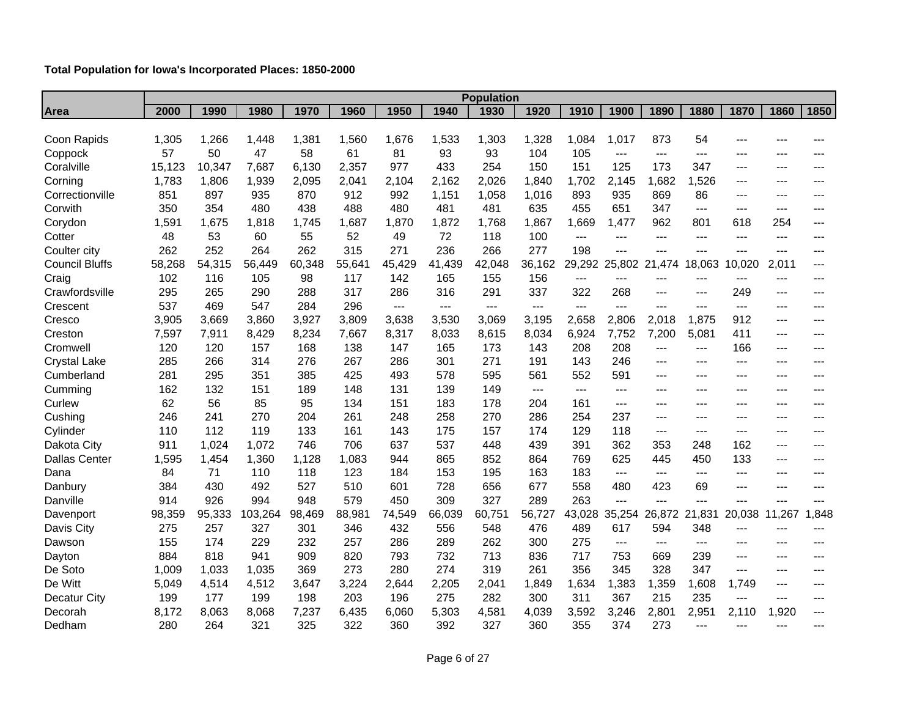**Total Population for Iowa's Incorporated Places: 1850-2000**

| | Population | | | | | | | | | | | | | | | |
|---|---|---|---|---|---|---|---|---|---|---|---|---|---|---|---|---|
| Area | 2000 | 1990 | 1980 | 1970 | 1960 | 1950 | 1940 | 1930 | 1920 | 1910 | 1900 | 1890 | 1880 | 1870 | 1860 | 1850 |
| Coon Rapids | 1,305 | 1,266 | 1,448 | 1,381 | 1,560 | 1,676 | 1,533 | 1,303 | 1,328 | 1,084 | 1,017 | 873 | 54 | --- | --- | --- |
| Coppock | 57 | 50 | 47 | 58 | 61 | 81 | 93 | 93 | 104 | 105 | --- | --- | --- | --- | --- | --- |
| Coralville | 15,123 | 10,347 | 7,687 | 6,130 | 2,357 | 977 | 433 | 254 | 150 | 151 | 125 | 173 | 347 | --- | --- | --- |
| Corning | 1,783 | 1,806 | 1,939 | 2,095 | 2,041 | 2,104 | 2,162 | 2,026 | 1,840 | 1,702 | 2,145 | 1,682 | 1,526 | --- | --- | --- |
| Correctionville | 851 | 897 | 935 | 870 | 912 | 992 | 1,151 | 1,058 | 1,016 | 893 | 935 | 869 | 86 | --- | --- | --- |
| Corwith | 350 | 354 | 480 | 438 | 488 | 480 | 481 | 481 | 635 | 455 | 651 | 347 | --- | --- | --- | --- |
| Corydon | 1,591 | 1,675 | 1,818 | 1,745 | 1,687 | 1,870 | 1,872 | 1,768 | 1,867 | 1,669 | 1,477 | 962 | 801 | 618 | 254 | --- |
| Cotter | 48 | 53 | 60 | 55 | 52 | 49 | 72 | 118 | 100 | --- | --- | --- | --- | --- | --- | --- |
| Coulter city | 262 | 252 | 264 | 262 | 315 | 271 | 236 | 266 | 277 | 198 | --- | --- | --- | --- | --- | --- |
| Council Bluffs | 58,268 | 54,315 | 56,449 | 60,348 | 55,641 | 45,429 | 41,439 | 42,048 | 36,162 | 29,292 | 25,802 | 21,474 | 18,063 | 10,020 | 2,011 | --- |
| Craig | 102 | 116 | 105 | 98 | 117 | 142 | 165 | 155 | 156 | --- | --- | --- | --- | --- | --- | --- |
| Crawfordsville | 295 | 265 | 290 | 288 | 317 | 286 | 316 | 291 | 337 | 322 | 268 | --- | --- | 249 | --- | --- |
| Crescent | 537 | 469 | 547 | 284 | 296 | --- | --- | --- | --- | --- | --- | --- | --- | --- | --- | --- |
| Cresco | 3,905 | 3,669 | 3,860 | 3,927 | 3,809 | 3,638 | 3,530 | 3,069 | 3,195 | 2,658 | 2,806 | 2,018 | 1,875 | 912 | --- | --- |
| Creston | 7,597 | 7,911 | 8,429 | 8,234 | 7,667 | 8,317 | 8,033 | 8,615 | 8,034 | 6,924 | 7,752 | 7,200 | 5,081 | 411 | --- | --- |
| Cromwell | 120 | 120 | 157 | 168 | 138 | 147 | 165 | 173 | 143 | 208 | 208 | --- | --- | 166 | --- | --- |
| Crystal Lake | 285 | 266 | 314 | 276 | 267 | 286 | 301 | 271 | 191 | 143 | 246 | --- | --- | --- | --- | --- |
| Cumberland | 281 | 295 | 351 | 385 | 425 | 493 | 578 | 595 | 561 | 552 | 591 | --- | --- | --- | --- | --- |
| Cumming | 162 | 132 | 151 | 189 | 148 | 131 | 139 | 149 | --- | --- | --- | --- | --- | --- | --- | --- |
| Curlew | 62 | 56 | 85 | 95 | 134 | 151 | 183 | 178 | 204 | 161 | --- | --- | --- | --- | --- | --- |
| Cushing | 246 | 241 | 270 | 204 | 261 | 248 | 258 | 270 | 286 | 254 | 237 | --- | --- | --- | --- | --- |
| Cylinder | 110 | 112 | 119 | 133 | 161 | 143 | 175 | 157 | 174 | 129 | 118 | --- | --- | --- | --- | --- |
| Dakota City | 911 | 1,024 | 1,072 | 746 | 706 | 637 | 537 | 448 | 439 | 391 | 362 | 353 | 248 | 162 | --- | --- |
| Dallas Center | 1,595 | 1,454 | 1,360 | 1,128 | 1,083 | 944 | 865 | 852 | 864 | 769 | 625 | 445 | 450 | 133 | --- | --- |
| Dana | 84 | 71 | 110 | 118 | 123 | 184 | 153 | 195 | 163 | 183 | --- | --- | --- | --- | --- | --- |
| Danbury | 384 | 430 | 492 | 527 | 510 | 601 | 728 | 656 | 677 | 558 | 480 | 423 | 69 | --- | --- | --- |
| Danville | 914 | 926 | 994 | 948 | 579 | 450 | 309 | 327 | 289 | 263 | --- | --- | --- | --- | --- | --- |
| Davenport | 98,359 | 95,333 | 103,264 | 98,469 | 88,981 | 74,549 | 66,039 | 60,751 | 56,727 | 43,028 | 35,254 | 26,872 | 21,831 | 20,038 | 11,267 | 1,848 |
| Davis City | 275 | 257 | 327 | 301 | 346 | 432 | 556 | 548 | 476 | 489 | 617 | 594 | 348 | --- | --- | --- |
| Dawson | 155 | 174 | 229 | 232 | 257 | 286 | 289 | 262 | 300 | 275 | --- | --- | --- | --- | --- | --- |
| Dayton | 884 | 818 | 941 | 909 | 820 | 793 | 732 | 713 | 836 | 717 | 753 | 669 | 239 | --- | --- | --- |
| De Soto | 1,009 | 1,033 | 1,035 | 369 | 273 | 280 | 274 | 319 | 261 | 356 | 345 | 328 | 347 | --- | --- | --- |
| De Witt | 5,049 | 4,514 | 4,512 | 3,647 | 3,224 | 2,644 | 2,205 | 2,041 | 1,849 | 1,634 | 1,383 | 1,359 | 1,608 | 1,749 | --- | --- |
| Decatur City | 199 | 177 | 199 | 198 | 203 | 196 | 275 | 282 | 300 | 311 | 367 | 215 | 235 | --- | --- | --- |
| Decorah | 8,172 | 8,063 | 8,068 | 7,237 | 6,435 | 6,060 | 5,303 | 4,581 | 4,039 | 3,592 | 3,246 | 2,801 | 2,951 | 2,110 | 1,920 | --- |
| Dedham | 280 | 264 | 321 | 325 | 322 | 360 | 392 | 327 | 360 | 355 | 374 | 273 | --- | --- | --- | --- |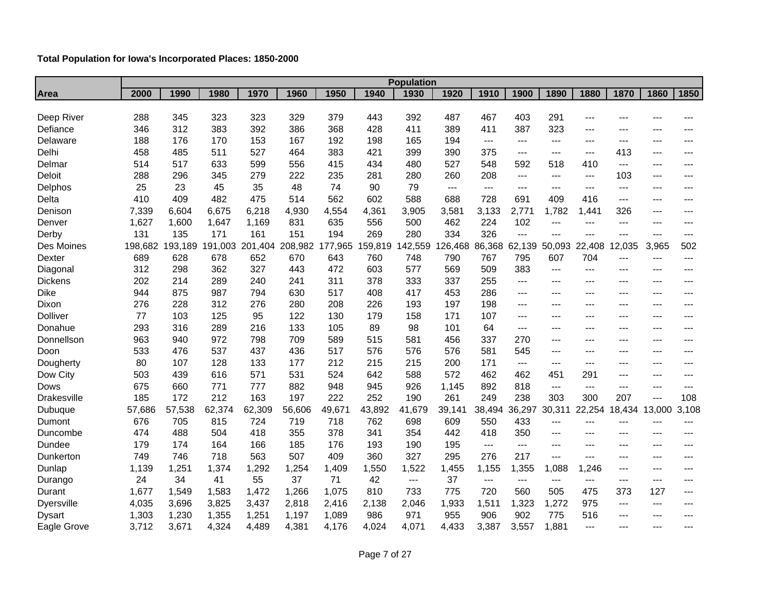**Total Population for Iowa's Incorporated Places: 1850-2000**

| | Population | | | | | | | | | | | | | | | |
|---|---|---|---|---|---|---|---|---|---|---|---|---|---|---|---|---|
| Area | 2000 | 1990 | 1980 | 1970 | 1960 | 1950 | 1940 | 1930 | 1920 | 1910 | 1900 | 1890 | 1880 | 1870 | 1860 | 1850 |
| Deep River | 288 | 345 | 323 | 323 | 329 | 379 | 443 | 392 | 487 | 467 | 403 | 291 | --- | --- | --- | --- |
| Defiance | 346 | 312 | 383 | 392 | 386 | 368 | 428 | 411 | 389 | 411 | 387 | 323 | --- | --- | --- | --- |
| Delaware | 188 | 176 | 170 | 153 | 167 | 192 | 198 | 165 | 194 | --- | --- | --- | --- | --- | --- | --- |
| Delhi | 458 | 485 | 511 | 527 | 464 | 383 | 421 | 399 | 390 | 375 | --- | --- | --- | 413 | --- | --- |
| Delmar | 514 | 517 | 633 | 599 | 556 | 415 | 434 | 480 | 527 | 548 | 592 | 518 | 410 | --- | --- | --- |
| Deloit | 288 | 296 | 345 | 279 | 222 | 235 | 281 | 280 | 260 | 208 | --- | --- | --- | 103 | --- | --- |
| Delphos | 25 | 23 | 45 | 35 | 48 | 74 | 90 | 79 | --- | --- | --- | --- | --- | --- | --- | --- |
| Delta | 410 | 409 | 482 | 475 | 514 | 562 | 602 | 588 | 688 | 728 | 691 | 409 | 416 | --- | --- | --- |
| Denison | 7,339 | 6,604 | 6,675 | 6,218 | 4,930 | 4,554 | 4,361 | 3,905 | 3,581 | 3,133 | 2,771 | 1,782 | 1,441 | 326 | --- | --- |
| Denver | 1,627 | 1,600 | 1,647 | 1,169 | 831 | 635 | 556 | 500 | 462 | 224 | 102 | --- | --- | --- | --- | --- |
| Derby | 131 | 135 | 171 | 161 | 151 | 194 | 269 | 280 | 334 | 326 | --- | --- | --- | --- | --- | --- |
| Des Moines | 198,682 | 193,189 | 191,003 | 201,404 | 208,982 | 177,965 | 159,819 | 142,559 | 126,468 | 86,368 | 62,139 | 50,093 | 22,408 | 12,035 | 3,965 | 502 |
| Dexter | 689 | 628 | 678 | 652 | 670 | 643 | 760 | 748 | 790 | 767 | 795 | 607 | 704 | --- | --- | --- |
| Diagonal | 312 | 298 | 362 | 327 | 443 | 472 | 603 | 577 | 569 | 509 | 383 | --- | --- | --- | --- | --- |
| Dickens | 202 | 214 | 289 | 240 | 241 | 311 | 378 | 333 | 337 | 255 | --- | --- | --- | --- | --- | --- |
| Dike | 944 | 875 | 987 | 794 | 630 | 517 | 408 | 417 | 453 | 286 | --- | --- | --- | --- | --- | --- |
| Dixon | 276 | 228 | 312 | 276 | 280 | 208 | 226 | 193 | 197 | 198 | --- | --- | --- | --- | --- | --- |
| Dolliver | 77 | 103 | 125 | 95 | 122 | 130 | 179 | 158 | 171 | 107 | --- | --- | --- | --- | --- | --- |
| Donahue | 293 | 316 | 289 | 216 | 133 | 105 | 89 | 98 | 101 | 64 | --- | --- | --- | --- | --- | --- |
| Donnellson | 963 | 940 | 972 | 798 | 709 | 589 | 515 | 581 | 456 | 337 | 270 | --- | --- | --- | --- | --- |
| Doon | 533 | 476 | 537 | 437 | 436 | 517 | 576 | 576 | 576 | 581 | 545 | --- | --- | --- | --- | --- |
| Dougherty | 80 | 107 | 128 | 133 | 177 | 212 | 215 | 215 | 200 | 171 | --- | --- | --- | --- | --- | --- |
| Dow City | 503 | 439 | 616 | 571 | 531 | 524 | 642 | 588 | 572 | 462 | 462 | 451 | 291 | --- | --- | --- |
| Dows | 675 | 660 | 771 | 777 | 882 | 948 | 945 | 926 | 1,145 | 892 | 818 | --- | --- | --- | --- | --- |
| Drakesville | 185 | 172 | 212 | 163 | 197 | 222 | 252 | 190 | 261 | 249 | 238 | 303 | 300 | 207 | --- | 108 |
| Dubuque | 57,686 | 57,538 | 62,374 | 62,309 | 56,606 | 49,671 | 43,892 | 41,679 | 39,141 | 38,494 | 36,297 | 30,311 | 22,254 | 18,434 | 13,000 | 3,108 |
| Dumont | 676 | 705 | 815 | 724 | 719 | 718 | 762 | 698 | 609 | 550 | 433 | --- | --- | --- | --- | --- |
| Duncombe | 474 | 488 | 504 | 418 | 355 | 378 | 341 | 354 | 442 | 418 | 350 | --- | --- | --- | --- | --- |
| Dundee | 179 | 174 | 164 | 166 | 185 | 176 | 193 | 190 | 195 | --- | --- | --- | --- | --- | --- | --- |
| Dunkerton | 749 | 746 | 718 | 563 | 507 | 409 | 360 | 327 | 295 | 276 | 217 | --- | --- | --- | --- | --- |
| Dunlap | 1,139 | 1,251 | 1,374 | 1,292 | 1,254 | 1,409 | 1,550 | 1,522 | 1,455 | 1,155 | 1,355 | 1,088 | 1,246 | --- | --- | --- |
| Durango | 24 | 34 | 41 | 55 | 37 | 71 | 42 | --- | 37 | --- | --- | --- | --- | --- | --- | --- |
| Durant | 1,677 | 1,549 | 1,583 | 1,472 | 1,266 | 1,075 | 810 | 733 | 775 | 720 | 560 | 505 | 475 | 373 | 127 | --- |
| Dyersville | 4,035 | 3,696 | 3,825 | 3,437 | 2,818 | 2,416 | 2,138 | 2,046 | 1,933 | 1,511 | 1,323 | 1,272 | 975 | --- | --- | --- |
| Dysart | 1,303 | 1,230 | 1,355 | 1,251 | 1,197 | 1,089 | 986 | 971 | 955 | 906 | 902 | 775 | 516 | --- | --- | --- |
| Eagle Grove | 3,712 | 3,671 | 4,324 | 4,489 | 4,381 | 4,176 | 4,024 | 4,071 | 4,433 | 3,387 | 3,557 | 1,881 | --- | --- | --- | --- |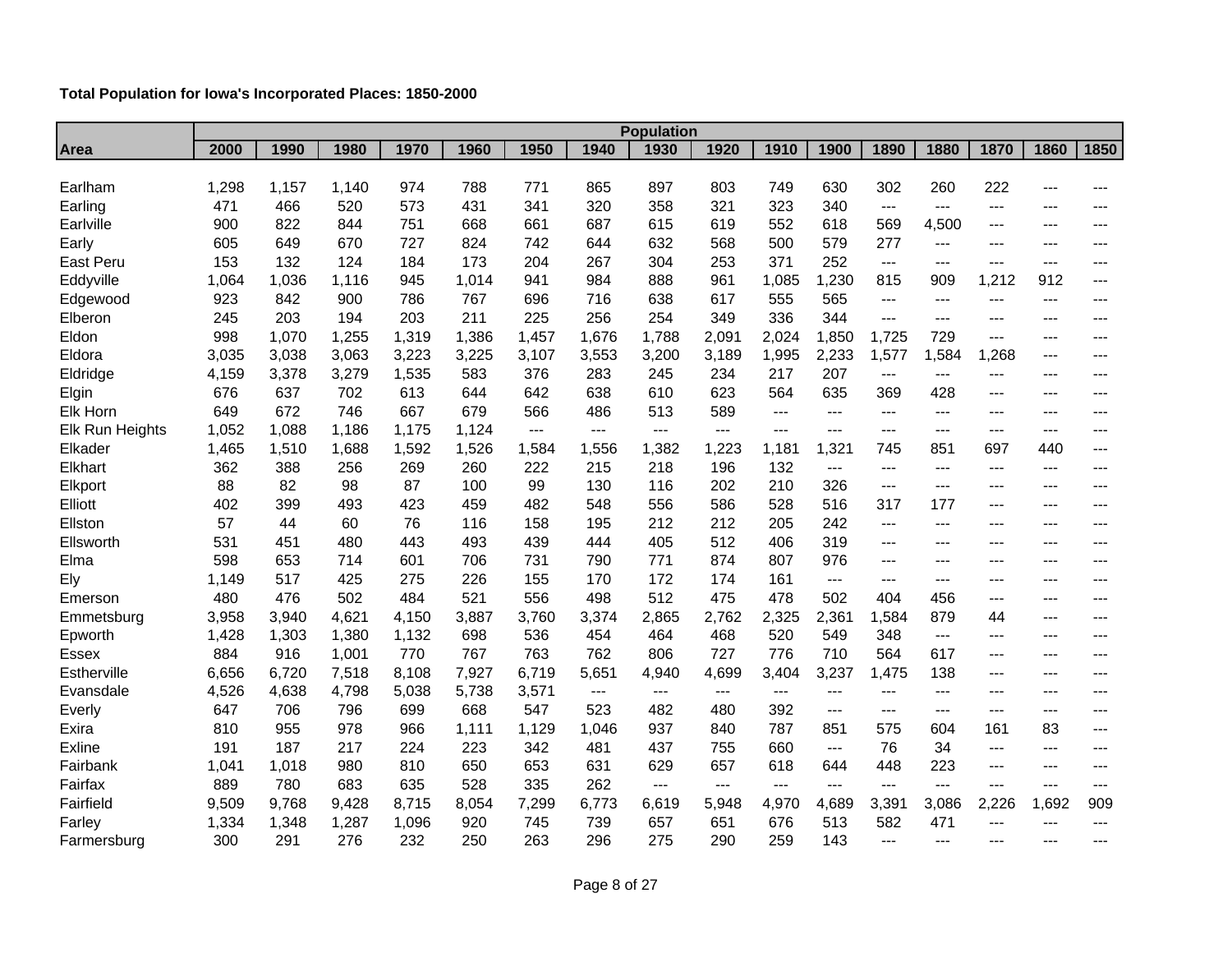**Total Population for Iowa's Incorporated Places: 1850-2000**

| Area | Population | | | | | | | | | | | | | | | |
|---|---|---|---|---|---|---|---|---|---|---|---|---|---|---|---|---|
| | 2000 | 1990 | 1980 | 1970 | 1960 | 1950 | 1940 | 1930 | 1920 | 1910 | 1900 | 1890 | 1880 | 1870 | 1860 | 1850 |
| Earlham | 1,298 | 1,157 | 1,140 | 974 | 788 | 771 | 865 | 897 | 803 | 749 | 630 | 302 | 260 | 222 | --- | --- |
| Earling | 471 | 466 | 520 | 573 | 431 | 341 | 320 | 358 | 321 | 323 | 340 | --- | --- | --- | --- | --- |
| Earlville | 900 | 822 | 844 | 751 | 668 | 661 | 687 | 615 | 619 | 552 | 618 | 569 | 4,500 | --- | --- | --- |
| Early | 605 | 649 | 670 | 727 | 824 | 742 | 644 | 632 | 568 | 500 | 579 | 277 | --- | --- | --- | --- |
| East Peru | 153 | 132 | 124 | 184 | 173 | 204 | 267 | 304 | 253 | 371 | 252 | --- | --- | --- | --- | --- |
| Eddyville | 1,064 | 1,036 | 1,116 | 945 | 1,014 | 941 | 984 | 888 | 961 | 1,085 | 1,230 | 815 | 909 | 1,212 | 912 | --- |
| Edgewood | 923 | 842 | 900 | 786 | 767 | 696 | 716 | 638 | 617 | 555 | 565 | --- | --- | --- | --- | --- |
| Elberon | 245 | 203 | 194 | 203 | 211 | 225 | 256 | 254 | 349 | 336 | 344 | --- | --- | --- | --- | --- |
| Eldon | 998 | 1,070 | 1,255 | 1,319 | 1,386 | 1,457 | 1,676 | 1,788 | 2,091 | 2,024 | 1,850 | 1,725 | 729 | --- | --- | --- |
| Eldora | 3,035 | 3,038 | 3,063 | 3,223 | 3,225 | 3,107 | 3,553 | 3,200 | 3,189 | 1,995 | 2,233 | 1,577 | 1,584 | 1,268 | --- | --- |
| Eldridge | 4,159 | 3,378 | 3,279 | 1,535 | 583 | 376 | 283 | 245 | 234 | 217 | 207 | --- | --- | --- | --- | --- |
| Elgin | 676 | 637 | 702 | 613 | 644 | 642 | 638 | 610 | 623 | 564 | 635 | 369 | 428 | --- | --- | --- |
| Elk Horn | 649 | 672 | 746 | 667 | 679 | 566 | 486 | 513 | 589 | --- | --- | --- | --- | --- | --- | --- |
| Elk Run Heights | 1,052 | 1,088 | 1,186 | 1,175 | 1,124 | --- | --- | --- | --- | --- | --- | --- | --- | --- | --- | --- |
| Elkader | 1,465 | 1,510 | 1,688 | 1,592 | 1,526 | 1,584 | 1,556 | 1,382 | 1,223 | 1,181 | 1,321 | 745 | 851 | 697 | 440 | --- |
| Elkhart | 362 | 388 | 256 | 269 | 260 | 222 | 215 | 218 | 196 | 132 | --- | --- | --- | --- | --- | --- |
| Elkport | 88 | 82 | 98 | 87 | 100 | 99 | 130 | 116 | 202 | 210 | 326 | --- | --- | --- | --- | --- |
| Elliott | 402 | 399 | 493 | 423 | 459 | 482 | 548 | 556 | 586 | 528 | 516 | 317 | 177 | --- | --- | --- |
| Ellston | 57 | 44 | 60 | 76 | 116 | 158 | 195 | 212 | 212 | 205 | 242 | --- | --- | --- | --- | --- |
| Ellsworth | 531 | 451 | 480 | 443 | 493 | 439 | 444 | 405 | 512 | 406 | 319 | --- | --- | --- | --- | --- |
| Elma | 598 | 653 | 714 | 601 | 706 | 731 | 790 | 771 | 874 | 807 | 976 | --- | --- | --- | --- | --- |
| Ely | 1,149 | 517 | 425 | 275 | 226 | 155 | 170 | 172 | 174 | 161 | --- | --- | --- | --- | --- | --- |
| Emerson | 480 | 476 | 502 | 484 | 521 | 556 | 498 | 512 | 475 | 478 | 502 | 404 | 456 | --- | --- | --- |
| Emmetsburg | 3,958 | 3,940 | 4,621 | 4,150 | 3,887 | 3,760 | 3,374 | 2,865 | 2,762 | 2,325 | 2,361 | 1,584 | 879 | 44 | --- | --- |
| Epworth | 1,428 | 1,303 | 1,380 | 1,132 | 698 | 536 | 454 | 464 | 468 | 520 | 549 | 348 | --- | --- | --- | --- |
| Essex | 884 | 916 | 1,001 | 770 | 767 | 763 | 762 | 806 | 727 | 776 | 710 | 564 | 617 | --- | --- | --- |
| Estherville | 6,656 | 6,720 | 7,518 | 8,108 | 7,927 | 6,719 | 5,651 | 4,940 | 4,699 | 3,404 | 3,237 | 1,475 | 138 | --- | --- | --- |
| Evansdale | 4,526 | 4,638 | 4,798 | 5,038 | 5,738 | 3,571 | --- | --- | --- | --- | --- | --- | --- | --- | --- | --- |
| Everly | 647 | 706 | 796 | 699 | 668 | 547 | 523 | 482 | 480 | 392 | --- | --- | --- | --- | --- | --- |
| Exira | 810 | 955 | 978 | 966 | 1,111 | 1,129 | 1,046 | 937 | 840 | 787 | 851 | 575 | 604 | 161 | 83 | --- |
| Exline | 191 | 187 | 217 | 224 | 223 | 342 | 481 | 437 | 755 | 660 | --- | 76 | 34 | --- | --- | --- |
| Fairbank | 1,041 | 1,018 | 980 | 810 | 650 | 653 | 631 | 629 | 657 | 618 | 644 | 448 | 223 | --- | --- | --- |
| Fairfax | 889 | 780 | 683 | 635 | 528 | 335 | 262 | --- | --- | --- | --- | --- | --- | --- | --- | --- |
| Fairfield | 9,509 | 9,768 | 9,428 | 8,715 | 8,054 | 7,299 | 6,773 | 6,619 | 5,948 | 4,970 | 4,689 | 3,391 | 3,086 | 2,226 | 1,692 | 909 |
| Farley | 1,334 | 1,348 | 1,287 | 1,096 | 920 | 745 | 739 | 657 | 651 | 676 | 513 | 582 | 471 | --- | --- | --- |
| Farmersburg | 300 | 291 | 276 | 232 | 250 | 263 | 296 | 275 | 290 | 259 | 143 | --- | --- | --- | --- | --- |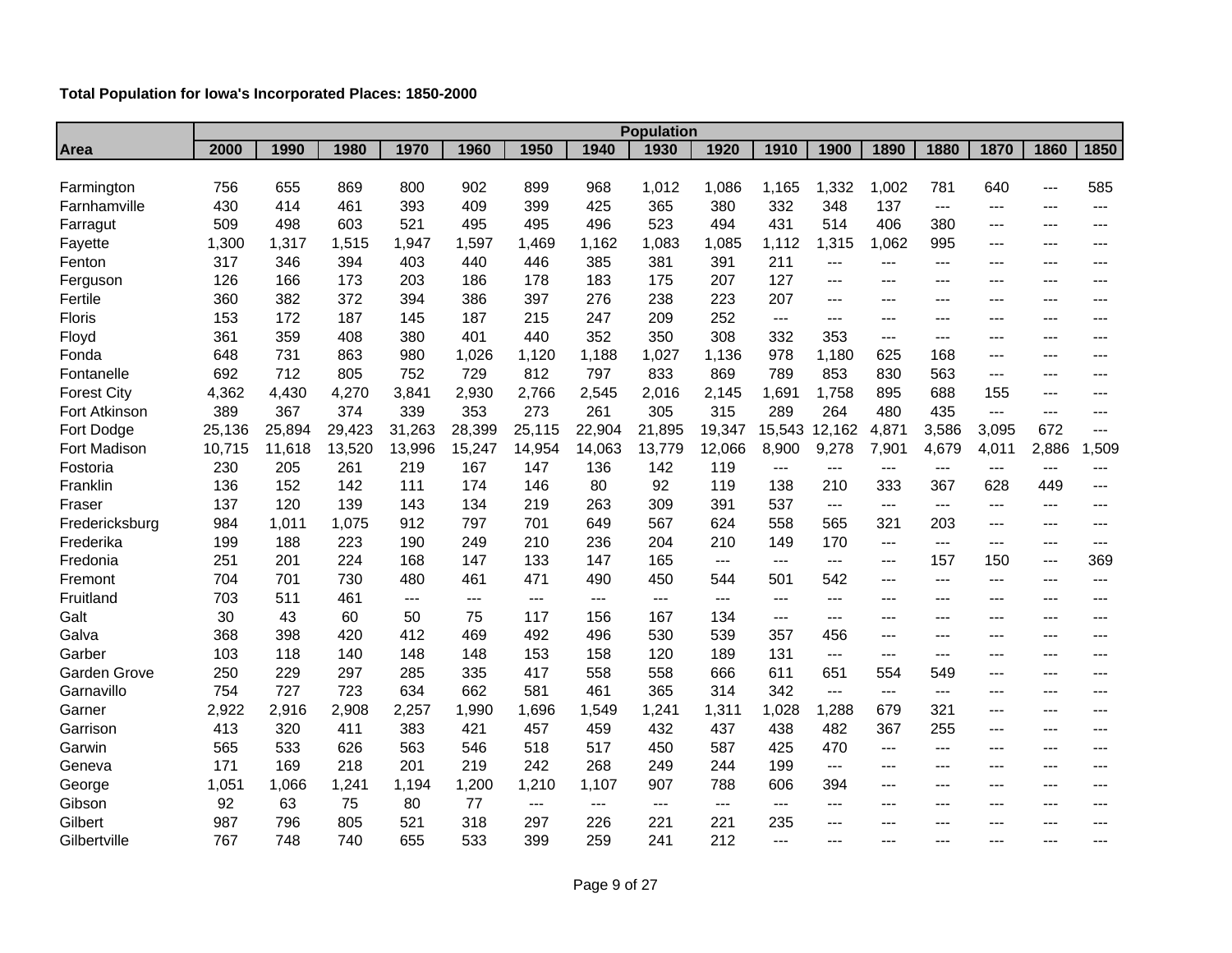**Total Population for Iowa's Incorporated Places: 1850-2000**

| Area | Population | | | | | | | | | | | | | | | |
|---|---|---|---|---|---|---|---|---|---|---|---|---|---|---|---|---|
| | 2000 | 1990 | 1980 | 1970 | 1960 | 1950 | 1940 | 1930 | 1920 | 1910 | 1900 | 1890 | 1880 | 1870 | 1860 | 1850 |
| Farmington | 756 | 655 | 869 | 800 | 902 | 899 | 968 | 1,012 | 1,086 | 1,165 | 1,332 | 1,002 | 781 | 640 | --- | 585 |
| Farnhamville | 430 | 414 | 461 | 393 | 409 | 399 | 425 | 365 | 380 | 332 | 348 | 137 | --- | --- | --- | --- |
| Farragut | 509 | 498 | 603 | 521 | 495 | 495 | 496 | 523 | 494 | 431 | 514 | 406 | 380 | --- | --- | --- |
| Fayette | 1,300 | 1,317 | 1,515 | 1,947 | 1,597 | 1,469 | 1,162 | 1,083 | 1,085 | 1,112 | 1,315 | 1,062 | 995 | --- | --- | --- |
| Fenton | 317 | 346 | 394 | 403 | 440 | 446 | 385 | 381 | 391 | 211 | --- | --- | --- | --- | --- | --- |
| Ferguson | 126 | 166 | 173 | 203 | 186 | 178 | 183 | 175 | 207 | 127 | --- | --- | --- | --- | --- | --- |
| Fertile | 360 | 382 | 372 | 394 | 386 | 397 | 276 | 238 | 223 | 207 | --- | --- | --- | --- | --- | --- |
| Floris | 153 | 172 | 187 | 145 | 187 | 215 | 247 | 209 | 252 | --- | --- | --- | --- | --- | --- | --- |
| Floyd | 361 | 359 | 408 | 380 | 401 | 440 | 352 | 350 | 308 | 332 | 353 | --- | --- | --- | --- | --- |
| Fonda | 648 | 731 | 863 | 980 | 1,026 | 1,120 | 1,188 | 1,027 | 1,136 | 978 | 1,180 | 625 | 168 | --- | --- | --- |
| Fontanelle | 692 | 712 | 805 | 752 | 729 | 812 | 797 | 833 | 869 | 789 | 853 | 830 | 563 | --- | --- | --- |
| Forest City | 4,362 | 4,430 | 4,270 | 3,841 | 2,930 | 2,766 | 2,545 | 2,016 | 2,145 | 1,691 | 1,758 | 895 | 688 | 155 | --- | --- |
| Fort Atkinson | 389 | 367 | 374 | 339 | 353 | 273 | 261 | 305 | 315 | 289 | 264 | 480 | 435 | --- | --- | --- |
| Fort Dodge | 25,136 | 25,894 | 29,423 | 31,263 | 28,399 | 25,115 | 22,904 | 21,895 | 19,347 | 15,543 | 12,162 | 4,871 | 3,586 | 3,095 | 672 | --- |
| Fort Madison | 10,715 | 11,618 | 13,520 | 13,996 | 15,247 | 14,954 | 14,063 | 13,779 | 12,066 | 8,900 | 9,278 | 7,901 | 4,679 | 4,011 | 2,886 | 1,509 |
| Fostoria | 230 | 205 | 261 | 219 | 167 | 147 | 136 | 142 | 119 | --- | --- | --- | --- | --- | --- | --- |
| Franklin | 136 | 152 | 142 | 111 | 174 | 146 | 80 | 92 | 119 | 138 | 210 | 333 | 367 | 628 | 449 | --- |
| Fraser | 137 | 120 | 139 | 143 | 134 | 219 | 263 | 309 | 391 | 537 | --- | --- | --- | --- | --- | --- |
| Fredericksburg | 984 | 1,011 | 1,075 | 912 | 797 | 701 | 649 | 567 | 624 | 558 | 565 | 321 | 203 | --- | --- | --- |
| Frederika | 199 | 188 | 223 | 190 | 249 | 210 | 236 | 204 | 210 | 149 | 170 | --- | --- | --- | --- | --- |
| Fredonia | 251 | 201 | 224 | 168 | 147 | 133 | 147 | 165 | --- | --- | --- | --- | 157 | 150 | --- | 369 |
| Fremont | 704 | 701 | 730 | 480 | 461 | 471 | 490 | 450 | 544 | 501 | 542 | --- | --- | --- | --- | --- |
| Fruitland | 703 | 511 | 461 | --- | --- | --- | --- | --- | --- | --- | --- | --- | --- | --- | --- | --- |
| Galt | 30 | 43 | 60 | 50 | 75 | 117 | 156 | 167 | 134 | --- | --- | --- | --- | --- | --- | --- |
| Galva | 368 | 398 | 420 | 412 | 469 | 492 | 496 | 530 | 539 | 357 | 456 | --- | --- | --- | --- | --- |
| Garber | 103 | 118 | 140 | 148 | 148 | 153 | 158 | 120 | 189 | 131 | --- | --- | --- | --- | --- | --- |
| Garden Grove | 250 | 229 | 297 | 285 | 335 | 417 | 558 | 558 | 666 | 611 | 651 | 554 | 549 | --- | --- | --- |
| Garnavillo | 754 | 727 | 723 | 634 | 662 | 581 | 461 | 365 | 314 | 342 | --- | --- | --- | --- | --- | --- |
| Garner | 2,922 | 2,916 | 2,908 | 2,257 | 1,990 | 1,696 | 1,549 | 1,241 | 1,311 | 1,028 | 1,288 | 679 | 321 | --- | --- | --- |
| Garrison | 413 | 320 | 411 | 383 | 421 | 457 | 459 | 432 | 437 | 438 | 482 | 367 | 255 | --- | --- | --- |
| Garwin | 565 | 533 | 626 | 563 | 546 | 518 | 517 | 450 | 587 | 425 | 470 | --- | --- | --- | --- | --- |
| Geneva | 171 | 169 | 218 | 201 | 219 | 242 | 268 | 249 | 244 | 199 | --- | --- | --- | --- | --- | --- |
| George | 1,051 | 1,066 | 1,241 | 1,194 | 1,200 | 1,210 | 1,107 | 907 | 788 | 606 | 394 | --- | --- | --- | --- | --- |
| Gibson | 92 | 63 | 75 | 80 | 77 | --- | --- | --- | --- | --- | --- | --- | --- | --- | --- | --- |
| Gilbert | 987 | 796 | 805 | 521 | 318 | 297 | 226 | 221 | 221 | 235 | --- | --- | --- | --- | --- | --- |
| Gilbertville | 767 | 748 | 740 | 655 | 533 | 399 | 259 | 241 | 212 | --- | --- | --- | --- | --- | --- | --- |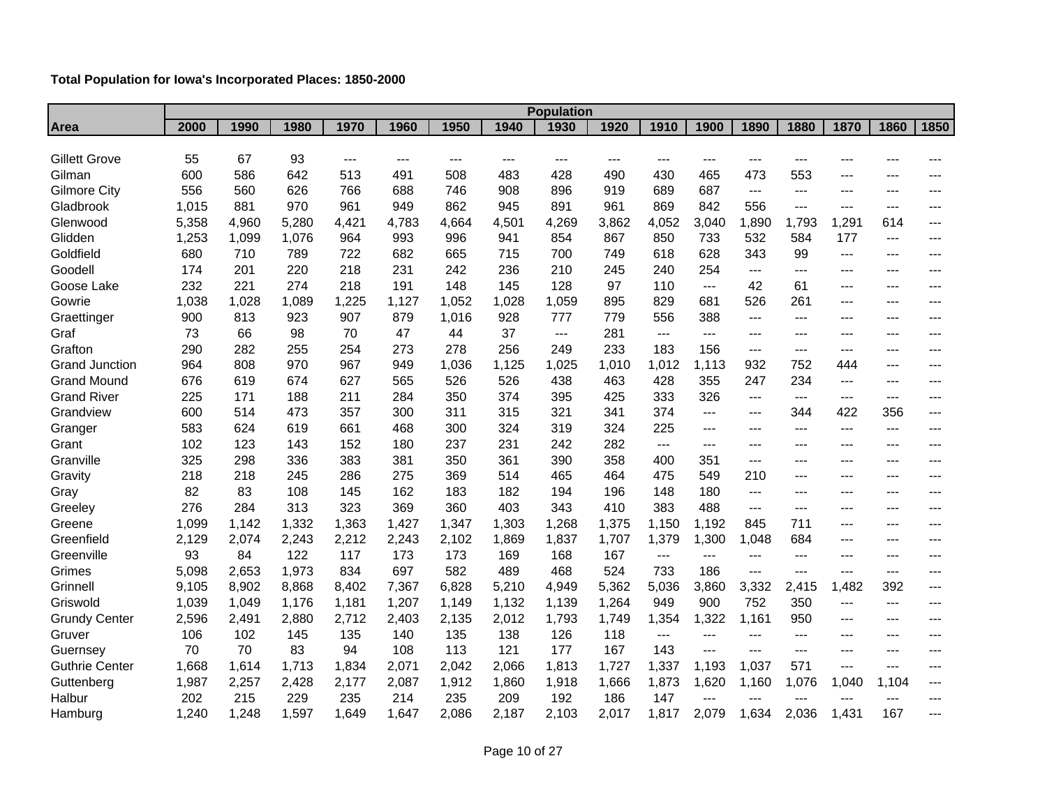**Total Population for Iowa's Incorporated Places: 1850-2000**

| | Population | | | | | | | | | | | | | | | |
|---|---|---|---|---|---|---|---|---|---|---|---|---|---|---|---|---|
| **Area** | **2000** | **1990** | **1980** | **1970** | **1960** | **1950** | **1940** | **1930** | **1920** | **1910** | **1900** | **1890** | **1880** | **1870** | **1860** | **1850** |
| Gillett Grove | 55 | 67 | 93 | --- | --- | --- | --- | --- | --- | --- | --- | --- | --- | --- | --- | --- |
| Gilman | 600 | 586 | 642 | 513 | 491 | 508 | 483 | 428 | 490 | 430 | 465 | 473 | 553 | --- | --- | --- |
| Gilmore City | 556 | 560 | 626 | 766 | 688 | 746 | 908 | 896 | 919 | 689 | 687 | --- | --- | --- | --- | --- |
| Gladbrook | 1,015 | 881 | 970 | 961 | 949 | 862 | 945 | 891 | 961 | 869 | 842 | 556 | --- | --- | --- | --- |
| Glenwood | 5,358 | 4,960 | 5,280 | 4,421 | 4,783 | 4,664 | 4,501 | 4,269 | 3,862 | 4,052 | 3,040 | 1,890 | 1,793 | 1,291 | 614 | --- |
| Glidden | 1,253 | 1,099 | 1,076 | 964 | 993 | 996 | 941 | 854 | 867 | 850 | 733 | 532 | 584 | 177 | --- | --- |
| Goldfield | 680 | 710 | 789 | 722 | 682 | 665 | 715 | 700 | 749 | 618 | 628 | 343 | 99 | --- | --- | --- |
| Goodell | 174 | 201 | 220 | 218 | 231 | 242 | 236 | 210 | 245 | 240 | 254 | --- | --- | --- | --- | --- |
| Goose Lake | 232 | 221 | 274 | 218 | 191 | 148 | 145 | 128 | 97 | 110 | --- | 42 | 61 | --- | --- | --- |
| Gowrie | 1,038 | 1,028 | 1,089 | 1,225 | 1,127 | 1,052 | 1,028 | 1,059 | 895 | 829 | 681 | 526 | 261 | --- | --- | --- |
| Graettinger | 900 | 813 | 923 | 907 | 879 | 1,016 | 928 | 777 | 779 | 556 | 388 | --- | --- | --- | --- | --- |
| Graf | 73 | 66 | 98 | 70 | 47 | 44 | 37 | --- | 281 | --- | --- | --- | --- | --- | --- | --- |
| Grafton | 290 | 282 | 255 | 254 | 273 | 278 | 256 | 249 | 233 | 183 | 156 | --- | --- | --- | --- | --- |
| Grand Junction | 964 | 808 | 970 | 967 | 949 | 1,036 | 1,125 | 1,025 | 1,010 | 1,012 | 1,113 | 932 | 752 | 444 | --- | --- |
| Grand Mound | 676 | 619 | 674 | 627 | 565 | 526 | 526 | 438 | 463 | 428 | 355 | 247 | 234 | --- | --- | --- |
| Grand River | 225 | 171 | 188 | 211 | 284 | 350 | 374 | 395 | 425 | 333 | 326 | --- | --- | --- | --- | --- |
| Grandview | 600 | 514 | 473 | 357 | 300 | 311 | 315 | 321 | 341 | 374 | --- | --- | 344 | 422 | 356 | --- |
| Granger | 583 | 624 | 619 | 661 | 468 | 300 | 324 | 319 | 324 | 225 | --- | --- | --- | --- | --- | --- |
| Grant | 102 | 123 | 143 | 152 | 180 | 237 | 231 | 242 | 282 | --- | --- | --- | --- | --- | --- | --- |
| Granville | 325 | 298 | 336 | 383 | 381 | 350 | 361 | 390 | 358 | 400 | 351 | --- | --- | --- | --- | --- |
| Gravity | 218 | 218 | 245 | 286 | 275 | 369 | 514 | 465 | 464 | 475 | 549 | 210 | --- | --- | --- | --- |
| Gray | 82 | 83 | 108 | 145 | 162 | 183 | 182 | 194 | 196 | 148 | 180 | --- | --- | --- | --- | --- |
| Greeley | 276 | 284 | 313 | 323 | 369 | 360 | 403 | 343 | 410 | 383 | 488 | --- | --- | --- | --- | --- |
| Greene | 1,099 | 1,142 | 1,332 | 1,363 | 1,427 | 1,347 | 1,303 | 1,268 | 1,375 | 1,150 | 1,192 | 845 | 711 | --- | --- | --- |
| Greenfield | 2,129 | 2,074 | 2,243 | 2,212 | 2,243 | 2,102 | 1,869 | 1,837 | 1,707 | 1,379 | 1,300 | 1,048 | 684 | --- | --- | --- |
| Greenville | 93 | 84 | 122 | 117 | 173 | 173 | 169 | 168 | 167 | --- | --- | --- | --- | --- | --- | --- |
| Grimes | 5,098 | 2,653 | 1,973 | 834 | 697 | 582 | 489 | 468 | 524 | 733 | 186 | --- | --- | --- | --- | --- |
| Grinnell | 9,105 | 8,902 | 8,868 | 8,402 | 7,367 | 6,828 | 5,210 | 4,949 | 5,362 | 5,036 | 3,860 | 3,332 | 2,415 | 1,482 | 392 | --- |
| Griswold | 1,039 | 1,049 | 1,176 | 1,181 | 1,207 | 1,149 | 1,132 | 1,139 | 1,264 | 949 | 900 | 752 | 350 | --- | --- | --- |
| Grundy Center | 2,596 | 2,491 | 2,880 | 2,712 | 2,403 | 2,135 | 2,012 | 1,793 | 1,749 | 1,354 | 1,322 | 1,161 | 950 | --- | --- | --- |
| Gruver | 106 | 102 | 145 | 135 | 140 | 135 | 138 | 126 | 118 | --- | --- | --- | --- | --- | --- | --- |
| Guernsey | 70 | 70 | 83 | 94 | 108 | 113 | 121 | 177 | 167 | 143 | --- | --- | --- | --- | --- | --- |
| Guthrie Center | 1,668 | 1,614 | 1,713 | 1,834 | 2,071 | 2,042 | 2,066 | 1,813 | 1,727 | 1,337 | 1,193 | 1,037 | 571 | --- | --- | --- |
| Guttenberg | 1,987 | 2,257 | 2,428 | 2,177 | 2,087 | 1,912 | 1,860 | 1,918 | 1,666 | 1,873 | 1,620 | 1,160 | 1,076 | 1,040 | 1,104 | --- |
| Halbur | 202 | 215 | 229 | 235 | 214 | 235 | 209 | 192 | 186 | 147 | --- | --- | --- | --- | --- | --- |
| Hamburg | 1,240 | 1,248 | 1,597 | 1,649 | 1,647 | 2,086 | 2,187 | 2,103 | 2,017 | 1,817 | 2,079 | 1,634 | 2,036 | 1,431 | 167 | --- |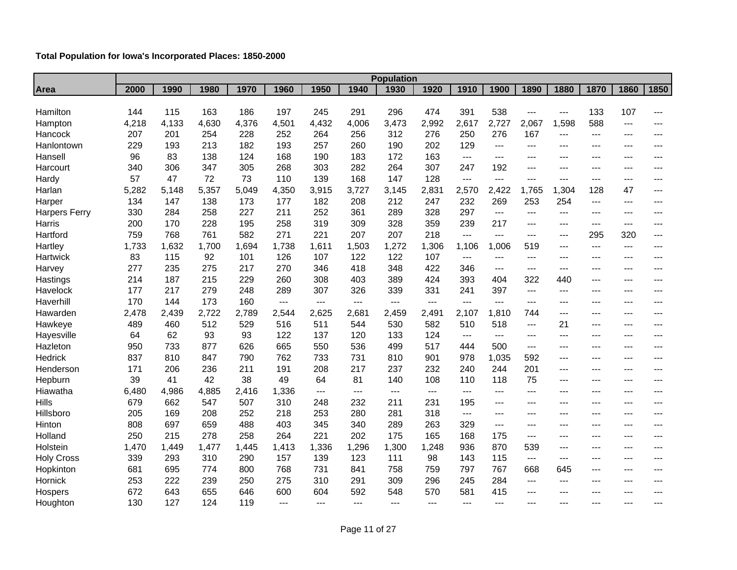**Total Population for Iowa's Incorporated Places: 1850-2000**

| Area | Population | | | | | | | | | | | | | | | |
|---|---|---|---|---|---|---|---|---|---|---|---|---|---|---|---|---|
| | 2000 | 1990 | 1980 | 1970 | 1960 | 1950 | 1940 | 1930 | 1920 | 1910 | 1900 | 1890 | 1880 | 1870 | 1860 | 1850 |
| Hamilton | 144 | 115 | 163 | 186 | 197 | 245 | 291 | 296 | 474 | 391 | 538 | --- | --- | 133 | 107 | --- |
| Hampton | 4,218 | 4,133 | 4,630 | 4,376 | 4,501 | 4,432 | 4,006 | 3,473 | 2,992 | 2,617 | 2,727 | 2,067 | 1,598 | 588 | --- | --- |
| Hancock | 207 | 201 | 254 | 228 | 252 | 264 | 256 | 312 | 276 | 250 | 276 | 167 | --- | --- | --- | --- |
| Hanlontown | 229 | 193 | 213 | 182 | 193 | 257 | 260 | 190 | 202 | 129 | --- | --- | --- | --- | --- | --- |
| Hansell | 96 | 83 | 138 | 124 | 168 | 190 | 183 | 172 | 163 | --- | --- | --- | --- | --- | --- | --- |
| Harcourt | 340 | 306 | 347 | 305 | 268 | 303 | 282 | 264 | 307 | 247 | 192 | --- | --- | --- | --- | --- |
| Hardy | 57 | 47 | 72 | 73 | 110 | 139 | 168 | 147 | 128 | --- | --- | --- | --- | --- | --- | --- |
| Harlan | 5,282 | 5,148 | 5,357 | 5,049 | 4,350 | 3,915 | 3,727 | 3,145 | 2,831 | 2,570 | 2,422 | 1,765 | 1,304 | 128 | 47 | --- |
| Harper | 134 | 147 | 138 | 173 | 177 | 182 | 208 | 212 | 247 | 232 | 269 | 253 | 254 | --- | --- | --- |
| Harpers Ferry | 330 | 284 | 258 | 227 | 211 | 252 | 361 | 289 | 328 | 297 | --- | --- | --- | --- | --- | --- |
| Harris | 200 | 170 | 228 | 195 | 258 | 319 | 309 | 328 | 359 | 239 | 217 | --- | --- | --- | --- | --- |
| Hartford | 759 | 768 | 761 | 582 | 271 | 221 | 207 | 207 | 218 | --- | --- | --- | --- | 295 | 320 | --- |
| Hartley | 1,733 | 1,632 | 1,700 | 1,694 | 1,738 | 1,611 | 1,503 | 1,272 | 1,306 | 1,106 | 1,006 | 519 | --- | --- | --- | --- |
| Hartwick | 83 | 115 | 92 | 101 | 126 | 107 | 122 | 122 | 107 | --- | --- | --- | --- | --- | --- | --- |
| Harvey | 277 | 235 | 275 | 217 | 270 | 346 | 418 | 348 | 422 | 346 | --- | --- | --- | --- | --- | --- |
| Hastings | 214 | 187 | 215 | 229 | 260 | 308 | 403 | 389 | 424 | 393 | 404 | 322 | 440 | --- | --- | --- |
| Havelock | 177 | 217 | 279 | 248 | 289 | 307 | 326 | 339 | 331 | 241 | 397 | --- | --- | --- | --- | --- |
| Haverhill | 170 | 144 | 173 | 160 | --- | --- | --- | --- | --- | --- | --- | --- | --- | --- | --- | --- |
| Hawarden | 2,478 | 2,439 | 2,722 | 2,789 | 2,544 | 2,625 | 2,681 | 2,459 | 2,491 | 2,107 | 1,810 | 744 | --- | --- | --- | --- |
| Hawkeye | 489 | 460 | 512 | 529 | 516 | 511 | 544 | 530 | 582 | 510 | 518 | --- | 21 | --- | --- | --- |
| Hayesville | 64 | 62 | 93 | 93 | 122 | 137 | 120 | 133 | 124 | --- | --- | --- | --- | --- | --- | --- |
| Hazleton | 950 | 733 | 877 | 626 | 665 | 550 | 536 | 499 | 517 | 444 | 500 | --- | --- | --- | --- | --- |
| Hedrick | 837 | 810 | 847 | 790 | 762 | 733 | 731 | 810 | 901 | 978 | 1,035 | 592 | --- | --- | --- | --- |
| Henderson | 171 | 206 | 236 | 211 | 191 | 208 | 217 | 237 | 232 | 240 | 244 | 201 | --- | --- | --- | --- |
| Hepburn | 39 | 41 | 42 | 38 | 49 | 64 | 81 | 140 | 108 | 110 | 118 | 75 | --- | --- | --- | --- |
| Hiawatha | 6,480 | 4,986 | 4,885 | 2,416 | 1,336 | --- | --- | --- | --- | --- | --- | --- | --- | --- | --- | --- |
| Hills | 679 | 662 | 547 | 507 | 310 | 248 | 232 | 211 | 231 | 195 | --- | --- | --- | --- | --- | --- |
| Hillsboro | 205 | 169 | 208 | 252 | 218 | 253 | 280 | 281 | 318 | --- | --- | --- | --- | --- | --- | --- |
| Hinton | 808 | 697 | 659 | 488 | 403 | 345 | 340 | 289 | 263 | 329 | --- | --- | --- | --- | --- | --- |
| Holland | 250 | 215 | 278 | 258 | 264 | 221 | 202 | 175 | 165 | 168 | 175 | --- | --- | --- | --- | --- |
| Holstein | 1,470 | 1,449 | 1,477 | 1,445 | 1,413 | 1,336 | 1,296 | 1,300 | 1,248 | 936 | 870 | 539 | --- | --- | --- | --- |
| Holy Cross | 339 | 293 | 310 | 290 | 157 | 139 | 123 | 111 | 98 | 143 | 115 | --- | --- | --- | --- | --- |
| Hopkinton | 681 | 695 | 774 | 800 | 768 | 731 | 841 | 758 | 759 | 797 | 767 | 668 | 645 | --- | --- | --- |
| Hornick | 253 | 222 | 239 | 250 | 275 | 310 | 291 | 309 | 296 | 245 | 284 | --- | --- | --- | --- | --- |
| Hospers | 672 | 643 | 655 | 646 | 600 | 604 | 592 | 548 | 570 | 581 | 415 | --- | --- | --- | --- | --- |
| Houghton | 130 | 127 | 124 | 119 | --- | --- | --- | --- | --- | --- | --- | --- | --- | --- | --- | --- |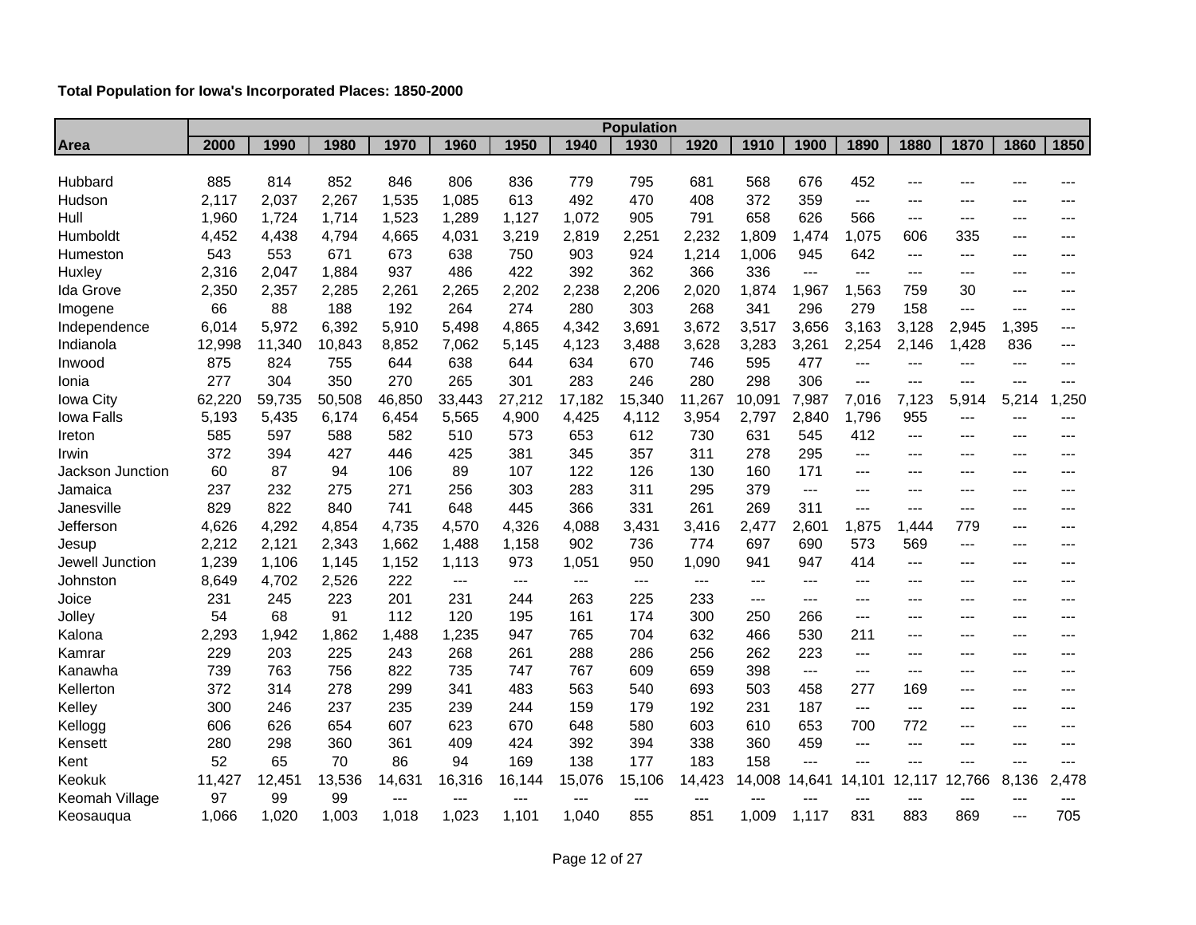**Total Population for Iowa's Incorporated Places: 1850-2000**

| | Population | | | | | | | | | | | | | | | |
|---|---|---|---|---|---|---|---|---|---|---|---|---|---|---|---|---|
| **Area** | **2000** | **1990** | **1980** | **1970** | **1960** | **1950** | **1940** | **1930** | **1920** | **1910** | **1900** | **1890** | **1880** | **1870** | **1860** | **1850** |
| Hubbard | 885 | 814 | 852 | 846 | 806 | 836 | 779 | 795 | 681 | 568 | 676 | 452 | --- | --- | --- | --- |
| Hudson | 2,117 | 2,037 | 2,267 | 1,535 | 1,085 | 613 | 492 | 470 | 408 | 372 | 359 | --- | --- | --- | --- | --- |
| Hull | 1,960 | 1,724 | 1,714 | 1,523 | 1,289 | 1,127 | 1,072 | 905 | 791 | 658 | 626 | 566 | --- | --- | --- | --- |
| Humboldt | 4,452 | 4,438 | 4,794 | 4,665 | 4,031 | 3,219 | 2,819 | 2,251 | 2,232 | 1,809 | 1,474 | 1,075 | 606 | 335 | --- | --- |
| Humeston | 543 | 553 | 671 | 673 | 638 | 750 | 903 | 924 | 1,214 | 1,006 | 945 | 642 | --- | --- | --- | --- |
| Huxley | 2,316 | 2,047 | 1,884 | 937 | 486 | 422 | 392 | 362 | 366 | 336 | --- | --- | --- | --- | --- | --- |
| Ida Grove | 2,350 | 2,357 | 2,285 | 2,261 | 2,265 | 2,202 | 2,238 | 2,206 | 2,020 | 1,874 | 1,967 | 1,563 | 759 | 30 | --- | --- |
| Imogene | 66 | 88 | 188 | 192 | 264 | 274 | 280 | 303 | 268 | 341 | 296 | 279 | 158 | --- | --- | --- |
| Independence | 6,014 | 5,972 | 6,392 | 5,910 | 5,498 | 4,865 | 4,342 | 3,691 | 3,672 | 3,517 | 3,656 | 3,163 | 3,128 | 2,945 | 1,395 | --- |
| Indianola | 12,998 | 11,340 | 10,843 | 8,852 | 7,062 | 5,145 | 4,123 | 3,488 | 3,628 | 3,283 | 3,261 | 2,254 | 2,146 | 1,428 | 836 | --- |
| Inwood | 875 | 824 | 755 | 644 | 638 | 644 | 634 | 670 | 746 | 595 | 477 | --- | --- | --- | --- | --- |
| Ionia | 277 | 304 | 350 | 270 | 265 | 301 | 283 | 246 | 280 | 298 | 306 | --- | --- | --- | --- | --- |
| Iowa City | 62,220 | 59,735 | 50,508 | 46,850 | 33,443 | 27,212 | 17,182 | 15,340 | 11,267 | 10,091 | 7,987 | 7,016 | 7,123 | 5,914 | 5,214 | 1,250 |
| Iowa Falls | 5,193 | 5,435 | 6,174 | 6,454 | 5,565 | 4,900 | 4,425 | 4,112 | 3,954 | 2,797 | 2,840 | 1,796 | 955 | --- | --- | --- |
| Ireton | 585 | 597 | 588 | 582 | 510 | 573 | 653 | 612 | 730 | 631 | 545 | 412 | --- | --- | --- | --- |
| Irwin | 372 | 394 | 427 | 446 | 425 | 381 | 345 | 357 | 311 | 278 | 295 | --- | --- | --- | --- | --- |
| Jackson Junction | 60 | 87 | 94 | 106 | 89 | 107 | 122 | 126 | 130 | 160 | 171 | --- | --- | --- | --- | --- |
| Jamaica | 237 | 232 | 275 | 271 | 256 | 303 | 283 | 311 | 295 | 379 | --- | --- | --- | --- | --- | --- |
| Janesville | 829 | 822 | 840 | 741 | 648 | 445 | 366 | 331 | 261 | 269 | 311 | --- | --- | --- | --- | --- |
| Jefferson | 4,626 | 4,292 | 4,854 | 4,735 | 4,570 | 4,326 | 4,088 | 3,431 | 3,416 | 2,477 | 2,601 | 1,875 | 1,444 | 779 | --- | --- |
| Jesup | 2,212 | 2,121 | 2,343 | 1,662 | 1,488 | 1,158 | 902 | 736 | 774 | 697 | 690 | 573 | 569 | --- | --- | --- |
| Jewell Junction | 1,239 | 1,106 | 1,145 | 1,152 | 1,113 | 973 | 1,051 | 950 | 1,090 | 941 | 947 | 414 | --- | --- | --- | --- |
| Johnston | 8,649 | 4,702 | 2,526 | 222 | --- | --- | --- | --- | --- | --- | --- | --- | --- | --- | --- | --- |
| Joice | 231 | 245 | 223 | 201 | 231 | 244 | 263 | 225 | 233 | --- | --- | --- | --- | --- | --- | --- |
| Jolley | 54 | 68 | 91 | 112 | 120 | 195 | 161 | 174 | 300 | 250 | 266 | --- | --- | --- | --- | --- |
| Kalona | 2,293 | 1,942 | 1,862 | 1,488 | 1,235 | 947 | 765 | 704 | 632 | 466 | 530 | 211 | --- | --- | --- | --- |
| Kamrar | 229 | 203 | 225 | 243 | 268 | 261 | 288 | 286 | 256 | 262 | 223 | --- | --- | --- | --- | --- |
| Kanawha | 739 | 763 | 756 | 822 | 735 | 747 | 767 | 609 | 659 | 398 | --- | --- | --- | --- | --- | --- |
| Kellerton | 372 | 314 | 278 | 299 | 341 | 483 | 563 | 540 | 693 | 503 | 458 | 277 | 169 | --- | --- | --- |
| Kelley | 300 | 246 | 237 | 235 | 239 | 244 | 159 | 179 | 192 | 231 | 187 | --- | --- | --- | --- | --- |
| Kellogg | 606 | 626 | 654 | 607 | 623 | 670 | 648 | 580 | 603 | 610 | 653 | 700 | 772 | --- | --- | --- |
| Kensett | 280 | 298 | 360 | 361 | 409 | 424 | 392 | 394 | 338 | 360 | 459 | --- | --- | --- | --- | --- |
| Kent | 52 | 65 | 70 | 86 | 94 | 169 | 138 | 177 | 183 | 158 | --- | --- | --- | --- | --- | --- |
| Keokuk | 11,427 | 12,451 | 13,536 | 14,631 | 16,316 | 16,144 | 15,076 | 15,106 | 14,423 | 14,008 | 14,641 | 14,101 | 12,117 | 12,766 | 8,136 | 2,478 |
| Keomah Village | 97 | 99 | 99 | --- | --- | --- | --- | --- | --- | --- | --- | --- | --- | --- | --- | --- |
| Keosauqua | 1,066 | 1,020 | 1,003 | 1,018 | 1,023 | 1,101 | 1,040 | 855 | 851 | 1,009 | 1,117 | 831 | 883 | 869 | --- | 705 |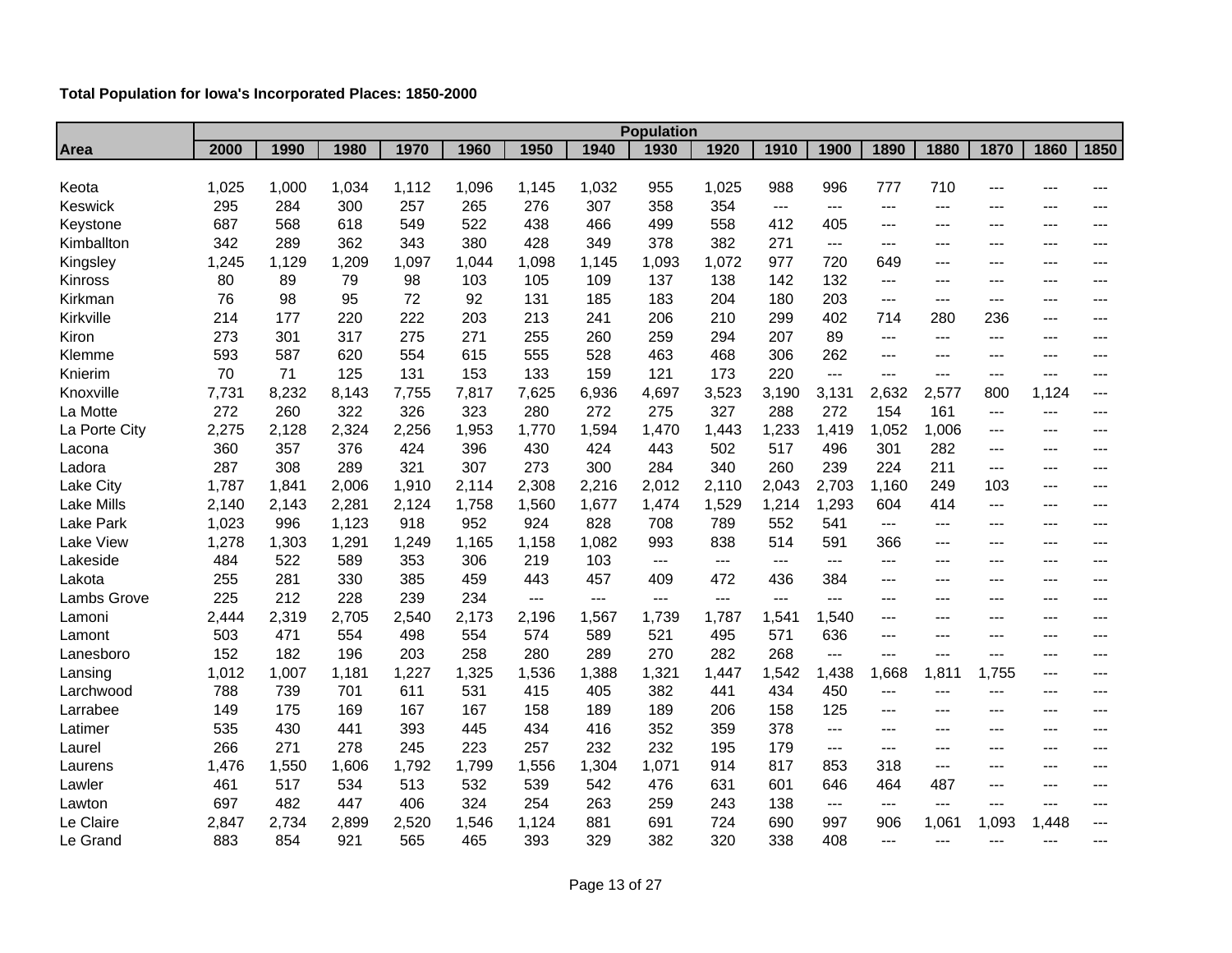**Total Population for Iowa's Incorporated Places: 1850-2000**

| | Population | | | | | | | | | | | | | | | |
|---|---|---|---|---|---|---|---|---|---|---|---|---|---|---|---|---|
| Area | 2000 | 1990 | 1980 | 1970 | 1960 | 1950 | 1940 | 1930 | 1920 | 1910 | 1900 | 1890 | 1880 | 1870 | 1860 | 1850 |
| Keota | 1,025 | 1,000 | 1,034 | 1,112 | 1,096 | 1,145 | 1,032 | 955 | 1,025 | 988 | 996 | 777 | 710 | --- | --- | --- |
| Keswick | 295 | 284 | 300 | 257 | 265 | 276 | 307 | 358 | 354 | --- | --- | --- | --- | --- | --- | --- |
| Keystone | 687 | 568 | 618 | 549 | 522 | 438 | 466 | 499 | 558 | 412 | 405 | --- | --- | --- | --- | --- |
| Kimballton | 342 | 289 | 362 | 343 | 380 | 428 | 349 | 378 | 382 | 271 | --- | --- | --- | --- | --- | --- |
| Kingsley | 1,245 | 1,129 | 1,209 | 1,097 | 1,044 | 1,098 | 1,145 | 1,093 | 1,072 | 977 | 720 | 649 | --- | --- | --- | --- |
| Kinross | 80 | 89 | 79 | 98 | 103 | 105 | 109 | 137 | 138 | 142 | 132 | --- | --- | --- | --- | --- |
| Kirkman | 76 | 98 | 95 | 72 | 92 | 131 | 185 | 183 | 204 | 180 | 203 | --- | --- | --- | --- | --- |
| Kirkville | 214 | 177 | 220 | 222 | 203 | 213 | 241 | 206 | 210 | 299 | 402 | 714 | 280 | 236 | --- | --- |
| Kiron | 273 | 301 | 317 | 275 | 271 | 255 | 260 | 259 | 294 | 207 | 89 | --- | --- | --- | --- | --- |
| Klemme | 593 | 587 | 620 | 554 | 615 | 555 | 528 | 463 | 468 | 306 | 262 | --- | --- | --- | --- | --- |
| Knierim | 70 | 71 | 125 | 131 | 153 | 133 | 159 | 121 | 173 | 220 | --- | --- | --- | --- | --- | --- |
| Knoxville | 7,731 | 8,232 | 8,143 | 7,755 | 7,817 | 7,625 | 6,936 | 4,697 | 3,523 | 3,190 | 3,131 | 2,632 | 2,577 | 800 | 1,124 | --- |
| La Motte | 272 | 260 | 322 | 326 | 323 | 280 | 272 | 275 | 327 | 288 | 272 | 154 | 161 | --- | --- | --- |
| La Porte City | 2,275 | 2,128 | 2,324 | 2,256 | 1,953 | 1,770 | 1,594 | 1,470 | 1,443 | 1,233 | 1,419 | 1,052 | 1,006 | --- | --- | --- |
| Lacona | 360 | 357 | 376 | 424 | 396 | 430 | 424 | 443 | 502 | 517 | 496 | 301 | 282 | --- | --- | --- |
| Ladora | 287 | 308 | 289 | 321 | 307 | 273 | 300 | 284 | 340 | 260 | 239 | 224 | 211 | --- | --- | --- |
| Lake City | 1,787 | 1,841 | 2,006 | 1,910 | 2,114 | 2,308 | 2,216 | 2,012 | 2,110 | 2,043 | 2,703 | 1,160 | 249 | 103 | --- | --- |
| Lake Mills | 2,140 | 2,143 | 2,281 | 2,124 | 1,758 | 1,560 | 1,677 | 1,474 | 1,529 | 1,214 | 1,293 | 604 | 414 | --- | --- | --- |
| Lake Park | 1,023 | 996 | 1,123 | 918 | 952 | 924 | 828 | 708 | 789 | 552 | 541 | --- | --- | --- | --- | --- |
| Lake View | 1,278 | 1,303 | 1,291 | 1,249 | 1,165 | 1,158 | 1,082 | 993 | 838 | 514 | 591 | 366 | --- | --- | --- | --- |
| Lakeside | 484 | 522 | 589 | 353 | 306 | 219 | 103 | --- | --- | --- | --- | --- | --- | --- | --- | --- |
| Lakota | 255 | 281 | 330 | 385 | 459 | 443 | 457 | 409 | 472 | 436 | 384 | --- | --- | --- | --- | --- |
| Lambs Grove | 225 | 212 | 228 | 239 | 234 | --- | --- | --- | --- | --- | --- | --- | --- | --- | --- | --- |
| Lamoni | 2,444 | 2,319 | 2,705 | 2,540 | 2,173 | 2,196 | 1,567 | 1,739 | 1,787 | 1,541 | 1,540 | --- | --- | --- | --- | --- |
| Lamont | 503 | 471 | 554 | 498 | 554 | 574 | 589 | 521 | 495 | 571 | 636 | --- | --- | --- | --- | --- |
| Lanesboro | 152 | 182 | 196 | 203 | 258 | 280 | 289 | 270 | 282 | 268 | --- | --- | --- | --- | --- | --- |
| Lansing | 1,012 | 1,007 | 1,181 | 1,227 | 1,325 | 1,536 | 1,388 | 1,321 | 1,447 | 1,542 | 1,438 | 1,668 | 1,811 | 1,755 | --- | --- |
| Larchwood | 788 | 739 | 701 | 611 | 531 | 415 | 405 | 382 | 441 | 434 | 450 | --- | --- | --- | --- | --- |
| Larrabee | 149 | 175 | 169 | 167 | 167 | 158 | 189 | 189 | 206 | 158 | 125 | --- | --- | --- | --- | --- |
| Latimer | 535 | 430 | 441 | 393 | 445 | 434 | 416 | 352 | 359 | 378 | --- | --- | --- | --- | --- | --- |
| Laurel | 266 | 271 | 278 | 245 | 223 | 257 | 232 | 232 | 195 | 179 | --- | --- | --- | --- | --- | --- |
| Laurens | 1,476 | 1,550 | 1,606 | 1,792 | 1,799 | 1,556 | 1,304 | 1,071 | 914 | 817 | 853 | 318 | --- | --- | --- | --- |
| Lawler | 461 | 517 | 534 | 513 | 532 | 539 | 542 | 476 | 631 | 601 | 646 | 464 | 487 | --- | --- | --- |
| Lawton | 697 | 482 | 447 | 406 | 324 | 254 | 263 | 259 | 243 | 138 | --- | --- | --- | --- | --- | --- |
| Le Claire | 2,847 | 2,734 | 2,899 | 2,520 | 1,546 | 1,124 | 881 | 691 | 724 | 690 | 997 | 906 | 1,061 | 1,093 | 1,448 | --- |
| Le Grand | 883 | 854 | 921 | 565 | 465 | 393 | 329 | 382 | 320 | 338 | 408 | --- | --- | --- | --- | --- |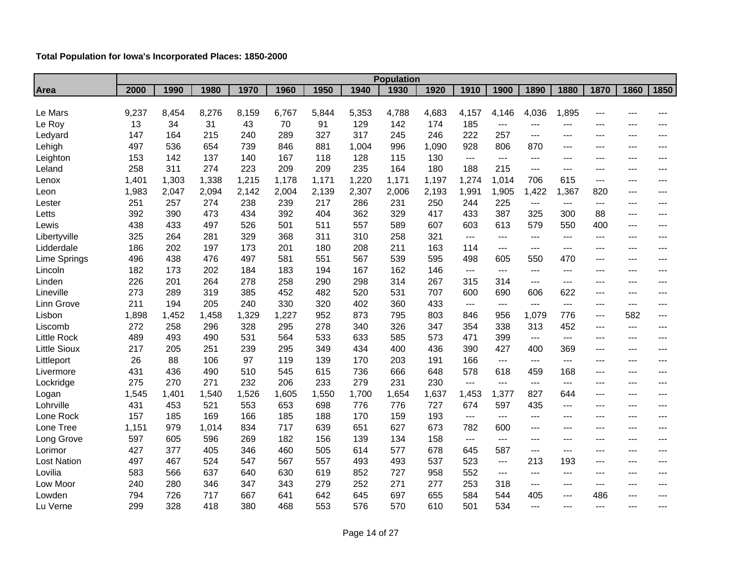**Total Population for Iowa's Incorporated Places: 1850-2000**

| | Population | | | | | | | | | | | | | | | |
|---|---|---|---|---|---|---|---|---|---|---|---|---|---|---|---|---|
| **Area** | **2000** | **1990** | **1980** | **1970** | **1960** | **1950** | **1940** | **1930** | **1920** | **1910** | **1900** | **1890** | **1880** | **1870** | **1860** | **1850** |
| Le Mars | 9,237 | 8,454 | 8,276 | 8,159 | 6,767 | 5,844 | 5,353 | 4,788 | 4,683 | 4,157 | 4,146 | 4,036 | 1,895 | --- | --- | --- |
| Le Roy | 13 | 34 | 31 | 43 | 70 | 91 | 129 | 142 | 174 | 185 | --- | --- | --- | --- | --- | --- |
| Ledyard | 147 | 164 | 215 | 240 | 289 | 327 | 317 | 245 | 246 | 222 | 257 | --- | --- | --- | --- | --- |
| Lehigh | 497 | 536 | 654 | 739 | 846 | 881 | 1,004 | 996 | 1,090 | 928 | 806 | 870 | --- | --- | --- | --- |
| Leighton | 153 | 142 | 137 | 140 | 167 | 118 | 128 | 115 | 130 | --- | --- | --- | --- | --- | --- | --- |
| Leland | 258 | 311 | 274 | 223 | 209 | 209 | 235 | 164 | 180 | 188 | 215 | --- | --- | --- | --- | --- |
| Lenox | 1,401 | 1,303 | 1,338 | 1,215 | 1,178 | 1,171 | 1,220 | 1,171 | 1,197 | 1,274 | 1,014 | 706 | 615 | --- | --- | --- |
| Leon | 1,983 | 2,047 | 2,094 | 2,142 | 2,004 | 2,139 | 2,307 | 2,006 | 2,193 | 1,991 | 1,905 | 1,422 | 1,367 | 820 | --- | --- |
| Lester | 251 | 257 | 274 | 238 | 239 | 217 | 286 | 231 | 250 | 244 | 225 | --- | --- | --- | --- | --- |
| Letts | 392 | 390 | 473 | 434 | 392 | 404 | 362 | 329 | 417 | 433 | 387 | 325 | 300 | 88 | --- | --- |
| Lewis | 438 | 433 | 497 | 526 | 501 | 511 | 557 | 589 | 607 | 603 | 613 | 579 | 550 | 400 | --- | --- |
| Libertyville | 325 | 264 | 281 | 329 | 368 | 311 | 310 | 258 | 321 | --- | --- | --- | --- | --- | --- | --- |
| Lidderdale | 186 | 202 | 197 | 173 | 201 | 180 | 208 | 211 | 163 | 114 | --- | --- | --- | --- | --- | --- |
| Lime Springs | 496 | 438 | 476 | 497 | 581 | 551 | 567 | 539 | 595 | 498 | 605 | 550 | 470 | --- | --- | --- |
| Lincoln | 182 | 173 | 202 | 184 | 183 | 194 | 167 | 162 | 146 | --- | --- | --- | --- | --- | --- | --- |
| Linden | 226 | 201 | 264 | 278 | 258 | 290 | 298 | 314 | 267 | 315 | 314 | --- | --- | --- | --- | --- |
| Lineville | 273 | 289 | 319 | 385 | 452 | 482 | 520 | 531 | 707 | 600 | 690 | 606 | 622 | --- | --- | --- |
| Linn Grove | 211 | 194 | 205 | 240 | 330 | 320 | 402 | 360 | 433 | --- | --- | --- | --- | --- | --- | --- |
| Lisbon | 1,898 | 1,452 | 1,458 | 1,329 | 1,227 | 952 | 873 | 795 | 803 | 846 | 956 | 1,079 | 776 | --- | 582 | --- |
| Liscomb | 272 | 258 | 296 | 328 | 295 | 278 | 340 | 326 | 347 | 354 | 338 | 313 | 452 | --- | --- | --- |
| Little Rock | 489 | 493 | 490 | 531 | 564 | 533 | 633 | 585 | 573 | 471 | 399 | --- | --- | --- | --- | --- |
| Little Sioux | 217 | 205 | 251 | 239 | 295 | 349 | 434 | 400 | 436 | 390 | 427 | 400 | 369 | --- | --- | --- |
| Littleport | 26 | 88 | 106 | 97 | 119 | 139 | 170 | 203 | 191 | 166 | --- | --- | --- | --- | --- | --- |
| Livermore | 431 | 436 | 490 | 510 | 545 | 615 | 736 | 666 | 648 | 578 | 618 | 459 | 168 | --- | --- | --- |
| Lockridge | 275 | 270 | 271 | 232 | 206 | 233 | 279 | 231 | 230 | --- | --- | --- | --- | --- | --- | --- |
| Logan | 1,545 | 1,401 | 1,540 | 1,526 | 1,605 | 1,550 | 1,700 | 1,654 | 1,637 | 1,453 | 1,377 | 827 | 644 | --- | --- | --- |
| Lohrville | 431 | 453 | 521 | 553 | 653 | 698 | 776 | 776 | 727 | 674 | 597 | 435 | --- | --- | --- | --- |
| Lone Rock | 157 | 185 | 169 | 166 | 185 | 188 | 170 | 159 | 193 | --- | --- | --- | --- | --- | --- | --- |
| Lone Tree | 1,151 | 979 | 1,014 | 834 | 717 | 639 | 651 | 627 | 673 | 782 | 600 | --- | --- | --- | --- | --- |
| Long Grove | 597 | 605 | 596 | 269 | 182 | 156 | 139 | 134 | 158 | --- | --- | --- | --- | --- | --- | --- |
| Lorimor | 427 | 377 | 405 | 346 | 460 | 505 | 614 | 577 | 678 | 645 | 587 | --- | --- | --- | --- | --- |
| Lost Nation | 497 | 467 | 524 | 547 | 567 | 557 | 493 | 493 | 537 | 523 | --- | 213 | 193 | --- | --- | --- |
| Lovilia | 583 | 566 | 637 | 640 | 630 | 619 | 852 | 727 | 958 | 552 | --- | --- | --- | --- | --- | --- |
| Low Moor | 240 | 280 | 346 | 347 | 343 | 279 | 252 | 271 | 277 | 253 | 318 | --- | --- | --- | --- | --- |
| Lowden | 794 | 726 | 717 | 667 | 641 | 642 | 645 | 697 | 655 | 584 | 544 | 405 | --- | 486 | --- | --- |
| Lu Verne | 299 | 328 | 418 | 380 | 468 | 553 | 576 | 570 | 610 | 501 | 534 | --- | --- | --- | --- | --- |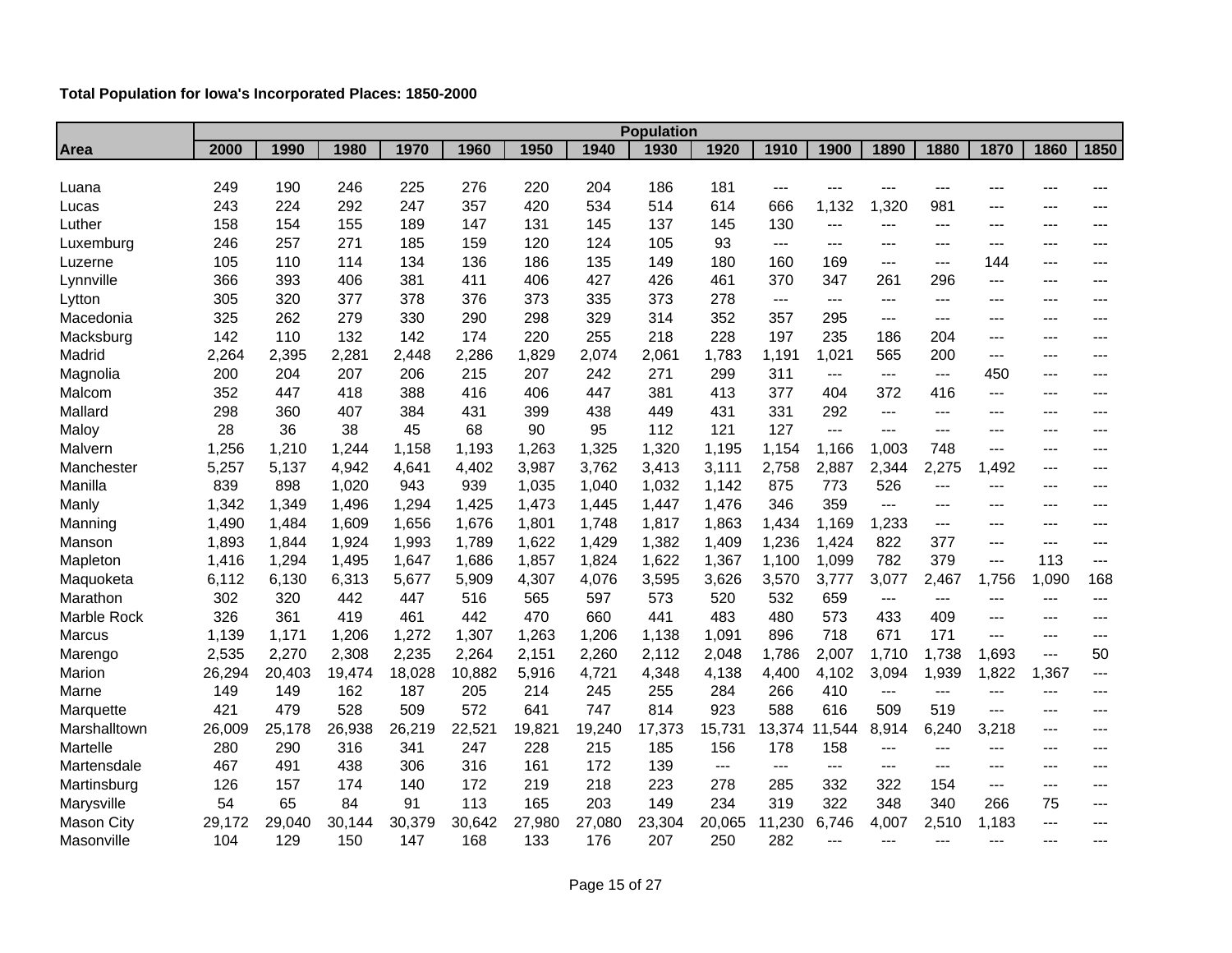**Total Population for Iowa's Incorporated Places: 1850-2000**

| Area | Population | | | | | | | | | | | | | | | |
|---|---|---|---|---|---|---|---|---|---|---|---|---|---|---|---|---|
| | 2000 | 1990 | 1980 | 1970 | 1960 | 1950 | 1940 | 1930 | 1920 | 1910 | 1900 | 1890 | 1880 | 1870 | 1860 | 1850 |
| Luana | 249 | 190 | 246 | 225 | 276 | 220 | 204 | 186 | 181 | --- | --- | --- | --- | --- | --- | --- |
| Lucas | 243 | 224 | 292 | 247 | 357 | 420 | 534 | 514 | 614 | 666 | 1,132 | 1,320 | 981 | --- | --- | --- |
| Luther | 158 | 154 | 155 | 189 | 147 | 131 | 145 | 137 | 145 | 130 | --- | --- | --- | --- | --- | --- |
| Luxemburg | 246 | 257 | 271 | 185 | 159 | 120 | 124 | 105 | 93 | --- | --- | --- | --- | --- | --- | --- |
| Luzerne | 105 | 110 | 114 | 134 | 136 | 186 | 135 | 149 | 180 | 160 | 169 | --- | --- | 144 | --- | --- |
| Lynnville | 366 | 393 | 406 | 381 | 411 | 406 | 427 | 426 | 461 | 370 | 347 | 261 | 296 | --- | --- | --- |
| Lytton | 305 | 320 | 377 | 378 | 376 | 373 | 335 | 373 | 278 | --- | --- | --- | --- | --- | --- | --- |
| Macedonia | 325 | 262 | 279 | 330 | 290 | 298 | 329 | 314 | 352 | 357 | 295 | --- | --- | --- | --- | --- |
| Macksburg | 142 | 110 | 132 | 142 | 174 | 220 | 255 | 218 | 228 | 197 | 235 | 186 | 204 | --- | --- | --- |
| Madrid | 2,264 | 2,395 | 2,281 | 2,448 | 2,286 | 1,829 | 2,074 | 2,061 | 1,783 | 1,191 | 1,021 | 565 | 200 | --- | --- | --- |
| Magnolia | 200 | 204 | 207 | 206 | 215 | 207 | 242 | 271 | 299 | 311 | --- | --- | --- | 450 | --- | --- |
| Malcom | 352 | 447 | 418 | 388 | 416 | 406 | 447 | 381 | 413 | 377 | 404 | 372 | 416 | --- | --- | --- |
| Mallard | 298 | 360 | 407 | 384 | 431 | 399 | 438 | 449 | 431 | 331 | 292 | --- | --- | --- | --- | --- |
| Maloy | 28 | 36 | 38 | 45 | 68 | 90 | 95 | 112 | 121 | 127 | --- | --- | --- | --- | --- | --- |
| Malvern | 1,256 | 1,210 | 1,244 | 1,158 | 1,193 | 1,263 | 1,325 | 1,320 | 1,195 | 1,154 | 1,166 | 1,003 | 748 | --- | --- | --- |
| Manchester | 5,257 | 5,137 | 4,942 | 4,641 | 4,402 | 3,987 | 3,762 | 3,413 | 3,111 | 2,758 | 2,887 | 2,344 | 2,275 | 1,492 | --- | --- |
| Manilla | 839 | 898 | 1,020 | 943 | 939 | 1,035 | 1,040 | 1,032 | 1,142 | 875 | 773 | 526 | --- | --- | --- | --- |
| Manly | 1,342 | 1,349 | 1,496 | 1,294 | 1,425 | 1,473 | 1,445 | 1,447 | 1,476 | 346 | 359 | --- | --- | --- | --- | --- |
| Manning | 1,490 | 1,484 | 1,609 | 1,656 | 1,676 | 1,801 | 1,748 | 1,817 | 1,863 | 1,434 | 1,169 | 1,233 | --- | --- | --- | --- |
| Manson | 1,893 | 1,844 | 1,924 | 1,993 | 1,789 | 1,622 | 1,429 | 1,382 | 1,409 | 1,236 | 1,424 | 822 | 377 | --- | --- | --- |
| Mapleton | 1,416 | 1,294 | 1,495 | 1,647 | 1,686 | 1,857 | 1,824 | 1,622 | 1,367 | 1,100 | 1,099 | 782 | 379 | --- | 113 | --- |
| Maquoketa | 6,112 | 6,130 | 6,313 | 5,677 | 5,909 | 4,307 | 4,076 | 3,595 | 3,626 | 3,570 | 3,777 | 3,077 | 2,467 | 1,756 | 1,090 | 168 |
| Marathon | 302 | 320 | 442 | 447 | 516 | 565 | 597 | 573 | 520 | 532 | 659 | --- | --- | --- | --- | --- |
| Marble Rock | 326 | 361 | 419 | 461 | 442 | 470 | 660 | 441 | 483 | 480 | 573 | 433 | 409 | --- | --- | --- |
| Marcus | 1,139 | 1,171 | 1,206 | 1,272 | 1,307 | 1,263 | 1,206 | 1,138 | 1,091 | 896 | 718 | 671 | 171 | --- | --- | --- |
| Marengo | 2,535 | 2,270 | 2,308 | 2,235 | 2,264 | 2,151 | 2,260 | 2,112 | 2,048 | 1,786 | 2,007 | 1,710 | 1,738 | 1,693 | --- | 50 |
| Marion | 26,294 | 20,403 | 19,474 | 18,028 | 10,882 | 5,916 | 4,721 | 4,348 | 4,138 | 4,400 | 4,102 | 3,094 | 1,939 | 1,822 | 1,367 | --- |
| Marne | 149 | 149 | 162 | 187 | 205 | 214 | 245 | 255 | 284 | 266 | 410 | --- | --- | --- | --- | --- |
| Marquette | 421 | 479 | 528 | 509 | 572 | 641 | 747 | 814 | 923 | 588 | 616 | 509 | 519 | --- | --- | --- |
| Marshalltown | 26,009 | 25,178 | 26,938 | 26,219 | 22,521 | 19,821 | 19,240 | 17,373 | 15,731 | 13,374 | 11,544 | 8,914 | 6,240 | 3,218 | --- | --- |
| Martelle | 280 | 290 | 316 | 341 | 247 | 228 | 215 | 185 | 156 | 178 | 158 | --- | --- | --- | --- | --- |
| Martensdale | 467 | 491 | 438 | 306 | 316 | 161 | 172 | 139 | --- | --- | --- | --- | --- | --- | --- | --- |
| Martinsburg | 126 | 157 | 174 | 140 | 172 | 219 | 218 | 223 | 278 | 285 | 332 | 322 | 154 | --- | --- | --- |
| Marysville | 54 | 65 | 84 | 91 | 113 | 165 | 203 | 149 | 234 | 319 | 322 | 348 | 340 | 266 | 75 | --- |
| Mason City | 29,172 | 29,040 | 30,144 | 30,379 | 30,642 | 27,980 | 27,080 | 23,304 | 20,065 | 11,230 | 6,746 | 4,007 | 2,510 | 1,183 | --- | --- |
| Masonville | 104 | 129 | 150 | 147 | 168 | 133 | 176 | 207 | 250 | 282 | --- | --- | --- | --- | --- | --- |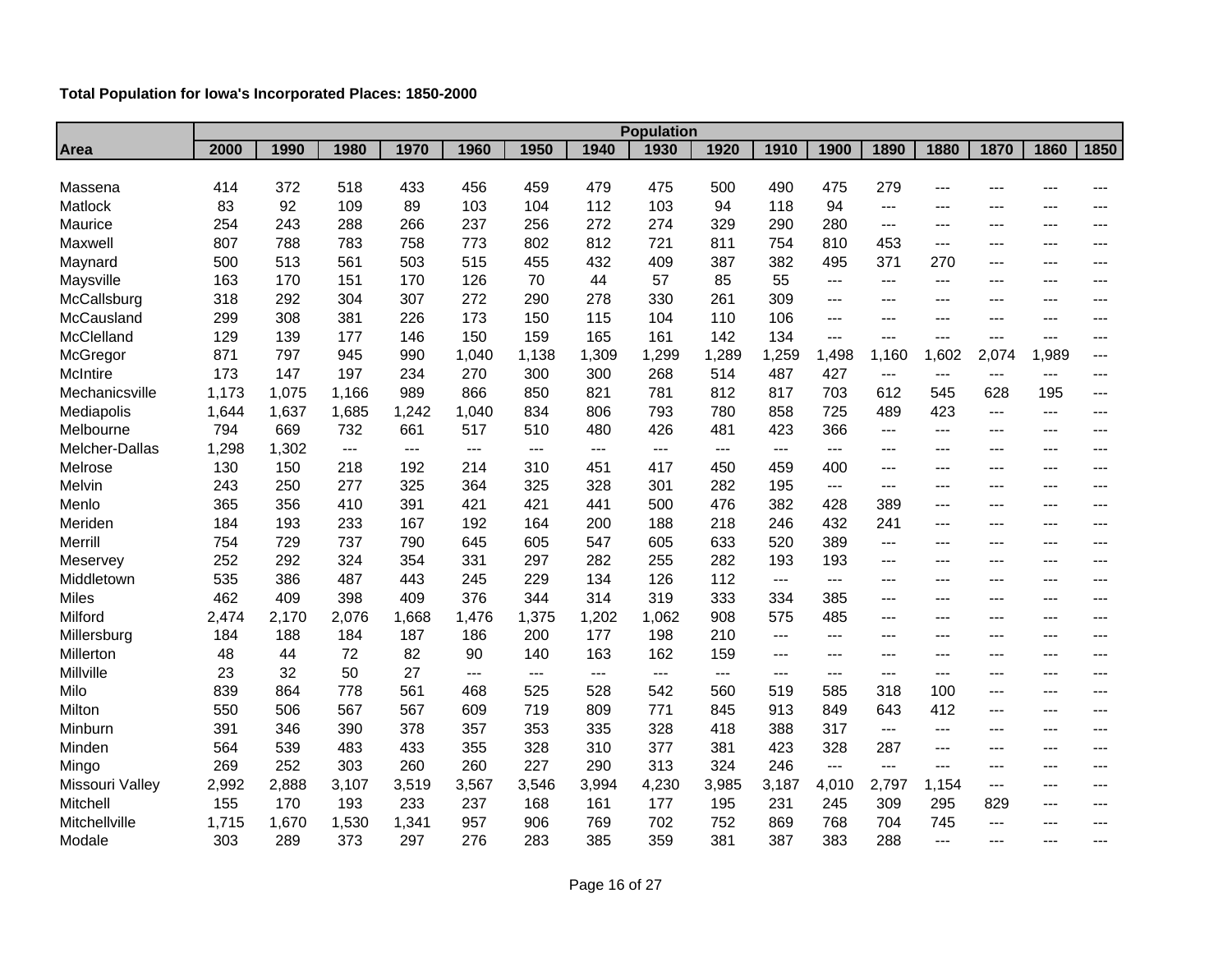**Total Population for Iowa's Incorporated Places: 1850-2000**

| | Population | | | | | | | | | | | | | | | |
|---|---|---|---|---|---|---|---|---|---|---|---|---|---|---|---|---|
| **Area** | **2000** | **1990** | **1980** | **1970** | **1960** | **1950** | **1940** | **1930** | **1920** | **1910** | **1900** | **1890** | **1880** | **1870** | **1860** | **1850** |
| Massena | 414 | 372 | 518 | 433 | 456 | 459 | 479 | 475 | 500 | 490 | 475 | 279 | --- | --- | --- | --- |
| Matlock | 83 | 92 | 109 | 89 | 103 | 104 | 112 | 103 | 94 | 118 | 94 | --- | --- | --- | --- | --- |
| Maurice | 254 | 243 | 288 | 266 | 237 | 256 | 272 | 274 | 329 | 290 | 280 | --- | --- | --- | --- | --- |
| Maxwell | 807 | 788 | 783 | 758 | 773 | 802 | 812 | 721 | 811 | 754 | 810 | 453 | --- | --- | --- | --- |
| Maynard | 500 | 513 | 561 | 503 | 515 | 455 | 432 | 409 | 387 | 382 | 495 | 371 | 270 | --- | --- | --- |
| Maysville | 163 | 170 | 151 | 170 | 126 | 70 | 44 | 57 | 85 | 55 | --- | --- | --- | --- | --- | --- |
| McCallsburg | 318 | 292 | 304 | 307 | 272 | 290 | 278 | 330 | 261 | 309 | --- | --- | --- | --- | --- | --- |
| McCausland | 299 | 308 | 381 | 226 | 173 | 150 | 115 | 104 | 110 | 106 | --- | --- | --- | --- | --- | --- |
| McClelland | 129 | 139 | 177 | 146 | 150 | 159 | 165 | 161 | 142 | 134 | --- | --- | --- | --- | --- | --- |
| McGregor | 871 | 797 | 945 | 990 | 1,040 | 1,138 | 1,309 | 1,299 | 1,289 | 1,259 | 1,498 | 1,160 | 1,602 | 2,074 | 1,989 | --- |
| McIntire | 173 | 147 | 197 | 234 | 270 | 300 | 300 | 268 | 514 | 487 | 427 | --- | --- | --- | --- | --- |
| Mechanicsville | 1,173 | 1,075 | 1,166 | 989 | 866 | 850 | 821 | 781 | 812 | 817 | 703 | 612 | 545 | 628 | 195 | --- |
| Mediapolis | 1,644 | 1,637 | 1,685 | 1,242 | 1,040 | 834 | 806 | 793 | 780 | 858 | 725 | 489 | 423 | --- | --- | --- |
| Melbourne | 794 | 669 | 732 | 661 | 517 | 510 | 480 | 426 | 481 | 423 | 366 | --- | --- | --- | --- | --- |
| Melcher-Dallas | 1,298 | 1,302 | --- | --- | --- | --- | --- | --- | --- | --- | --- | --- | --- | --- | --- | --- |
| Melrose | 130 | 150 | 218 | 192 | 214 | 310 | 451 | 417 | 450 | 459 | 400 | --- | --- | --- | --- | --- |
| Melvin | 243 | 250 | 277 | 325 | 364 | 325 | 328 | 301 | 282 | 195 | --- | --- | --- | --- | --- | --- |
| Menlo | 365 | 356 | 410 | 391 | 421 | 421 | 441 | 500 | 476 | 382 | 428 | 389 | --- | --- | --- | --- |
| Meriden | 184 | 193 | 233 | 167 | 192 | 164 | 200 | 188 | 218 | 246 | 432 | 241 | --- | --- | --- | --- |
| Merrill | 754 | 729 | 737 | 790 | 645 | 605 | 547 | 605 | 633 | 520 | 389 | --- | --- | --- | --- | --- |
| Meservey | 252 | 292 | 324 | 354 | 331 | 297 | 282 | 255 | 282 | 193 | 193 | --- | --- | --- | --- | --- |
| Middletown | 535 | 386 | 487 | 443 | 245 | 229 | 134 | 126 | 112 | --- | --- | --- | --- | --- | --- | --- |
| Miles | 462 | 409 | 398 | 409 | 376 | 344 | 314 | 319 | 333 | 334 | 385 | --- | --- | --- | --- | --- |
| Milford | 2,474 | 2,170 | 2,076 | 1,668 | 1,476 | 1,375 | 1,202 | 1,062 | 908 | 575 | 485 | --- | --- | --- | --- | --- |
| Millersburg | 184 | 188 | 184 | 187 | 186 | 200 | 177 | 198 | 210 | --- | --- | --- | --- | --- | --- | --- |
| Millerton | 48 | 44 | 72 | 82 | 90 | 140 | 163 | 162 | 159 | --- | --- | --- | --- | --- | --- | --- |
| Millville | 23 | 32 | 50 | 27 | --- | --- | --- | --- | --- | --- | --- | --- | --- | --- | --- | --- |
| Milo | 839 | 864 | 778 | 561 | 468 | 525 | 528 | 542 | 560 | 519 | 585 | 318 | 100 | --- | --- | --- |
| Milton | 550 | 506 | 567 | 567 | 609 | 719 | 809 | 771 | 845 | 913 | 849 | 643 | 412 | --- | --- | --- |
| Minburn | 391 | 346 | 390 | 378 | 357 | 353 | 335 | 328 | 418 | 388 | 317 | --- | --- | --- | --- | --- |
| Minden | 564 | 539 | 483 | 433 | 355 | 328 | 310 | 377 | 381 | 423 | 328 | 287 | --- | --- | --- | --- |
| Mingo | 269 | 252 | 303 | 260 | 260 | 227 | 290 | 313 | 324 | 246 | --- | --- | --- | --- | --- | --- |
| Missouri Valley | 2,992 | 2,888 | 3,107 | 3,519 | 3,567 | 3,546 | 3,994 | 4,230 | 3,985 | 3,187 | 4,010 | 2,797 | 1,154 | --- | --- | --- |
| Mitchell | 155 | 170 | 193 | 233 | 237 | 168 | 161 | 177 | 195 | 231 | 245 | 309 | 295 | 829 | --- | --- |
| Mitchellville | 1,715 | 1,670 | 1,530 | 1,341 | 957 | 906 | 769 | 702 | 752 | 869 | 768 | 704 | 745 | --- | --- | --- |
| Modale | 303 | 289 | 373 | 297 | 276 | 283 | 385 | 359 | 381 | 387 | 383 | 288 | --- | --- | --- | --- |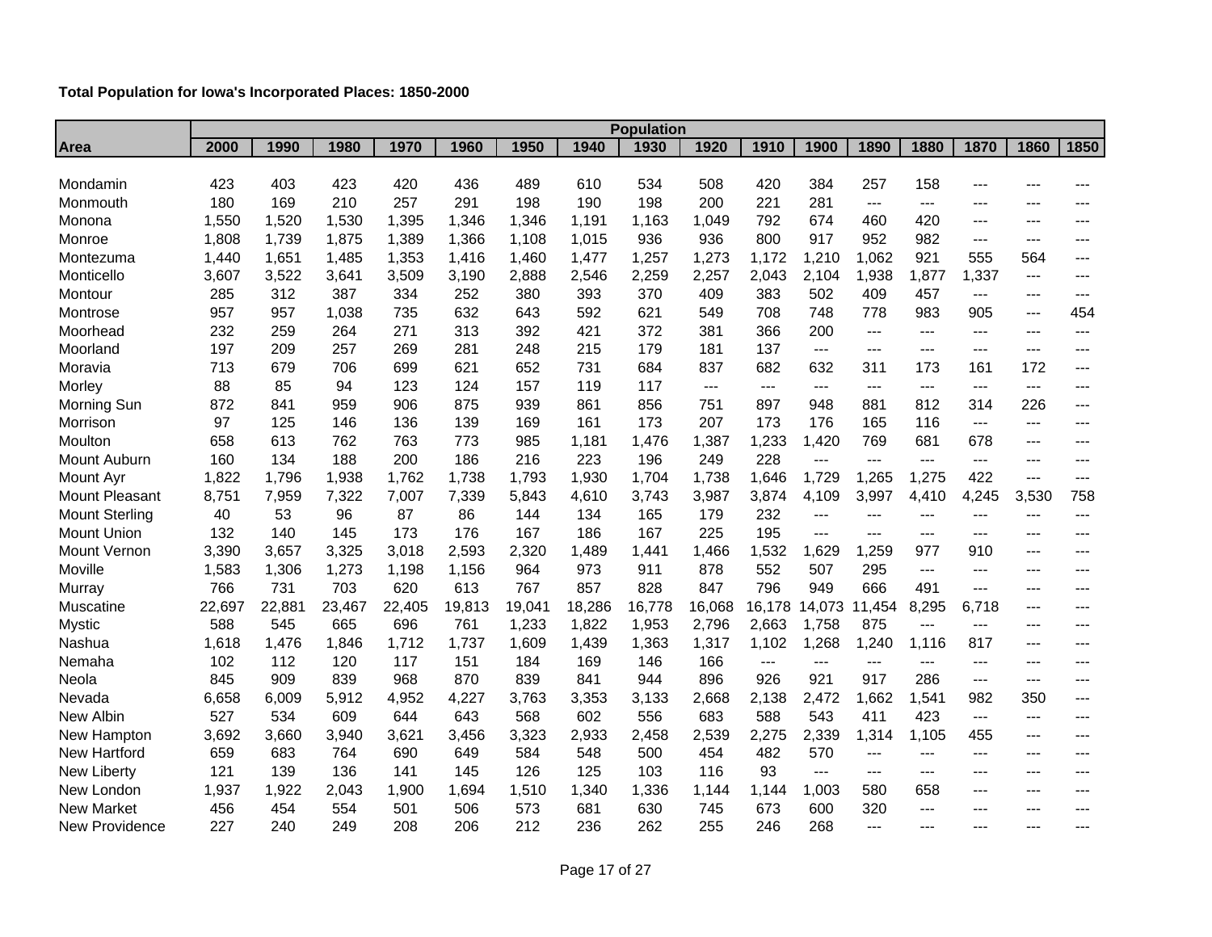**Total Population for Iowa's Incorporated Places: 1850-2000**

| | Population | | | | | | | | | | | | | | | |
|---|---|---|---|---|---|---|---|---|---|---|---|---|---|---|---|---|
| Area | 2000 | 1990 | 1980 | 1970 | 1960 | 1950 | 1940 | 1930 | 1920 | 1910 | 1900 | 1890 | 1880 | 1870 | 1860 | 1850 |
| Mondamin | 423 | 403 | 423 | 420 | 436 | 489 | 610 | 534 | 508 | 420 | 384 | 257 | 158 | --- | --- | --- |
| Monmouth | 180 | 169 | 210 | 257 | 291 | 198 | 190 | 198 | 200 | 221 | 281 | --- | --- | --- | --- | --- |
| Monona | 1,550 | 1,520 | 1,530 | 1,395 | 1,346 | 1,346 | 1,191 | 1,163 | 1,049 | 792 | 674 | 460 | 420 | --- | --- | --- |
| Monroe | 1,808 | 1,739 | 1,875 | 1,389 | 1,366 | 1,108 | 1,015 | 936 | 936 | 800 | 917 | 952 | 982 | --- | --- | --- |
| Montezuma | 1,440 | 1,651 | 1,485 | 1,353 | 1,416 | 1,460 | 1,477 | 1,257 | 1,273 | 1,172 | 1,210 | 1,062 | 921 | 555 | 564 | --- |
| Monticello | 3,607 | 3,522 | 3,641 | 3,509 | 3,190 | 2,888 | 2,546 | 2,259 | 2,257 | 2,043 | 2,104 | 1,938 | 1,877 | 1,337 | --- | --- |
| Montour | 285 | 312 | 387 | 334 | 252 | 380 | 393 | 370 | 409 | 383 | 502 | 409 | 457 | --- | --- | --- |
| Montrose | 957 | 957 | 1,038 | 735 | 632 | 643 | 592 | 621 | 549 | 708 | 748 | 778 | 983 | 905 | --- | 454 |
| Moorhead | 232 | 259 | 264 | 271 | 313 | 392 | 421 | 372 | 381 | 366 | 200 | --- | --- | --- | --- | --- |
| Moorland | 197 | 209 | 257 | 269 | 281 | 248 | 215 | 179 | 181 | 137 | --- | --- | --- | --- | --- | --- |
| Moravia | 713 | 679 | 706 | 699 | 621 | 652 | 731 | 684 | 837 | 682 | 632 | 311 | 173 | 161 | 172 | --- |
| Morley | 88 | 85 | 94 | 123 | 124 | 157 | 119 | 117 | --- | --- | --- | --- | --- | --- | --- | --- |
| Morning Sun | 872 | 841 | 959 | 906 | 875 | 939 | 861 | 856 | 751 | 897 | 948 | 881 | 812 | 314 | 226 | --- |
| Morrison | 97 | 125 | 146 | 136 | 139 | 169 | 161 | 173 | 207 | 173 | 176 | 165 | 116 | --- | --- | --- |
| Moulton | 658 | 613 | 762 | 763 | 773 | 985 | 1,181 | 1,476 | 1,387 | 1,233 | 1,420 | 769 | 681 | 678 | --- | --- |
| Mount Auburn | 160 | 134 | 188 | 200 | 186 | 216 | 223 | 196 | 249 | 228 | --- | --- | --- | --- | --- | --- |
| Mount Ayr | 1,822 | 1,796 | 1,938 | 1,762 | 1,738 | 1,793 | 1,930 | 1,704 | 1,738 | 1,646 | 1,729 | 1,265 | 1,275 | 422 | --- | --- |
| Mount Pleasant | 8,751 | 7,959 | 7,322 | 7,007 | 7,339 | 5,843 | 4,610 | 3,743 | 3,987 | 3,874 | 4,109 | 3,997 | 4,410 | 4,245 | 3,530 | 758 |
| Mount Sterling | 40 | 53 | 96 | 87 | 86 | 144 | 134 | 165 | 179 | 232 | --- | --- | --- | --- | --- | --- |
| Mount Union | 132 | 140 | 145 | 173 | 176 | 167 | 186 | 167 | 225 | 195 | --- | --- | --- | --- | --- | --- |
| Mount Vernon | 3,390 | 3,657 | 3,325 | 3,018 | 2,593 | 2,320 | 1,489 | 1,441 | 1,466 | 1,532 | 1,629 | 1,259 | 977 | 910 | --- | --- |
| Moville | 1,583 | 1,306 | 1,273 | 1,198 | 1,156 | 964 | 973 | 911 | 878 | 552 | 507 | 295 | --- | --- | --- | --- |
| Murray | 766 | 731 | 703 | 620 | 613 | 767 | 857 | 828 | 847 | 796 | 949 | 666 | 491 | --- | --- | --- |
| Muscatine | 22,697 | 22,881 | 23,467 | 22,405 | 19,813 | 19,041 | 18,286 | 16,778 | 16,068 | 16,178 | 14,073 | 11,454 | 8,295 | 6,718 | --- | --- |
| Mystic | 588 | 545 | 665 | 696 | 761 | 1,233 | 1,822 | 1,953 | 2,796 | 2,663 | 1,758 | 875 | --- | --- | --- | --- |
| Nashua | 1,618 | 1,476 | 1,846 | 1,712 | 1,737 | 1,609 | 1,439 | 1,363 | 1,317 | 1,102 | 1,268 | 1,240 | 1,116 | 817 | --- | --- |
| Nemaha | 102 | 112 | 120 | 117 | 151 | 184 | 169 | 146 | 166 | --- | --- | --- | --- | --- | --- | --- |
| Neola | 845 | 909 | 839 | 968 | 870 | 839 | 841 | 944 | 896 | 926 | 921 | 917 | 286 | --- | --- | --- |
| Nevada | 6,658 | 6,009 | 5,912 | 4,952 | 4,227 | 3,763 | 3,353 | 3,133 | 2,668 | 2,138 | 2,472 | 1,662 | 1,541 | 982 | 350 | --- |
| New Albin | 527 | 534 | 609 | 644 | 643 | 568 | 602 | 556 | 683 | 588 | 543 | 411 | 423 | --- | --- | --- |
| New Hampton | 3,692 | 3,660 | 3,940 | 3,621 | 3,456 | 3,323 | 2,933 | 2,458 | 2,539 | 2,275 | 2,339 | 1,314 | 1,105 | 455 | --- | --- |
| New Hartford | 659 | 683 | 764 | 690 | 649 | 584 | 548 | 500 | 454 | 482 | 570 | --- | --- | --- | --- | --- |
| New Liberty | 121 | 139 | 136 | 141 | 145 | 126 | 125 | 103 | 116 | 93 | --- | --- | --- | --- | --- | --- |
| New London | 1,937 | 1,922 | 2,043 | 1,900 | 1,694 | 1,510 | 1,340 | 1,336 | 1,144 | 1,144 | 1,003 | 580 | 658 | --- | --- | --- |
| New Market | 456 | 454 | 554 | 501 | 506 | 573 | 681 | 630 | 745 | 673 | 600 | 320 | --- | --- | --- | --- |
| New Providence | 227 | 240 | 249 | 208 | 206 | 212 | 236 | 262 | 255 | 246 | 268 | --- | --- | --- | --- | --- |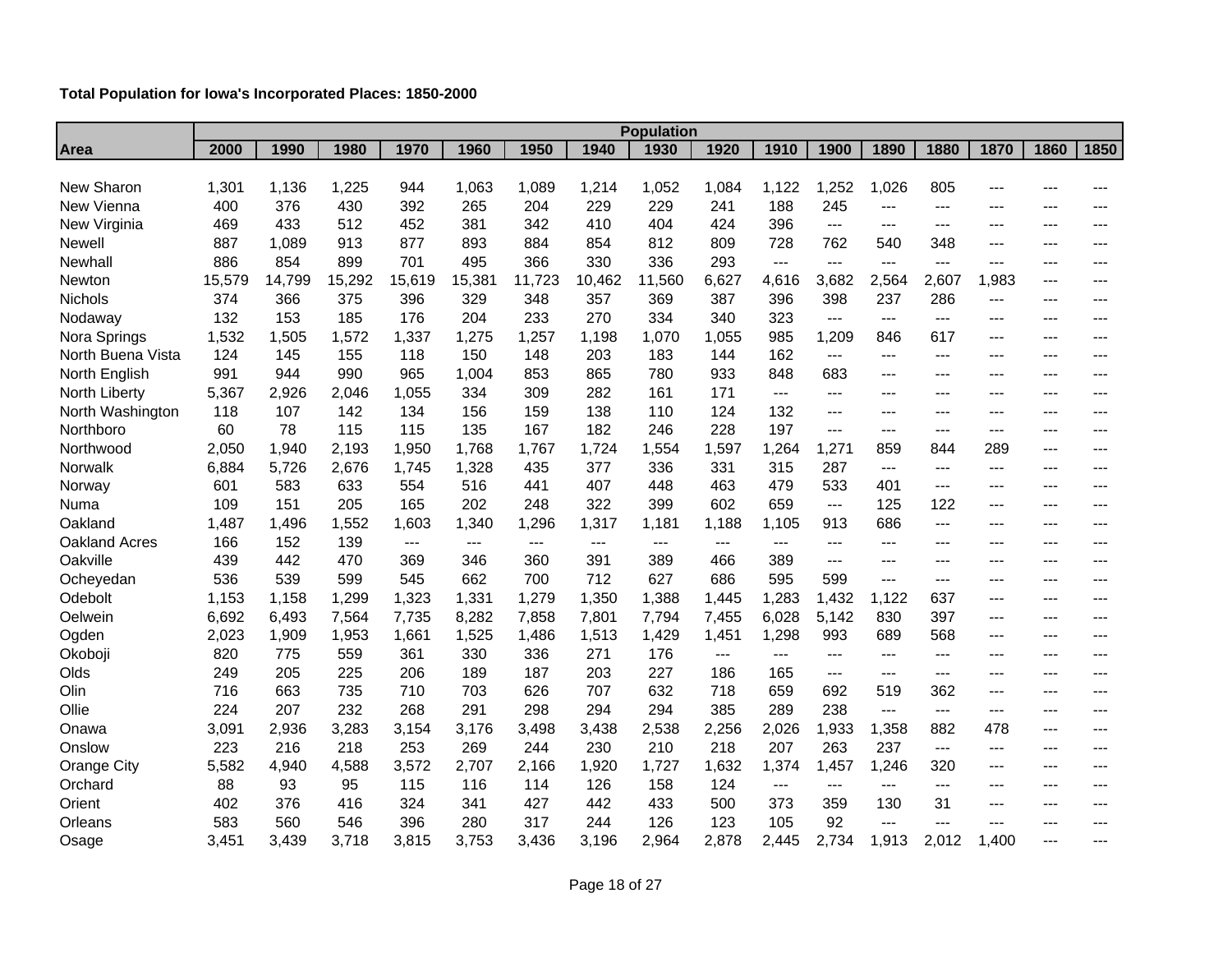**Total Population for Iowa's Incorporated Places: 1850-2000**

| | Population | | | | | | | | | | | | | | | |
|---|---|---|---|---|---|---|---|---|---|---|---|---|---|---|---|---|
| **Area** | **2000** | **1990** | **1980** | **1970** | **1960** | **1950** | **1940** | **1930** | **1920** | **1910** | **1900** | **1890** | **1880** | **1870** | **1860** | **1850** |
| New Sharon | 1,301 | 1,136 | 1,225 | 944 | 1,063 | 1,089 | 1,214 | 1,052 | 1,084 | 1,122 | 1,252 | 1,026 | 805 | --- | --- | --- |
| New Vienna | 400 | 376 | 430 | 392 | 265 | 204 | 229 | 229 | 241 | 188 | 245 | --- | --- | --- | --- | --- |
| New Virginia | 469 | 433 | 512 | 452 | 381 | 342 | 410 | 404 | 424 | 396 | --- | --- | --- | --- | --- | --- |
| Newell | 887 | 1,089 | 913 | 877 | 893 | 884 | 854 | 812 | 809 | 728 | 762 | 540 | 348 | --- | --- | --- |
| Newhall | 886 | 854 | 899 | 701 | 495 | 366 | 330 | 336 | 293 | --- | --- | --- | --- | --- | --- | --- |
| Newton | 15,579 | 14,799 | 15,292 | 15,619 | 15,381 | 11,723 | 10,462 | 11,560 | 6,627 | 4,616 | 3,682 | 2,564 | 2,607 | 1,983 | --- | --- |
| Nichols | 374 | 366 | 375 | 396 | 329 | 348 | 357 | 369 | 387 | 396 | 398 | 237 | 286 | --- | --- | --- |
| Nodaway | 132 | 153 | 185 | 176 | 204 | 233 | 270 | 334 | 340 | 323 | --- | --- | --- | --- | --- | --- |
| Nora Springs | 1,532 | 1,505 | 1,572 | 1,337 | 1,275 | 1,257 | 1,198 | 1,070 | 1,055 | 985 | 1,209 | 846 | 617 | --- | --- | --- |
| North Buena Vista | 124 | 145 | 155 | 118 | 150 | 148 | 203 | 183 | 144 | 162 | --- | --- | --- | --- | --- | --- |
| North English | 991 | 944 | 990 | 965 | 1,004 | 853 | 865 | 780 | 933 | 848 | 683 | --- | --- | --- | --- | --- |
| North Liberty | 5,367 | 2,926 | 2,046 | 1,055 | 334 | 309 | 282 | 161 | 171 | --- | --- | --- | --- | --- | --- | --- |
| North Washington | 118 | 107 | 142 | 134 | 156 | 159 | 138 | 110 | 124 | 132 | --- | --- | --- | --- | --- | --- |
| Northboro | 60 | 78 | 115 | 115 | 135 | 167 | 182 | 246 | 228 | 197 | --- | --- | --- | --- | --- | --- |
| Northwood | 2,050 | 1,940 | 2,193 | 1,950 | 1,768 | 1,767 | 1,724 | 1,554 | 1,597 | 1,264 | 1,271 | 859 | 844 | 289 | --- | --- |
| Norwalk | 6,884 | 5,726 | 2,676 | 1,745 | 1,328 | 435 | 377 | 336 | 331 | 315 | 287 | --- | --- | --- | --- | --- |
| Norway | 601 | 583 | 633 | 554 | 516 | 441 | 407 | 448 | 463 | 479 | 533 | 401 | --- | --- | --- | --- |
| Numa | 109 | 151 | 205 | 165 | 202 | 248 | 322 | 399 | 602 | 659 | --- | 125 | 122 | --- | --- | --- |
| Oakland | 1,487 | 1,496 | 1,552 | 1,603 | 1,340 | 1,296 | 1,317 | 1,181 | 1,188 | 1,105 | 913 | 686 | --- | --- | --- | --- |
| Oakland Acres | 166 | 152 | 139 | --- | --- | --- | --- | --- | --- | --- | --- | --- | --- | --- | --- | --- |
| Oakville | 439 | 442 | 470 | 369 | 346 | 360 | 391 | 389 | 466 | 389 | --- | --- | --- | --- | --- | --- |
| Ocheyedan | 536 | 539 | 599 | 545 | 662 | 700 | 712 | 627 | 686 | 595 | 599 | --- | --- | --- | --- | --- |
| Odebolt | 1,153 | 1,158 | 1,299 | 1,323 | 1,331 | 1,279 | 1,350 | 1,388 | 1,445 | 1,283 | 1,432 | 1,122 | 637 | --- | --- | --- |
| Oelwein | 6,692 | 6,493 | 7,564 | 7,735 | 8,282 | 7,858 | 7,801 | 7,794 | 7,455 | 6,028 | 5,142 | 830 | 397 | --- | --- | --- |
| Ogden | 2,023 | 1,909 | 1,953 | 1,661 | 1,525 | 1,486 | 1,513 | 1,429 | 1,451 | 1,298 | 993 | 689 | 568 | --- | --- | --- |
| Okoboji | 820 | 775 | 559 | 361 | 330 | 336 | 271 | 176 | --- | --- | --- | --- | --- | --- | --- | --- |
| Olds | 249 | 205 | 225 | 206 | 189 | 187 | 203 | 227 | 186 | 165 | --- | --- | --- | --- | --- | --- |
| Olin | 716 | 663 | 735 | 710 | 703 | 626 | 707 | 632 | 718 | 659 | 692 | 519 | 362 | --- | --- | --- |
| Ollie | 224 | 207 | 232 | 268 | 291 | 298 | 294 | 294 | 385 | 289 | 238 | --- | --- | --- | --- | --- |
| Onawa | 3,091 | 2,936 | 3,283 | 3,154 | 3,176 | 3,498 | 3,438 | 2,538 | 2,256 | 2,026 | 1,933 | 1,358 | 882 | 478 | --- | --- |
| Onslow | 223 | 216 | 218 | 253 | 269 | 244 | 230 | 210 | 218 | 207 | 263 | 237 | --- | --- | --- | --- |
| Orange City | 5,582 | 4,940 | 4,588 | 3,572 | 2,707 | 2,166 | 1,920 | 1,727 | 1,632 | 1,374 | 1,457 | 1,246 | 320 | --- | --- | --- |
| Orchard | 88 | 93 | 95 | 115 | 116 | 114 | 126 | 158 | 124 | --- | --- | --- | --- | --- | --- | --- |
| Orient | 402 | 376 | 416 | 324 | 341 | 427 | 442 | 433 | 500 | 373 | 359 | 130 | 31 | --- | --- | --- |
| Orleans | 583 | 560 | 546 | 396 | 280 | 317 | 244 | 126 | 123 | 105 | 92 | --- | --- | --- | --- | --- |
| Osage | 3,451 | 3,439 | 3,718 | 3,815 | 3,753 | 3,436 | 3,196 | 2,964 | 2,878 | 2,445 | 2,734 | 1,913 | 2,012 | 1,400 | --- | --- |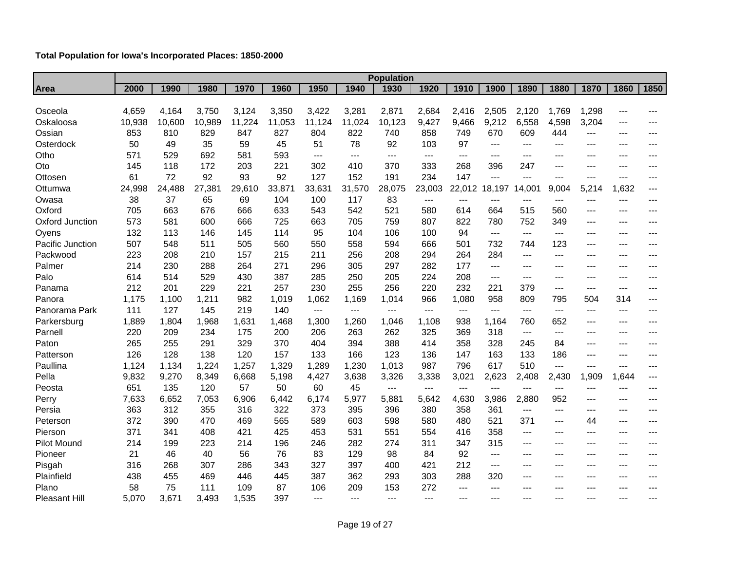**Total Population for Iowa's Incorporated Places: 1850-2000**

| | Population | | | | | | | | | | | | | | | |
|---|---|---|---|---|---|---|---|---|---|---|---|---|---|---|---|---|
| **Area** | **2000** | **1990** | **1980** | **1970** | **1960** | **1950** | **1940** | **1930** | **1920** | **1910** | **1900** | **1890** | **1880** | **1870** | **1860** | **1850** |
| Osceola | 4,659 | 4,164 | 3,750 | 3,124 | 3,350 | 3,422 | 3,281 | 2,871 | 2,684 | 2,416 | 2,505 | 2,120 | 1,769 | 1,298 | --- | --- |
| Oskaloosa | 10,938 | 10,600 | 10,989 | 11,224 | 11,053 | 11,124 | 11,024 | 10,123 | 9,427 | 9,466 | 9,212 | 6,558 | 4,598 | 3,204 | --- | --- |
| Ossian | 853 | 810 | 829 | 847 | 827 | 804 | 822 | 740 | 858 | 749 | 670 | 609 | 444 | --- | --- | --- |
| Osterdock | 50 | 49 | 35 | 59 | 45 | 51 | 78 | 92 | 103 | 97 | --- | --- | --- | --- | --- | --- |
| Otho | 571 | 529 | 692 | 581 | 593 | --- | --- | --- | --- | --- | --- | --- | --- | --- | --- | --- |
| Oto | 145 | 118 | 172 | 203 | 221 | 302 | 410 | 370 | 333 | 268 | 396 | 247 | --- | --- | --- | --- |
| Ottosen | 61 | 72 | 92 | 93 | 92 | 127 | 152 | 191 | 234 | 147 | --- | --- | --- | --- | --- | --- |
| Ottumwa | 24,998 | 24,488 | 27,381 | 29,610 | 33,871 | 33,631 | 31,570 | 28,075 | 23,003 | 22,012 | 18,197 | 14,001 | 9,004 | 5,214 | 1,632 | --- |
| Owasa | 38 | 37 | 65 | 69 | 104 | 100 | 117 | 83 | --- | --- | --- | --- | --- | --- | --- | --- |
| Oxford | 705 | 663 | 676 | 666 | 633 | 543 | 542 | 521 | 580 | 614 | 664 | 515 | 560 | --- | --- | --- |
| Oxford Junction | 573 | 581 | 600 | 666 | 725 | 663 | 705 | 759 | 807 | 822 | 780 | 752 | 349 | --- | --- | --- |
| Oyens | 132 | 113 | 146 | 145 | 114 | 95 | 104 | 106 | 100 | 94 | --- | --- | --- | --- | --- | --- |
| Pacific Junction | 507 | 548 | 511 | 505 | 560 | 550 | 558 | 594 | 666 | 501 | 732 | 744 | 123 | --- | --- | --- |
| Packwood | 223 | 208 | 210 | 157 | 215 | 211 | 256 | 208 | 294 | 264 | 284 | --- | --- | --- | --- | --- |
| Palmer | 214 | 230 | 288 | 264 | 271 | 296 | 305 | 297 | 282 | 177 | --- | --- | --- | --- | --- | --- |
| Palo | 614 | 514 | 529 | 430 | 387 | 285 | 250 | 205 | 224 | 208 | --- | --- | --- | --- | --- | --- |
| Panama | 212 | 201 | 229 | 221 | 257 | 230 | 255 | 256 | 220 | 232 | 221 | 379 | --- | --- | --- | --- |
| Panora | 1,175 | 1,100 | 1,211 | 982 | 1,019 | 1,062 | 1,169 | 1,014 | 966 | 1,080 | 958 | 809 | 795 | 504 | 314 | --- |
| Panorama Park | 111 | 127 | 145 | 219 | 140 | --- | --- | --- | --- | --- | --- | --- | --- | --- | --- | --- |
| Parkersburg | 1,889 | 1,804 | 1,968 | 1,631 | 1,468 | 1,300 | 1,260 | 1,046 | 1,108 | 938 | 1,164 | 760 | 652 | --- | --- | --- |
| Parnell | 220 | 209 | 234 | 175 | 200 | 206 | 263 | 262 | 325 | 369 | 318 | --- | --- | --- | --- | --- |
| Paton | 265 | 255 | 291 | 329 | 370 | 404 | 394 | 388 | 414 | 358 | 328 | 245 | 84 | --- | --- | --- |
| Patterson | 126 | 128 | 138 | 120 | 157 | 133 | 166 | 123 | 136 | 147 | 163 | 133 | 186 | --- | --- | --- |
| Paullina | 1,124 | 1,134 | 1,224 | 1,257 | 1,329 | 1,289 | 1,230 | 1,013 | 987 | 796 | 617 | 510 | --- | --- | --- | --- |
| Pella | 9,832 | 9,270 | 8,349 | 6,668 | 5,198 | 4,427 | 3,638 | 3,326 | 3,338 | 3,021 | 2,623 | 2,408 | 2,430 | 1,909 | 1,644 | --- |
| Peosta | 651 | 135 | 120 | 57 | 50 | 60 | 45 | --- | --- | --- | --- | --- | --- | --- | --- | --- |
| Perry | 7,633 | 6,652 | 7,053 | 6,906 | 6,442 | 6,174 | 5,977 | 5,881 | 5,642 | 4,630 | 3,986 | 2,880 | 952 | --- | --- | --- |
| Persia | 363 | 312 | 355 | 316 | 322 | 373 | 395 | 396 | 380 | 358 | 361 | --- | --- | --- | --- | --- |
| Peterson | 372 | 390 | 470 | 469 | 565 | 589 | 603 | 598 | 580 | 480 | 521 | 371 | --- | 44 | --- | --- |
| Pierson | 371 | 341 | 408 | 421 | 425 | 453 | 531 | 551 | 554 | 416 | 358 | --- | --- | --- | --- | --- |
| Pilot Mound | 214 | 199 | 223 | 214 | 196 | 246 | 282 | 274 | 311 | 347 | 315 | --- | --- | --- | --- | --- |
| Pioneer | 21 | 46 | 40 | 56 | 76 | 83 | 129 | 98 | 84 | 92 | --- | --- | --- | --- | --- | --- |
| Pisgah | 316 | 268 | 307 | 286 | 343 | 327 | 397 | 400 | 421 | 212 | --- | --- | --- | --- | --- | --- |
| Plainfield | 438 | 455 | 469 | 446 | 445 | 387 | 362 | 293 | 303 | 288 | 320 | --- | --- | --- | --- | --- |
| Plano | 58 | 75 | 111 | 109 | 87 | 106 | 209 | 153 | 272 | --- | --- | --- | --- | --- | --- | --- |
| Pleasant Hill | 5,070 | 3,671 | 3,493 | 1,535 | 397 | --- | --- | --- | --- | --- | --- | --- | --- | --- | --- | --- |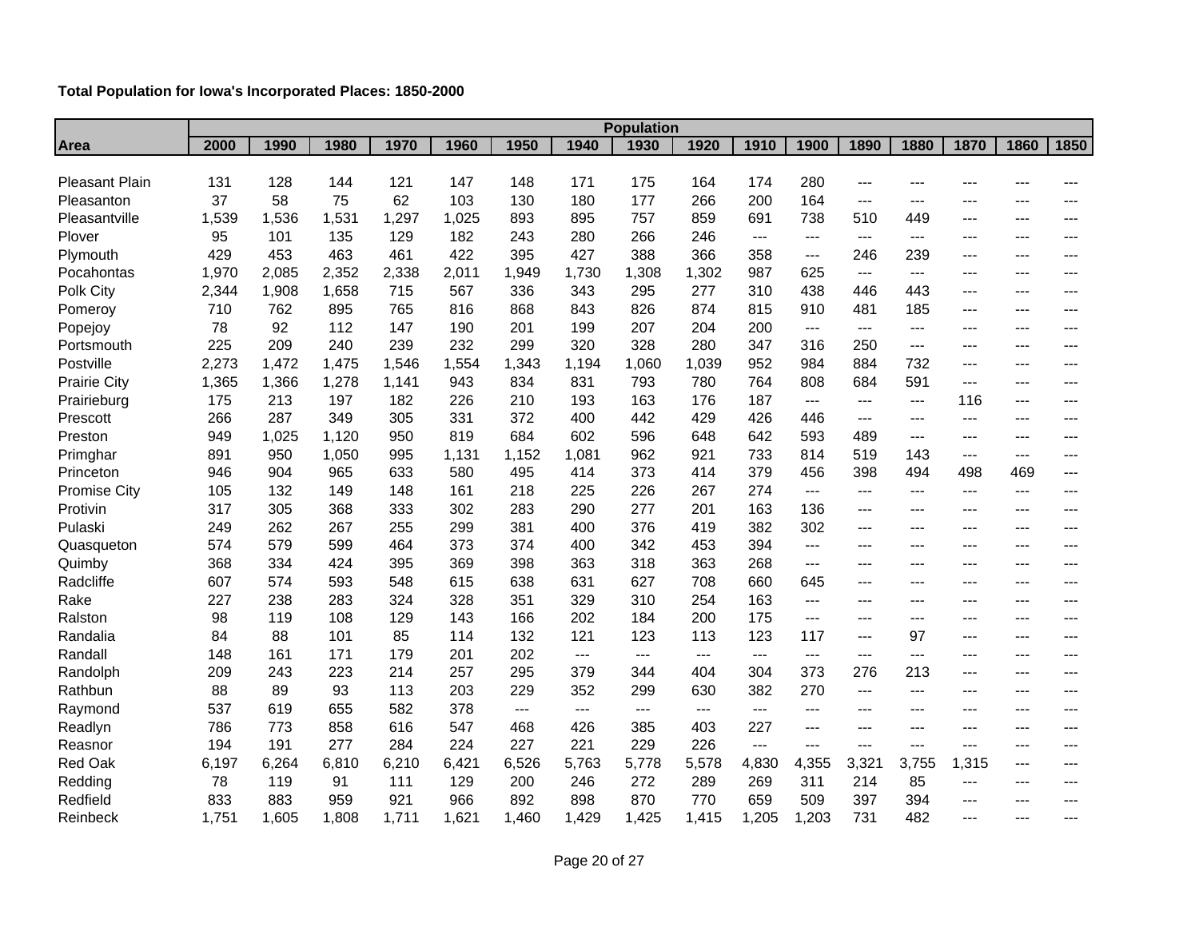**Total Population for Iowa's Incorporated Places: 1850-2000**

| Area | Population | | | | | | | | | | | | | | | |
|---|---|---|---|---|---|---|---|---|---|---|---|---|---|---|---|---|
| | 2000 | 1990 | 1980 | 1970 | 1960 | 1950 | 1940 | 1930 | 1920 | 1910 | 1900 | 1890 | 1880 | 1870 | 1860 | 1850 |
| Pleasant Plain | 131 | 128 | 144 | 121 | 147 | 148 | 171 | 175 | 164 | 174 | 280 | --- | --- | --- | --- | --- |
| Pleasanton | 37 | 58 | 75 | 62 | 103 | 130 | 180 | 177 | 266 | 200 | 164 | --- | --- | --- | --- | --- |
| Pleasantville | 1,539 | 1,536 | 1,531 | 1,297 | 1,025 | 893 | 895 | 757 | 859 | 691 | 738 | 510 | 449 | --- | --- | --- |
| Plover | 95 | 101 | 135 | 129 | 182 | 243 | 280 | 266 | 246 | --- | --- | --- | --- | --- | --- | --- |
| Plymouth | 429 | 453 | 463 | 461 | 422 | 395 | 427 | 388 | 366 | 358 | --- | 246 | 239 | --- | --- | --- |
| Pocahontas | 1,970 | 2,085 | 2,352 | 2,338 | 2,011 | 1,949 | 1,730 | 1,308 | 1,302 | 987 | 625 | --- | --- | --- | --- | --- |
| Polk City | 2,344 | 1,908 | 1,658 | 715 | 567 | 336 | 343 | 295 | 277 | 310 | 438 | 446 | 443 | --- | --- | --- |
| Pomeroy | 710 | 762 | 895 | 765 | 816 | 868 | 843 | 826 | 874 | 815 | 910 | 481 | 185 | --- | --- | --- |
| Popejoy | 78 | 92 | 112 | 147 | 190 | 201 | 199 | 207 | 204 | 200 | --- | --- | --- | --- | --- | --- |
| Portsmouth | 225 | 209 | 240 | 239 | 232 | 299 | 320 | 328 | 280 | 347 | 316 | 250 | --- | --- | --- | --- |
| Postville | 2,273 | 1,472 | 1,475 | 1,546 | 1,554 | 1,343 | 1,194 | 1,060 | 1,039 | 952 | 984 | 884 | 732 | --- | --- | --- |
| Prairie City | 1,365 | 1,366 | 1,278 | 1,141 | 943 | 834 | 831 | 793 | 780 | 764 | 808 | 684 | 591 | --- | --- | --- |
| Prairieburg | 175 | 213 | 197 | 182 | 226 | 210 | 193 | 163 | 176 | 187 | --- | --- | --- | 116 | --- | --- |
| Prescott | 266 | 287 | 349 | 305 | 331 | 372 | 400 | 442 | 429 | 426 | 446 | --- | --- | --- | --- | --- |
| Preston | 949 | 1,025 | 1,120 | 950 | 819 | 684 | 602 | 596 | 648 | 642 | 593 | 489 | --- | --- | --- | --- |
| Primghar | 891 | 950 | 1,050 | 995 | 1,131 | 1,152 | 1,081 | 962 | 921 | 733 | 814 | 519 | 143 | --- | --- | --- |
| Princeton | 946 | 904 | 965 | 633 | 580 | 495 | 414 | 373 | 414 | 379 | 456 | 398 | 494 | 498 | 469 | --- |
| Promise City | 105 | 132 | 149 | 148 | 161 | 218 | 225 | 226 | 267 | 274 | --- | --- | --- | --- | --- | --- |
| Protivin | 317 | 305 | 368 | 333 | 302 | 283 | 290 | 277 | 201 | 163 | 136 | --- | --- | --- | --- | --- |
| Pulaski | 249 | 262 | 267 | 255 | 299 | 381 | 400 | 376 | 419 | 382 | 302 | --- | --- | --- | --- | --- |
| Quasqueton | 574 | 579 | 599 | 464 | 373 | 374 | 400 | 342 | 453 | 394 | --- | --- | --- | --- | --- | --- |
| Quimby | 368 | 334 | 424 | 395 | 369 | 398 | 363 | 318 | 363 | 268 | --- | --- | --- | --- | --- | --- |
| Radcliffe | 607 | 574 | 593 | 548 | 615 | 638 | 631 | 627 | 708 | 660 | 645 | --- | --- | --- | --- | --- |
| Rake | 227 | 238 | 283 | 324 | 328 | 351 | 329 | 310 | 254 | 163 | --- | --- | --- | --- | --- | --- |
| Ralston | 98 | 119 | 108 | 129 | 143 | 166 | 202 | 184 | 200 | 175 | --- | --- | --- | --- | --- | --- |
| Randalia | 84 | 88 | 101 | 85 | 114 | 132 | 121 | 123 | 113 | 123 | 117 | --- | 97 | --- | --- | --- |
| Randall | 148 | 161 | 171 | 179 | 201 | 202 | --- | --- | --- | --- | --- | --- | --- | --- | --- | --- |
| Randolph | 209 | 243 | 223 | 214 | 257 | 295 | 379 | 344 | 404 | 304 | 373 | 276 | 213 | --- | --- | --- |
| Rathbun | 88 | 89 | 93 | 113 | 203 | 229 | 352 | 299 | 630 | 382 | 270 | --- | --- | --- | --- | --- |
| Raymond | 537 | 619 | 655 | 582 | 378 | --- | --- | --- | --- | --- | --- | --- | --- | --- | --- | --- |
| Readlyn | 786 | 773 | 858 | 616 | 547 | 468 | 426 | 385 | 403 | 227 | --- | --- | --- | --- | --- | --- |
| Reasnor | 194 | 191 | 277 | 284 | 224 | 227 | 221 | 229 | 226 | --- | --- | --- | --- | --- | --- | --- |
| Red Oak | 6,197 | 6,264 | 6,810 | 6,210 | 6,421 | 6,526 | 5,763 | 5,778 | 5,578 | 4,830 | 4,355 | 3,321 | 3,755 | 1,315 | --- | --- |
| Redding | 78 | 119 | 91 | 111 | 129 | 200 | 246 | 272 | 289 | 269 | 311 | 214 | 85 | --- | --- | --- |
| Redfield | 833 | 883 | 959 | 921 | 966 | 892 | 898 | 870 | 770 | 659 | 509 | 397 | 394 | --- | --- | --- |
| Reinbeck | 1,751 | 1,605 | 1,808 | 1,711 | 1,621 | 1,460 | 1,429 | 1,425 | 1,415 | 1,205 | 1,203 | 731 | 482 | --- | --- | --- |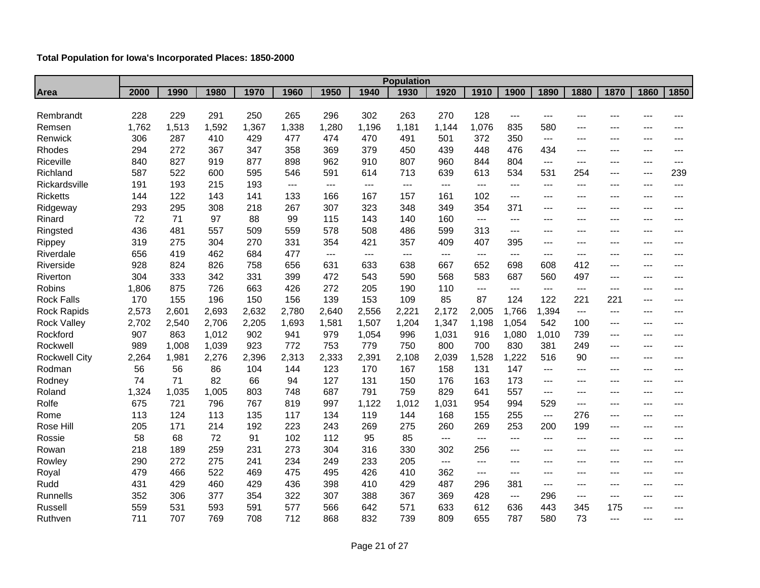**Total Population for Iowa's Incorporated Places: 1850-2000**

| | Population | | | | | | | | | | | | | | | |
|---|---|---|---|---|---|---|---|---|---|---|---|---|---|---|---|---|
| **Area** | **2000** | **1990** | **1980** | **1970** | **1960** | **1950** | **1940** | **1930** | **1920** | **1910** | **1900** | **1890** | **1880** | **1870** | **1860** | **1850** |
| Rembrandt | 228 | 229 | 291 | 250 | 265 | 296 | 302 | 263 | 270 | 128 | --- | --- | --- | --- | --- | --- |
| Remsen | 1,762 | 1,513 | 1,592 | 1,367 | 1,338 | 1,280 | 1,196 | 1,181 | 1,144 | 1,076 | 835 | 580 | --- | --- | --- | --- |
| Renwick | 306 | 287 | 410 | 429 | 477 | 474 | 470 | 491 | 501 | 372 | 350 | --- | --- | --- | --- | --- |
| Rhodes | 294 | 272 | 367 | 347 | 358 | 369 | 379 | 450 | 439 | 448 | 476 | 434 | --- | --- | --- | --- |
| Riceville | 840 | 827 | 919 | 877 | 898 | 962 | 910 | 807 | 960 | 844 | 804 | --- | --- | --- | --- | --- |
| Richland | 587 | 522 | 600 | 595 | 546 | 591 | 614 | 713 | 639 | 613 | 534 | 531 | 254 | --- | --- | 239 |
| Rickardsville | 191 | 193 | 215 | 193 | --- | --- | --- | --- | --- | --- | --- | --- | --- | --- | --- | --- |
| Ricketts | 144 | 122 | 143 | 141 | 133 | 166 | 167 | 157 | 161 | 102 | --- | --- | --- | --- | --- | --- |
| Ridgeway | 293 | 295 | 308 | 218 | 267 | 307 | 323 | 348 | 349 | 354 | 371 | --- | --- | --- | --- | --- |
| Rinard | 72 | 71 | 97 | 88 | 99 | 115 | 143 | 140 | 160 | --- | --- | --- | --- | --- | --- | --- |
| Ringsted | 436 | 481 | 557 | 509 | 559 | 578 | 508 | 486 | 599 | 313 | --- | --- | --- | --- | --- | --- |
| Rippey | 319 | 275 | 304 | 270 | 331 | 354 | 421 | 357 | 409 | 407 | 395 | --- | --- | --- | --- | --- |
| Riverdale | 656 | 419 | 462 | 684 | 477 | --- | --- | --- | --- | --- | --- | --- | --- | --- | --- | --- |
| Riverside | 928 | 824 | 826 | 758 | 656 | 631 | 633 | 638 | 667 | 652 | 698 | 608 | 412 | --- | --- | --- |
| Riverton | 304 | 333 | 342 | 331 | 399 | 472 | 543 | 590 | 568 | 583 | 687 | 560 | 497 | --- | --- | --- |
| Robins | 1,806 | 875 | 726 | 663 | 426 | 272 | 205 | 190 | 110 | --- | --- | --- | --- | --- | --- | --- |
| Rock Falls | 170 | 155 | 196 | 150 | 156 | 139 | 153 | 109 | 85 | 87 | 124 | 122 | 221 | 221 | --- | --- |
| Rock Rapids | 2,573 | 2,601 | 2,693 | 2,632 | 2,780 | 2,640 | 2,556 | 2,221 | 2,172 | 2,005 | 1,766 | 1,394 | --- | --- | --- | --- |
| Rock Valley | 2,702 | 2,540 | 2,706 | 2,205 | 1,693 | 1,581 | 1,507 | 1,204 | 1,347 | 1,198 | 1,054 | 542 | 100 | --- | --- | --- |
| Rockford | 907 | 863 | 1,012 | 902 | 941 | 979 | 1,054 | 996 | 1,031 | 916 | 1,080 | 1,010 | 739 | --- | --- | --- |
| Rockwell | 989 | 1,008 | 1,039 | 923 | 772 | 753 | 779 | 750 | 800 | 700 | 830 | 381 | 249 | --- | --- | --- |
| Rockwell City | 2,264 | 1,981 | 2,276 | 2,396 | 2,313 | 2,333 | 2,391 | 2,108 | 2,039 | 1,528 | 1,222 | 516 | 90 | --- | --- | --- |
| Rodman | 56 | 56 | 86 | 104 | 144 | 123 | 170 | 167 | 158 | 131 | 147 | --- | --- | --- | --- | --- |
| Rodney | 74 | 71 | 82 | 66 | 94 | 127 | 131 | 150 | 176 | 163 | 173 | --- | --- | --- | --- | --- |
| Roland | 1,324 | 1,035 | 1,005 | 803 | 748 | 687 | 791 | 759 | 829 | 641 | 557 | --- | --- | --- | --- | --- |
| Rolfe | 675 | 721 | 796 | 767 | 819 | 997 | 1,122 | 1,012 | 1,031 | 954 | 994 | 529 | --- | --- | --- | --- |
| Rome | 113 | 124 | 113 | 135 | 117 | 134 | 119 | 144 | 168 | 155 | 255 | --- | 276 | --- | --- | --- |
| Rose Hill | 205 | 171 | 214 | 192 | 223 | 243 | 269 | 275 | 260 | 269 | 253 | 200 | 199 | --- | --- | --- |
| Rossie | 58 | 68 | 72 | 91 | 102 | 112 | 95 | 85 | --- | --- | --- | --- | --- | --- | --- | --- |
| Rowan | 218 | 189 | 259 | 231 | 273 | 304 | 316 | 330 | 302 | 256 | --- | --- | --- | --- | --- | --- |
| Rowley | 290 | 272 | 275 | 241 | 234 | 249 | 233 | 205 | --- | --- | --- | --- | --- | --- | --- | --- |
| Royal | 479 | 466 | 522 | 469 | 475 | 495 | 426 | 410 | 362 | --- | --- | --- | --- | --- | --- | --- |
| Rudd | 431 | 429 | 460 | 429 | 436 | 398 | 410 | 429 | 487 | 296 | 381 | --- | --- | --- | --- | --- |
| Runnells | 352 | 306 | 377 | 354 | 322 | 307 | 388 | 367 | 369 | 428 | --- | 296 | --- | --- | --- | --- |
| Russell | 559 | 531 | 593 | 591 | 577 | 566 | 642 | 571 | 633 | 612 | 636 | 443 | 345 | 175 | --- | --- |
| Ruthven | 711 | 707 | 769 | 708 | 712 | 868 | 832 | 739 | 809 | 655 | 787 | 580 | 73 | --- | --- | --- |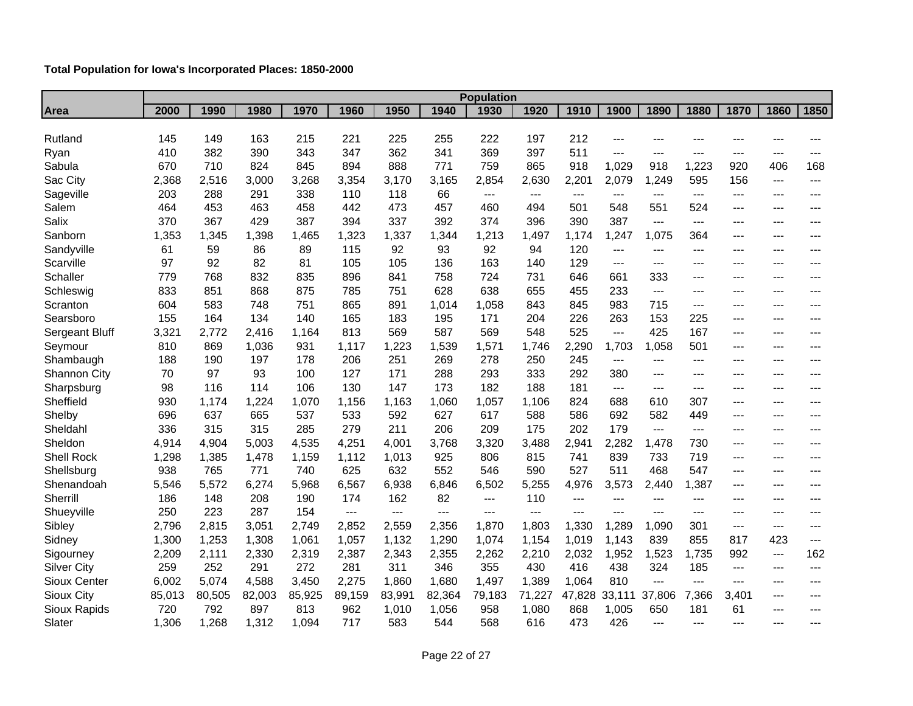**Total Population for Iowa's Incorporated Places: 1850-2000**

| Area | Population | | | | | | | | | | | | | | | |
|---|---|---|---|---|---|---|---|---|---|---|---|---|---|---|---|---|
| | 2000 | 1990 | 1980 | 1970 | 1960 | 1950 | 1940 | 1930 | 1920 | 1910 | 1900 | 1890 | 1880 | 1870 | 1860 | 1850 |
| Rutland | 145 | 149 | 163 | 215 | 221 | 225 | 255 | 222 | 197 | 212 | --- | --- | --- | --- | --- | --- |
| Ryan | 410 | 382 | 390 | 343 | 347 | 362 | 341 | 369 | 397 | 511 | --- | --- | --- | --- | --- | --- |
| Sabula | 670 | 710 | 824 | 845 | 894 | 888 | 771 | 759 | 865 | 918 | 1,029 | 918 | 1,223 | 920 | 406 | 168 |
| Sac City | 2,368 | 2,516 | 3,000 | 3,268 | 3,354 | 3,170 | 3,165 | 2,854 | 2,630 | 2,201 | 2,079 | 1,249 | 595 | 156 | --- | --- |
| Sageville | 203 | 288 | 291 | 338 | 110 | 118 | 66 | --- | --- | --- | --- | --- | --- | --- | --- | --- |
| Salem | 464 | 453 | 463 | 458 | 442 | 473 | 457 | 460 | 494 | 501 | 548 | 551 | 524 | --- | --- | --- |
| Salix | 370 | 367 | 429 | 387 | 394 | 337 | 392 | 374 | 396 | 390 | 387 | --- | --- | --- | --- | --- |
| Sanborn | 1,353 | 1,345 | 1,398 | 1,465 | 1,323 | 1,337 | 1,344 | 1,213 | 1,497 | 1,174 | 1,247 | 1,075 | 364 | --- | --- | --- |
| Sandyville | 61 | 59 | 86 | 89 | 115 | 92 | 93 | 92 | 94 | 120 | --- | --- | --- | --- | --- | --- |
| Scarville | 97 | 92 | 82 | 81 | 105 | 105 | 136 | 163 | 140 | 129 | --- | --- | --- | --- | --- | --- |
| Schaller | 779 | 768 | 832 | 835 | 896 | 841 | 758 | 724 | 731 | 646 | 661 | 333 | --- | --- | --- | --- |
| Schleswig | 833 | 851 | 868 | 875 | 785 | 751 | 628 | 638 | 655 | 455 | 233 | --- | --- | --- | --- | --- |
| Scranton | 604 | 583 | 748 | 751 | 865 | 891 | 1,014 | 1,058 | 843 | 845 | 983 | 715 | --- | --- | --- | --- |
| Searsboro | 155 | 164 | 134 | 140 | 165 | 183 | 195 | 171 | 204 | 226 | 263 | 153 | 225 | --- | --- | --- |
| Sergeant Bluff | 3,321 | 2,772 | 2,416 | 1,164 | 813 | 569 | 587 | 569 | 548 | 525 | --- | 425 | 167 | --- | --- | --- |
| Seymour | 810 | 869 | 1,036 | 931 | 1,117 | 1,223 | 1,539 | 1,571 | 1,746 | 2,290 | 1,703 | 1,058 | 501 | --- | --- | --- |
| Shambaugh | 188 | 190 | 197 | 178 | 206 | 251 | 269 | 278 | 250 | 245 | --- | --- | --- | --- | --- | --- |
| Shannon City | 70 | 97 | 93 | 100 | 127 | 171 | 288 | 293 | 333 | 292 | 380 | --- | --- | --- | --- | --- |
| Sharpsburg | 98 | 116 | 114 | 106 | 130 | 147 | 173 | 182 | 188 | 181 | --- | --- | --- | --- | --- | --- |
| Sheffield | 930 | 1,174 | 1,224 | 1,070 | 1,156 | 1,163 | 1,060 | 1,057 | 1,106 | 824 | 688 | 610 | 307 | --- | --- | --- |
| Shelby | 696 | 637 | 665 | 537 | 533 | 592 | 627 | 617 | 588 | 586 | 692 | 582 | 449 | --- | --- | --- |
| Sheldahl | 336 | 315 | 315 | 285 | 279 | 211 | 206 | 209 | 175 | 202 | 179 | --- | --- | --- | --- | --- |
| Sheldon | 4,914 | 4,904 | 5,003 | 4,535 | 4,251 | 4,001 | 3,768 | 3,320 | 3,488 | 2,941 | 2,282 | 1,478 | 730 | --- | --- | --- |
| Shell Rock | 1,298 | 1,385 | 1,478 | 1,159 | 1,112 | 1,013 | 925 | 806 | 815 | 741 | 839 | 733 | 719 | --- | --- | --- |
| Shellsburg | 938 | 765 | 771 | 740 | 625 | 632 | 552 | 546 | 590 | 527 | 511 | 468 | 547 | --- | --- | --- |
| Shenandoah | 5,546 | 5,572 | 6,274 | 5,968 | 6,567 | 6,938 | 6,846 | 6,502 | 5,255 | 4,976 | 3,573 | 2,440 | 1,387 | --- | --- | --- |
| Sherrill | 186 | 148 | 208 | 190 | 174 | 162 | 82 | --- | 110 | --- | --- | --- | --- | --- | --- | --- |
| Shueyville | 250 | 223 | 287 | 154 | --- | --- | --- | --- | --- | --- | --- | --- | --- | --- | --- | --- |
| Sibley | 2,796 | 2,815 | 3,051 | 2,749 | 2,852 | 2,559 | 2,356 | 1,870 | 1,803 | 1,330 | 1,289 | 1,090 | 301 | --- | --- | --- |
| Sidney | 1,300 | 1,253 | 1,308 | 1,061 | 1,057 | 1,132 | 1,290 | 1,074 | 1,154 | 1,019 | 1,143 | 839 | 855 | 817 | 423 | --- |
| Sigourney | 2,209 | 2,111 | 2,330 | 2,319 | 2,387 | 2,343 | 2,355 | 2,262 | 2,210 | 2,032 | 1,952 | 1,523 | 1,735 | 992 | --- | 162 |
| Silver City | 259 | 252 | 291 | 272 | 281 | 311 | 346 | 355 | 430 | 416 | 438 | 324 | 185 | --- | --- | --- |
| Sioux Center | 6,002 | 5,074 | 4,588 | 3,450 | 2,275 | 1,860 | 1,680 | 1,497 | 1,389 | 1,064 | 810 | --- | --- | --- | --- | --- |
| Sioux City | 85,013 | 80,505 | 82,003 | 85,925 | 89,159 | 83,991 | 82,364 | 79,183 | 71,227 | 47,828 | 33,111 | 37,806 | 7,366 | 3,401 | --- | --- |
| Sioux Rapids | 720 | 792 | 897 | 813 | 962 | 1,010 | 1,056 | 958 | 1,080 | 868 | 1,005 | 650 | 181 | 61 | --- | --- |
| Slater | 1,306 | 1,268 | 1,312 | 1,094 | 717 | 583 | 544 | 568 | 616 | 473 | 426 | --- | --- | --- | --- | --- |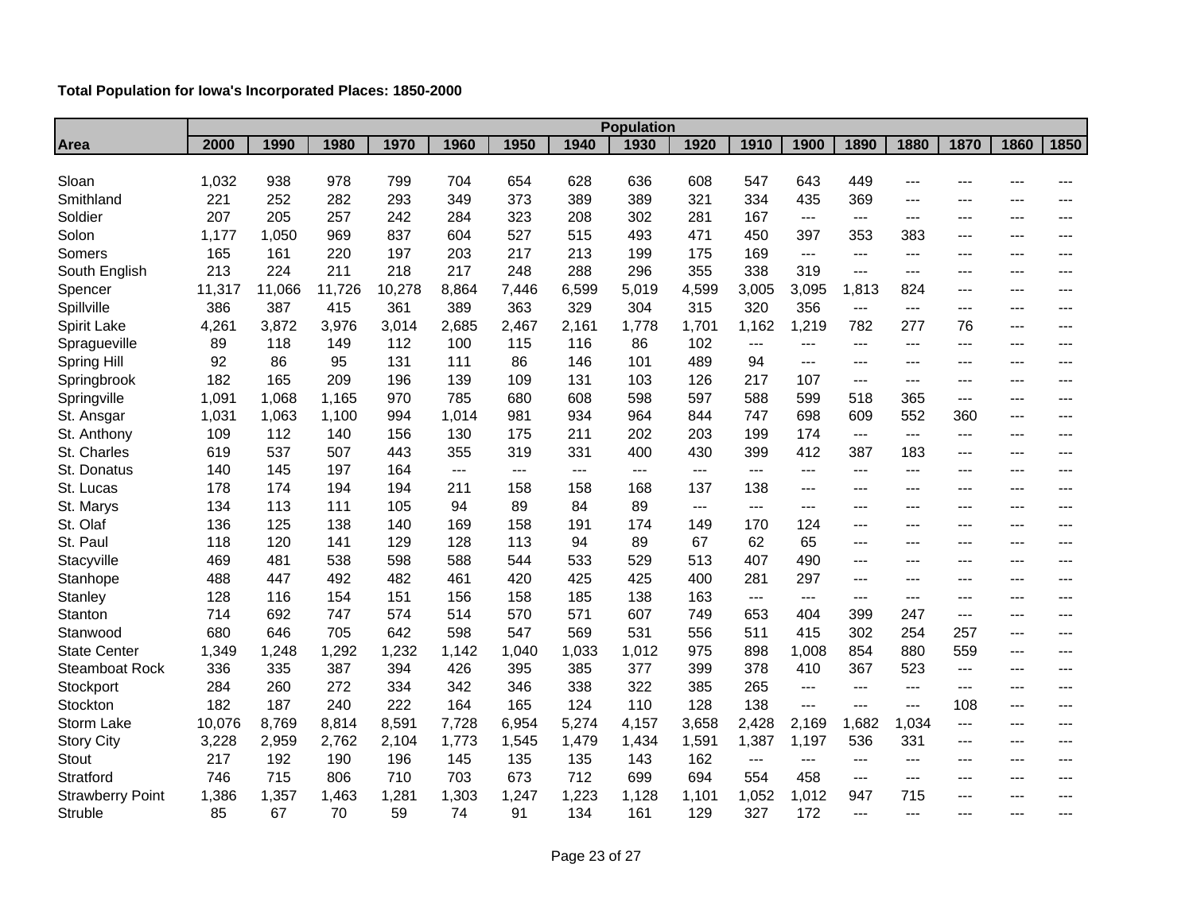**Total Population for Iowa's Incorporated Places: 1850-2000**

| Area | Population | | | | | | | | | | | | | | | |
|---|---|---|---|---|---|---|---|---|---|---|---|---|---|---|---|---|
| | 2000 | 1990 | 1980 | 1970 | 1960 | 1950 | 1940 | 1930 | 1920 | 1910 | 1900 | 1890 | 1880 | 1870 | 1860 | 1850 |
| Sloan | 1,032 | 938 | 978 | 799 | 704 | 654 | 628 | 636 | 608 | 547 | 643 | 449 | --- | --- | --- | --- |
| Smithland | 221 | 252 | 282 | 293 | 349 | 373 | 389 | 389 | 321 | 334 | 435 | 369 | --- | --- | --- | --- |
| Soldier | 207 | 205 | 257 | 242 | 284 | 323 | 208 | 302 | 281 | 167 | --- | --- | --- | --- | --- | --- |
| Solon | 1,177 | 1,050 | 969 | 837 | 604 | 527 | 515 | 493 | 471 | 450 | 397 | 353 | 383 | --- | --- | --- |
| Somers | 165 | 161 | 220 | 197 | 203 | 217 | 213 | 199 | 175 | 169 | --- | --- | --- | --- | --- | --- |
| South English | 213 | 224 | 211 | 218 | 217 | 248 | 288 | 296 | 355 | 338 | 319 | --- | --- | --- | --- | --- |
| Spencer | 11,317 | 11,066 | 11,726 | 10,278 | 8,864 | 7,446 | 6,599 | 5,019 | 4,599 | 3,005 | 3,095 | 1,813 | 824 | --- | --- | --- |
| Spillville | 386 | 387 | 415 | 361 | 389 | 363 | 329 | 304 | 315 | 320 | 356 | --- | --- | --- | --- | --- |
| Spirit Lake | 4,261 | 3,872 | 3,976 | 3,014 | 2,685 | 2,467 | 2,161 | 1,778 | 1,701 | 1,162 | 1,219 | 782 | 277 | 76 | --- | --- |
| Spragueville | 89 | 118 | 149 | 112 | 100 | 115 | 116 | 86 | 102 | --- | --- | --- | --- | --- | --- | --- |
| Spring Hill | 92 | 86 | 95 | 131 | 111 | 86 | 146 | 101 | 489 | 94 | --- | --- | --- | --- | --- | --- |
| Springbrook | 182 | 165 | 209 | 196 | 139 | 109 | 131 | 103 | 126 | 217 | 107 | --- | --- | --- | --- | --- |
| Springville | 1,091 | 1,068 | 1,165 | 970 | 785 | 680 | 608 | 598 | 597 | 588 | 599 | 518 | 365 | --- | --- | --- |
| St. Ansgar | 1,031 | 1,063 | 1,100 | 994 | 1,014 | 981 | 934 | 964 | 844 | 747 | 698 | 609 | 552 | 360 | --- | --- |
| St. Anthony | 109 | 112 | 140 | 156 | 130 | 175 | 211 | 202 | 203 | 199 | 174 | --- | --- | --- | --- | --- |
| St. Charles | 619 | 537 | 507 | 443 | 355 | 319 | 331 | 400 | 430 | 399 | 412 | 387 | 183 | --- | --- | --- |
| St. Donatus | 140 | 145 | 197 | 164 | --- | --- | --- | --- | --- | --- | --- | --- | --- | --- | --- | --- |
| St. Lucas | 178 | 174 | 194 | 194 | 211 | 158 | 158 | 168 | 137 | 138 | --- | --- | --- | --- | --- | --- |
| St. Marys | 134 | 113 | 111 | 105 | 94 | 89 | 84 | 89 | --- | --- | --- | --- | --- | --- | --- | --- |
| St. Olaf | 136 | 125 | 138 | 140 | 169 | 158 | 191 | 174 | 149 | 170 | 124 | --- | --- | --- | --- | --- |
| St. Paul | 118 | 120 | 141 | 129 | 128 | 113 | 94 | 89 | 67 | 62 | 65 | --- | --- | --- | --- | --- |
| Stacyville | 469 | 481 | 538 | 598 | 588 | 544 | 533 | 529 | 513 | 407 | 490 | --- | --- | --- | --- | --- |
| Stanhope | 488 | 447 | 492 | 482 | 461 | 420 | 425 | 425 | 400 | 281 | 297 | --- | --- | --- | --- | --- |
| Stanley | 128 | 116 | 154 | 151 | 156 | 158 | 185 | 138 | 163 | --- | --- | --- | --- | --- | --- | --- |
| Stanton | 714 | 692 | 747 | 574 | 514 | 570 | 571 | 607 | 749 | 653 | 404 | 399 | 247 | --- | --- | --- |
| Stanwood | 680 | 646 | 705 | 642 | 598 | 547 | 569 | 531 | 556 | 511 | 415 | 302 | 254 | 257 | --- | --- |
| State Center | 1,349 | 1,248 | 1,292 | 1,232 | 1,142 | 1,040 | 1,033 | 1,012 | 975 | 898 | 1,008 | 854 | 880 | 559 | --- | --- |
| Steamboat Rock | 336 | 335 | 387 | 394 | 426 | 395 | 385 | 377 | 399 | 378 | 410 | 367 | 523 | --- | --- | --- |
| Stockport | 284 | 260 | 272 | 334 | 342 | 346 | 338 | 322 | 385 | 265 | --- | --- | --- | --- | --- | --- |
| Stockton | 182 | 187 | 240 | 222 | 164 | 165 | 124 | 110 | 128 | 138 | --- | --- | --- | 108 | --- | --- |
| Storm Lake | 10,076 | 8,769 | 8,814 | 8,591 | 7,728 | 6,954 | 5,274 | 4,157 | 3,658 | 2,428 | 2,169 | 1,682 | 1,034 | --- | --- | --- |
| Story City | 3,228 | 2,959 | 2,762 | 2,104 | 1,773 | 1,545 | 1,479 | 1,434 | 1,591 | 1,387 | 1,197 | 536 | 331 | --- | --- | --- |
| Stout | 217 | 192 | 190 | 196 | 145 | 135 | 135 | 143 | 162 | --- | --- | --- | --- | --- | --- | --- |
| Stratford | 746 | 715 | 806 | 710 | 703 | 673 | 712 | 699 | 694 | 554 | 458 | --- | --- | --- | --- | --- |
| Strawberry Point | 1,386 | 1,357 | 1,463 | 1,281 | 1,303 | 1,247 | 1,223 | 1,128 | 1,101 | 1,052 | 1,012 | 947 | 715 | --- | --- | --- |
| Struble | 85 | 67 | 70 | 59 | 74 | 91 | 134 | 161 | 129 | 327 | 172 | --- | --- | --- | --- | --- |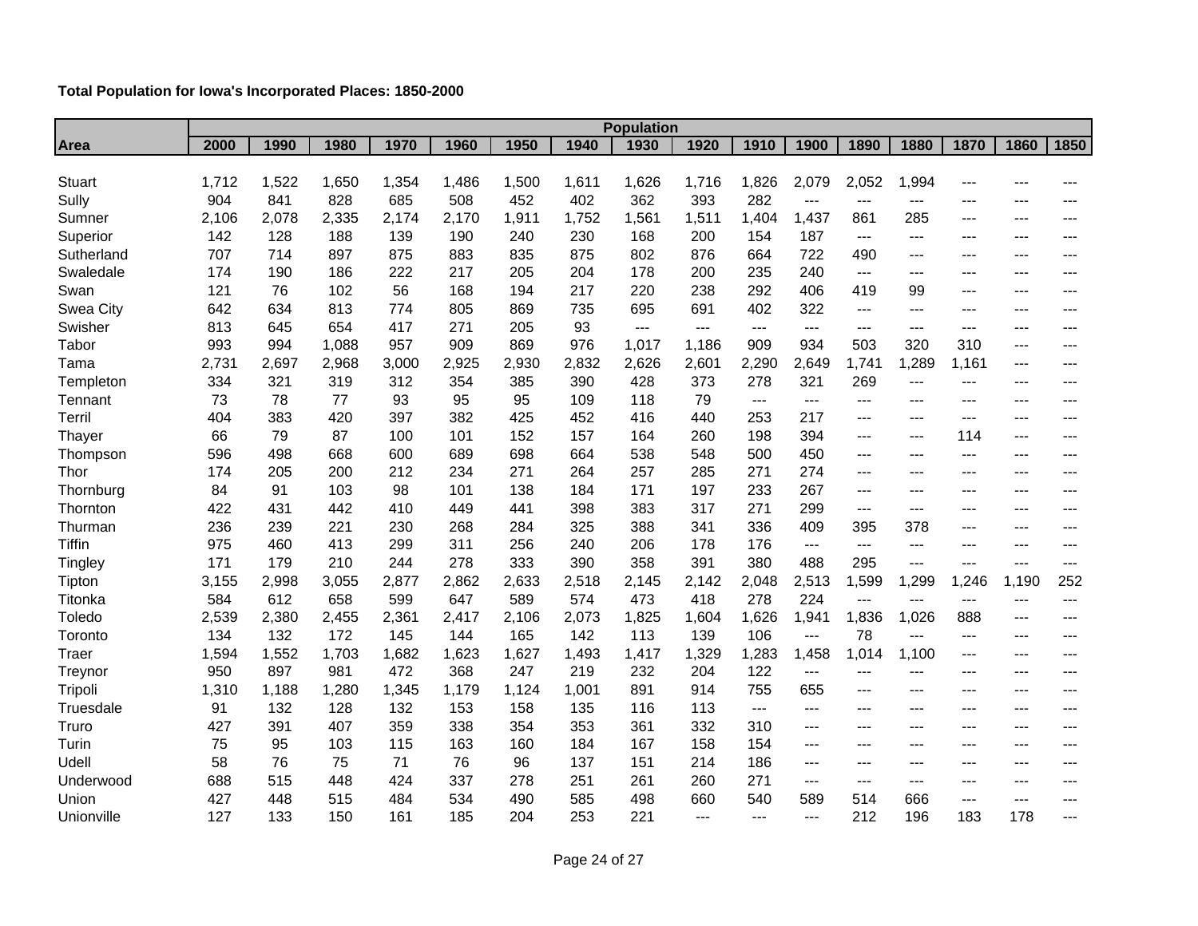**Total Population for Iowa's Incorporated Places: 1850-2000**

| | Population | | | | | | | | | | | | | | | |
|---|---|---|---|---|---|---|---|---|---|---|---|---|---|---|---|---|
| Area | 2000 | 1990 | 1980 | 1970 | 1960 | 1950 | 1940 | 1930 | 1920 | 1910 | 1900 | 1890 | 1880 | 1870 | 1860 | 1850 |
| Stuart | 1,712 | 1,522 | 1,650 | 1,354 | 1,486 | 1,500 | 1,611 | 1,626 | 1,716 | 1,826 | 2,079 | 2,052 | 1,994 | --- | --- | --- |
| Sully | 904 | 841 | 828 | 685 | 508 | 452 | 402 | 362 | 393 | 282 | --- | --- | --- | --- | --- | --- |
| Sumner | 2,106 | 2,078 | 2,335 | 2,174 | 2,170 | 1,911 | 1,752 | 1,561 | 1,511 | 1,404 | 1,437 | 861 | 285 | --- | --- | --- |
| Superior | 142 | 128 | 188 | 139 | 190 | 240 | 230 | 168 | 200 | 154 | 187 | --- | --- | --- | --- | --- |
| Sutherland | 707 | 714 | 897 | 875 | 883 | 835 | 875 | 802 | 876 | 664 | 722 | 490 | --- | --- | --- | --- |
| Swaledale | 174 | 190 | 186 | 222 | 217 | 205 | 204 | 178 | 200 | 235 | 240 | --- | --- | --- | --- | --- |
| Swan | 121 | 76 | 102 | 56 | 168 | 194 | 217 | 220 | 238 | 292 | 406 | 419 | 99 | --- | --- | --- |
| Swea City | 642 | 634 | 813 | 774 | 805 | 869 | 735 | 695 | 691 | 402 | 322 | --- | --- | --- | --- | --- |
| Swisher | 813 | 645 | 654 | 417 | 271 | 205 | 93 | --- | --- | --- | --- | --- | --- | --- | --- | --- |
| Tabor | 993 | 994 | 1,088 | 957 | 909 | 869 | 976 | 1,017 | 1,186 | 909 | 934 | 503 | 320 | 310 | --- | --- |
| Tama | 2,731 | 2,697 | 2,968 | 3,000 | 2,925 | 2,930 | 2,832 | 2,626 | 2,601 | 2,290 | 2,649 | 1,741 | 1,289 | 1,161 | --- | --- |
| Templeton | 334 | 321 | 319 | 312 | 354 | 385 | 390 | 428 | 373 | 278 | 321 | 269 | --- | --- | --- | --- |
| Tennant | 73 | 78 | 77 | 93 | 95 | 95 | 109 | 118 | 79 | --- | --- | --- | --- | --- | --- | --- |
| Terril | 404 | 383 | 420 | 397 | 382 | 425 | 452 | 416 | 440 | 253 | 217 | --- | --- | --- | --- | --- |
| Thayer | 66 | 79 | 87 | 100 | 101 | 152 | 157 | 164 | 260 | 198 | 394 | --- | --- | 114 | --- | --- |
| Thompson | 596 | 498 | 668 | 600 | 689 | 698 | 664 | 538 | 548 | 500 | 450 | --- | --- | --- | --- | --- |
| Thor | 174 | 205 | 200 | 212 | 234 | 271 | 264 | 257 | 285 | 271 | 274 | --- | --- | --- | --- | --- |
| Thornburg | 84 | 91 | 103 | 98 | 101 | 138 | 184 | 171 | 197 | 233 | 267 | --- | --- | --- | --- | --- |
| Thornton | 422 | 431 | 442 | 410 | 449 | 441 | 398 | 383 | 317 | 271 | 299 | --- | --- | --- | --- | --- |
| Thurman | 236 | 239 | 221 | 230 | 268 | 284 | 325 | 388 | 341 | 336 | 409 | 395 | 378 | --- | --- | --- |
| Tiffin | 975 | 460 | 413 | 299 | 311 | 256 | 240 | 206 | 178 | 176 | --- | --- | --- | --- | --- | --- |
| Tingley | 171 | 179 | 210 | 244 | 278 | 333 | 390 | 358 | 391 | 380 | 488 | 295 | --- | --- | --- | --- |
| Tipton | 3,155 | 2,998 | 3,055 | 2,877 | 2,862 | 2,633 | 2,518 | 2,145 | 2,142 | 2,048 | 2,513 | 1,599 | 1,299 | 1,246 | 1,190 | 252 |
| Titonka | 584 | 612 | 658 | 599 | 647 | 589 | 574 | 473 | 418 | 278 | 224 | --- | --- | --- | --- | --- |
| Toledo | 2,539 | 2,380 | 2,455 | 2,361 | 2,417 | 2,106 | 2,073 | 1,825 | 1,604 | 1,626 | 1,941 | 1,836 | 1,026 | 888 | --- | --- |
| Toronto | 134 | 132 | 172 | 145 | 144 | 165 | 142 | 113 | 139 | 106 | --- | 78 | --- | --- | --- | --- |
| Traer | 1,594 | 1,552 | 1,703 | 1,682 | 1,623 | 1,627 | 1,493 | 1,417 | 1,329 | 1,283 | 1,458 | 1,014 | 1,100 | --- | --- | --- |
| Treynor | 950 | 897 | 981 | 472 | 368 | 247 | 219 | 232 | 204 | 122 | --- | --- | --- | --- | --- | --- |
| Tripoli | 1,310 | 1,188 | 1,280 | 1,345 | 1,179 | 1,124 | 1,001 | 891 | 914 | 755 | 655 | --- | --- | --- | --- | --- |
| Truesdale | 91 | 132 | 128 | 132 | 153 | 158 | 135 | 116 | 113 | --- | --- | --- | --- | --- | --- | --- |
| Truro | 427 | 391 | 407 | 359 | 338 | 354 | 353 | 361 | 332 | 310 | --- | --- | --- | --- | --- | --- |
| Turin | 75 | 95 | 103 | 115 | 163 | 160 | 184 | 167 | 158 | 154 | --- | --- | --- | --- | --- | --- |
| Udell | 58 | 76 | 75 | 71 | 76 | 96 | 137 | 151 | 214 | 186 | --- | --- | --- | --- | --- | --- |
| Underwood | 688 | 515 | 448 | 424 | 337 | 278 | 251 | 261 | 260 | 271 | --- | --- | --- | --- | --- | --- |
| Union | 427 | 448 | 515 | 484 | 534 | 490 | 585 | 498 | 660 | 540 | 589 | 514 | 666 | --- | --- | --- |
| Unionville | 127 | 133 | 150 | 161 | 185 | 204 | 253 | 221 | --- | --- | --- | 212 | 196 | 183 | 178 | --- |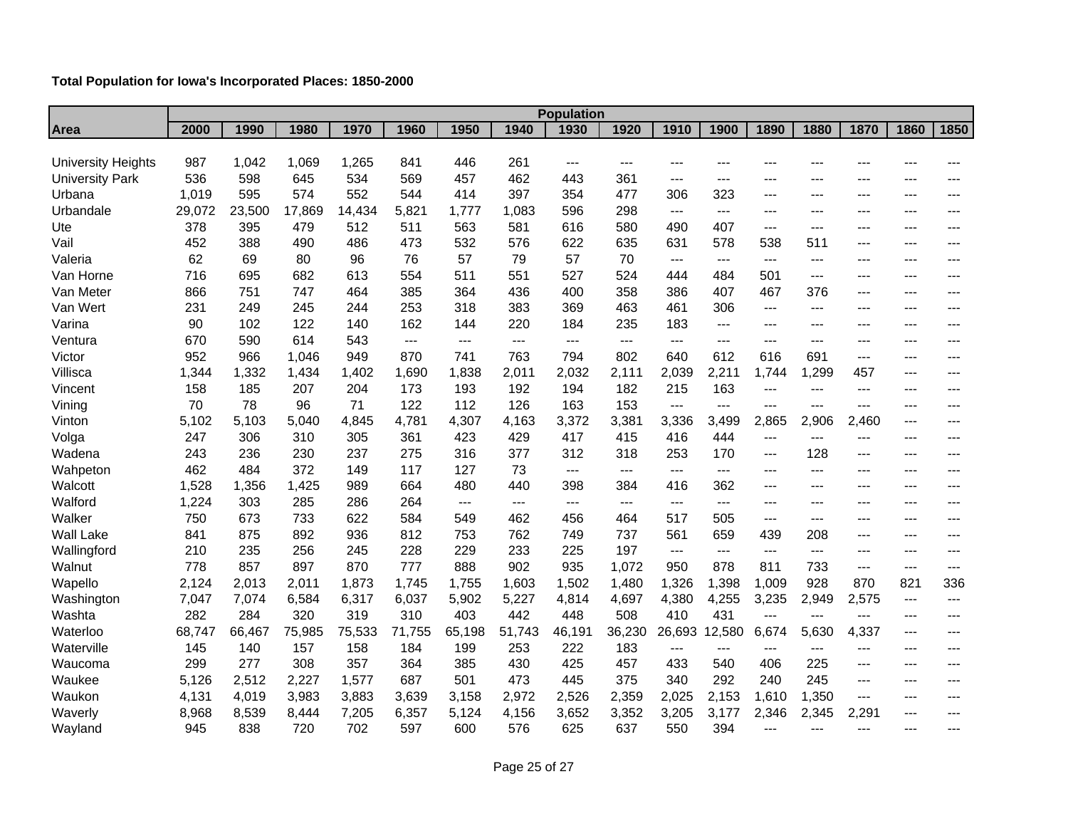**Total Population for Iowa's Incorporated Places: 1850-2000**

| Area | Population | | | | | | | | | | | | | | | |
|---|---|---|---|---|---|---|---|---|---|---|---|---|---|---|---|---|
| | 2000 | 1990 | 1980 | 1970 | 1960 | 1950 | 1940 | 1930 | 1920 | 1910 | 1900 | 1890 | 1880 | 1870 | 1860 | 1850 |
| University Heights | 987 | 1,042 | 1,069 | 1,265 | 841 | 446 | 261 | --- | --- | --- | --- | --- | --- | --- | --- | --- |
| University Park | 536 | 598 | 645 | 534 | 569 | 457 | 462 | 443 | 361 | --- | --- | --- | --- | --- | --- | --- |
| Urbana | 1,019 | 595 | 574 | 552 | 544 | 414 | 397 | 354 | 477 | 306 | 323 | --- | --- | --- | --- | --- |
| Urbandale | 29,072 | 23,500 | 17,869 | 14,434 | 5,821 | 1,777 | 1,083 | 596 | 298 | --- | --- | --- | --- | --- | --- | --- |
| Ute | 378 | 395 | 479 | 512 | 511 | 563 | 581 | 616 | 580 | 490 | 407 | --- | --- | --- | --- | --- |
| Vail | 452 | 388 | 490 | 486 | 473 | 532 | 576 | 622 | 635 | 631 | 578 | 538 | 511 | --- | --- | --- |
| Valeria | 62 | 69 | 80 | 96 | 76 | 57 | 79 | 57 | 70 | --- | --- | --- | --- | --- | --- | --- |
| Van Horne | 716 | 695 | 682 | 613 | 554 | 511 | 551 | 527 | 524 | 444 | 484 | 501 | --- | --- | --- | --- |
| Van Meter | 866 | 751 | 747 | 464 | 385 | 364 | 436 | 400 | 358 | 386 | 407 | 467 | 376 | --- | --- | --- |
| Van Wert | 231 | 249 | 245 | 244 | 253 | 318 | 383 | 369 | 463 | 461 | 306 | --- | --- | --- | --- | --- |
| Varina | 90 | 102 | 122 | 140 | 162 | 144 | 220 | 184 | 235 | 183 | --- | --- | --- | --- | --- | --- |
| Ventura | 670 | 590 | 614 | 543 | --- | --- | --- | --- | --- | --- | --- | --- | --- | --- | --- | --- |
| Victor | 952 | 966 | 1,046 | 949 | 870 | 741 | 763 | 794 | 802 | 640 | 612 | 616 | 691 | --- | --- | --- |
| Villisca | 1,344 | 1,332 | 1,434 | 1,402 | 1,690 | 1,838 | 2,011 | 2,032 | 2,111 | 2,039 | 2,211 | 1,744 | 1,299 | 457 | --- | --- |
| Vincent | 158 | 185 | 207 | 204 | 173 | 193 | 192 | 194 | 182 | 215 | 163 | --- | --- | --- | --- | --- |
| Vining | 70 | 78 | 96 | 71 | 122 | 112 | 126 | 163 | 153 | --- | --- | --- | --- | --- | --- | --- |
| Vinton | 5,102 | 5,103 | 5,040 | 4,845 | 4,781 | 4,307 | 4,163 | 3,372 | 3,381 | 3,336 | 3,499 | 2,865 | 2,906 | 2,460 | --- | --- |
| Volga | 247 | 306 | 310 | 305 | 361 | 423 | 429 | 417 | 415 | 416 | 444 | --- | --- | --- | --- | --- |
| Wadena | 243 | 236 | 230 | 237 | 275 | 316 | 377 | 312 | 318 | 253 | 170 | --- | 128 | --- | --- | --- |
| Wahpeton | 462 | 484 | 372 | 149 | 117 | 127 | 73 | --- | --- | --- | --- | --- | --- | --- | --- | --- |
| Walcott | 1,528 | 1,356 | 1,425 | 989 | 664 | 480 | 440 | 398 | 384 | 416 | 362 | --- | --- | --- | --- | --- |
| Walford | 1,224 | 303 | 285 | 286 | 264 | --- | --- | --- | --- | --- | --- | --- | --- | --- | --- | --- |
| Walker | 750 | 673 | 733 | 622 | 584 | 549 | 462 | 456 | 464 | 517 | 505 | --- | --- | --- | --- | --- |
| Wall Lake | 841 | 875 | 892 | 936 | 812 | 753 | 762 | 749 | 737 | 561 | 659 | 439 | 208 | --- | --- | --- |
| Wallingford | 210 | 235 | 256 | 245 | 228 | 229 | 233 | 225 | 197 | --- | --- | --- | --- | --- | --- | --- |
| Walnut | 778 | 857 | 897 | 870 | 777 | 888 | 902 | 935 | 1,072 | 950 | 878 | 811 | 733 | --- | --- | --- |
| Wapello | 2,124 | 2,013 | 2,011 | 1,873 | 1,745 | 1,755 | 1,603 | 1,502 | 1,480 | 1,326 | 1,398 | 1,009 | 928 | 870 | 821 | 336 |
| Washington | 7,047 | 7,074 | 6,584 | 6,317 | 6,037 | 5,902 | 5,227 | 4,814 | 4,697 | 4,380 | 4,255 | 3,235 | 2,949 | 2,575 | --- | --- |
| Washta | 282 | 284 | 320 | 319 | 310 | 403 | 442 | 448 | 508 | 410 | 431 | --- | --- | --- | --- | --- |
| Waterloo | 68,747 | 66,467 | 75,985 | 75,533 | 71,755 | 65,198 | 51,743 | 46,191 | 36,230 | 26,693 | 12,580 | 6,674 | 5,630 | 4,337 | --- | --- |
| Waterville | 145 | 140 | 157 | 158 | 184 | 199 | 253 | 222 | 183 | --- | --- | --- | --- | --- | --- | --- |
| Waucoma | 299 | 277 | 308 | 357 | 364 | 385 | 430 | 425 | 457 | 433 | 540 | 406 | 225 | --- | --- | --- |
| Waukee | 5,126 | 2,512 | 2,227 | 1,577 | 687 | 501 | 473 | 445 | 375 | 340 | 292 | 240 | 245 | --- | --- | --- |
| Waukon | 4,131 | 4,019 | 3,983 | 3,883 | 3,639 | 3,158 | 2,972 | 2,526 | 2,359 | 2,025 | 2,153 | 1,610 | 1,350 | --- | --- | --- |
| Waverly | 8,968 | 8,539 | 8,444 | 7,205 | 6,357 | 5,124 | 4,156 | 3,652 | 3,352 | 3,205 | 3,177 | 2,346 | 2,345 | 2,291 | --- | --- |
| Wayland | 945 | 838 | 720 | 702 | 597 | 600 | 576 | 625 | 637 | 550 | 394 | --- | --- | --- | --- | --- |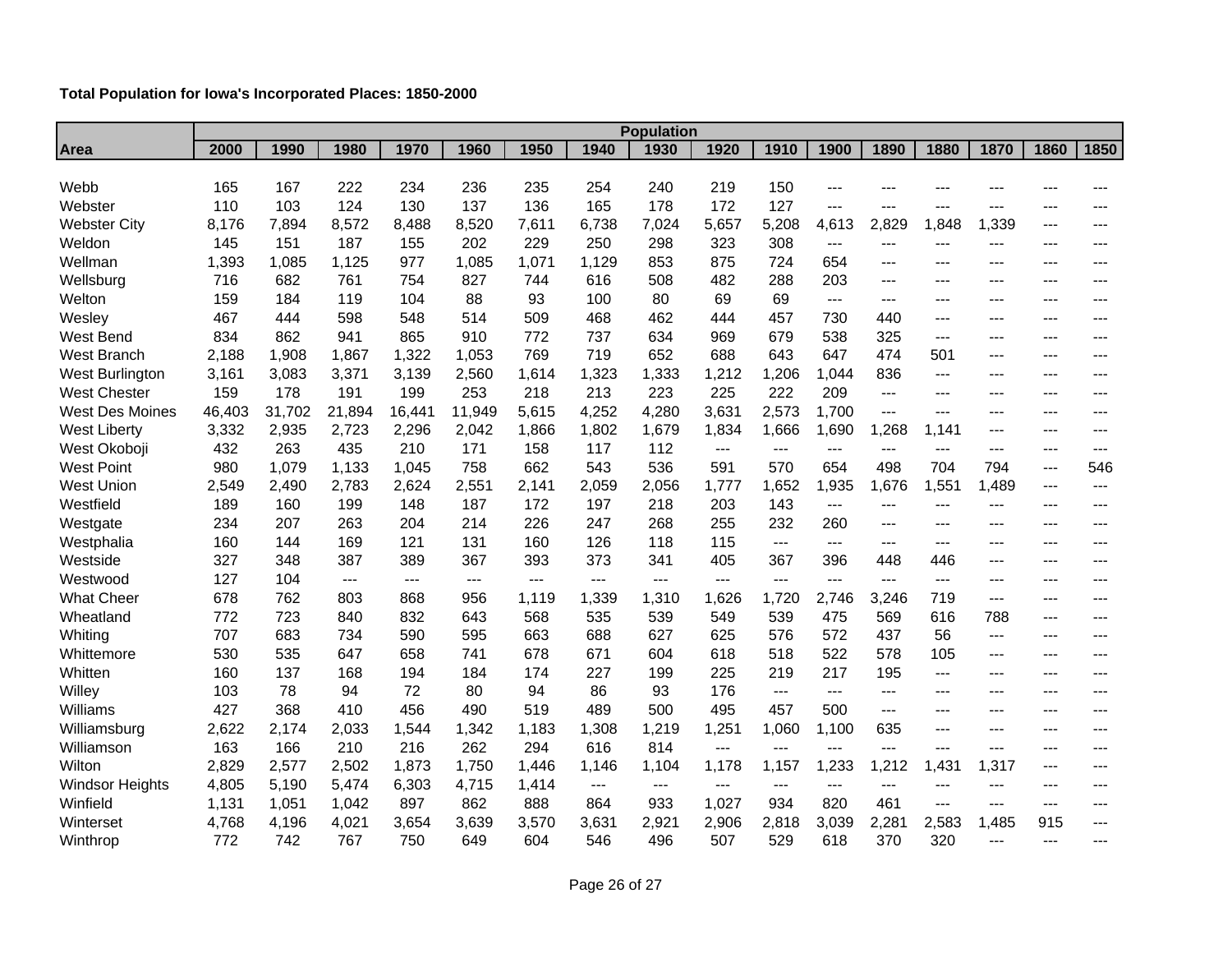**Total Population for Iowa's Incorporated Places: 1850-2000**

| Area | Population | | | | | | | | | | | | | | | |
|---|---|---|---|---|---|---|---|---|---|---|---|---|---|---|---|---|
| | 2000 | 1990 | 1980 | 1970 | 1960 | 1950 | 1940 | 1930 | 1920 | 1910 | 1900 | 1890 | 1880 | 1870 | 1860 | 1850 |
| Webb | 165 | 167 | 222 | 234 | 236 | 235 | 254 | 240 | 219 | 150 | --- | --- | --- | --- | --- | --- |
| Webster | 110 | 103 | 124 | 130 | 137 | 136 | 165 | 178 | 172 | 127 | --- | --- | --- | --- | --- | --- |
| Webster City | 8,176 | 7,894 | 8,572 | 8,488 | 8,520 | 7,611 | 6,738 | 7,024 | 5,657 | 5,208 | 4,613 | 2,829 | 1,848 | 1,339 | --- | --- |
| Weldon | 145 | 151 | 187 | 155 | 202 | 229 | 250 | 298 | 323 | 308 | --- | --- | --- | --- | --- | --- |
| Wellman | 1,393 | 1,085 | 1,125 | 977 | 1,085 | 1,071 | 1,129 | 853 | 875 | 724 | 654 | --- | --- | --- | --- | --- |
| Wellsburg | 716 | 682 | 761 | 754 | 827 | 744 | 616 | 508 | 482 | 288 | 203 | --- | --- | --- | --- | --- |
| Welton | 159 | 184 | 119 | 104 | 88 | 93 | 100 | 80 | 69 | 69 | --- | --- | --- | --- | --- | --- |
| Wesley | 467 | 444 | 598 | 548 | 514 | 509 | 468 | 462 | 444 | 457 | 730 | 440 | --- | --- | --- | --- |
| West Bend | 834 | 862 | 941 | 865 | 910 | 772 | 737 | 634 | 969 | 679 | 538 | 325 | --- | --- | --- | --- |
| West Branch | 2,188 | 1,908 | 1,867 | 1,322 | 1,053 | 769 | 719 | 652 | 688 | 643 | 647 | 474 | 501 | --- | --- | --- |
| West Burlington | 3,161 | 3,083 | 3,371 | 3,139 | 2,560 | 1,614 | 1,323 | 1,333 | 1,212 | 1,206 | 1,044 | 836 | --- | --- | --- | --- |
| West Chester | 159 | 178 | 191 | 199 | 253 | 218 | 213 | 223 | 225 | 222 | 209 | --- | --- | --- | --- | --- |
| West Des Moines | 46,403 | 31,702 | 21,894 | 16,441 | 11,949 | 5,615 | 4,252 | 4,280 | 3,631 | 2,573 | 1,700 | --- | --- | --- | --- | --- |
| West Liberty | 3,332 | 2,935 | 2,723 | 2,296 | 2,042 | 1,866 | 1,802 | 1,679 | 1,834 | 1,666 | 1,690 | 1,268 | 1,141 | --- | --- | --- |
| West Okoboji | 432 | 263 | 435 | 210 | 171 | 158 | 117 | 112 | --- | --- | --- | --- | --- | --- | --- | --- |
| West Point | 980 | 1,079 | 1,133 | 1,045 | 758 | 662 | 543 | 536 | 591 | 570 | 654 | 498 | 704 | 794 | --- | 546 |
| West Union | 2,549 | 2,490 | 2,783 | 2,624 | 2,551 | 2,141 | 2,059 | 2,056 | 1,777 | 1,652 | 1,935 | 1,676 | 1,551 | 1,489 | --- | --- |
| Westfield | 189 | 160 | 199 | 148 | 187 | 172 | 197 | 218 | 203 | 143 | --- | --- | --- | --- | --- | --- |
| Westgate | 234 | 207 | 263 | 204 | 214 | 226 | 247 | 268 | 255 | 232 | 260 | --- | --- | --- | --- | --- |
| Westphalia | 160 | 144 | 169 | 121 | 131 | 160 | 126 | 118 | 115 | --- | --- | --- | --- | --- | --- | --- |
| Westside | 327 | 348 | 387 | 389 | 367 | 393 | 373 | 341 | 405 | 367 | 396 | 448 | 446 | --- | --- | --- |
| Westwood | 127 | 104 | --- | --- | --- | --- | --- | --- | --- | --- | --- | --- | --- | --- | --- | --- |
| What Cheer | 678 | 762 | 803 | 868 | 956 | 1,119 | 1,339 | 1,310 | 1,626 | 1,720 | 2,746 | 3,246 | 719 | --- | --- | --- |
| Wheatland | 772 | 723 | 840 | 832 | 643 | 568 | 535 | 539 | 549 | 539 | 475 | 569 | 616 | 788 | --- | --- |
| Whiting | 707 | 683 | 734 | 590 | 595 | 663 | 688 | 627 | 625 | 576 | 572 | 437 | 56 | --- | --- | --- |
| Whittemore | 530 | 535 | 647 | 658 | 741 | 678 | 671 | 604 | 618 | 518 | 522 | 578 | 105 | --- | --- | --- |
| Whitten | 160 | 137 | 168 | 194 | 184 | 174 | 227 | 199 | 225 | 219 | 217 | 195 | --- | --- | --- | --- |
| Willey | 103 | 78 | 94 | 72 | 80 | 94 | 86 | 93 | 176 | --- | --- | --- | --- | --- | --- | --- |
| Williams | 427 | 368 | 410 | 456 | 490 | 519 | 489 | 500 | 495 | 457 | 500 | --- | --- | --- | --- | --- |
| Williamsburg | 2,622 | 2,174 | 2,033 | 1,544 | 1,342 | 1,183 | 1,308 | 1,219 | 1,251 | 1,060 | 1,100 | 635 | --- | --- | --- | --- |
| Williamson | 163 | 166 | 210 | 216 | 262 | 294 | 616 | 814 | --- | --- | --- | --- | --- | --- | --- | --- |
| Wilton | 2,829 | 2,577 | 2,502 | 1,873 | 1,750 | 1,446 | 1,146 | 1,104 | 1,178 | 1,157 | 1,233 | 1,212 | 1,431 | 1,317 | --- | --- |
| Windsor Heights | 4,805 | 5,190 | 5,474 | 6,303 | 4,715 | 1,414 | --- | --- | --- | --- | --- | --- | --- | --- | --- | --- |
| Winfield | 1,131 | 1,051 | 1,042 | 897 | 862 | 888 | 864 | 933 | 1,027 | 934 | 820 | 461 | --- | --- | --- | --- |
| Winterset | 4,768 | 4,196 | 4,021 | 3,654 | 3,639 | 3,570 | 3,631 | 2,921 | 2,906 | 2,818 | 3,039 | 2,281 | 2,583 | 1,485 | 915 | --- |
| Winthrop | 772 | 742 | 767 | 750 | 649 | 604 | 546 | 496 | 507 | 529 | 618 | 370 | 320 | --- | --- | --- |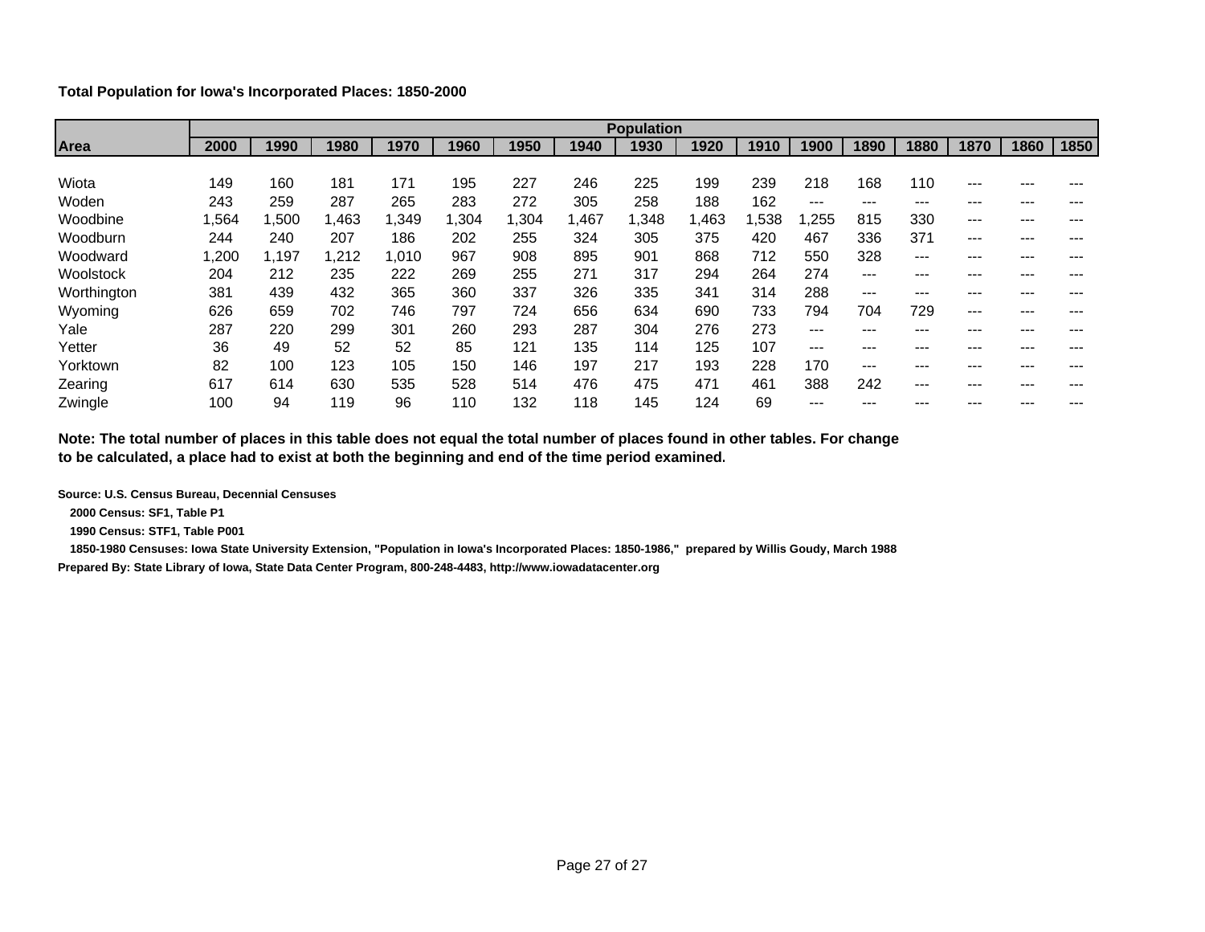**Total Population for Iowa's Incorporated Places: 1850-2000**

| | Population | | | | | | | | | | | | | | | |
|---|---|---|---|---|---|---|---|---|---|---|---|---|---|---|---|---|
| **Area** | **2000** | **1990** | **1980** | **1970** | **1960** | **1950** | **1940** | **1930** | **1920** | **1910** | **1900** | **1890** | **1880** | **1870** | **1860** | **1850** |
| Wiota | 149 | 160 | 181 | 171 | 195 | 227 | 246 | 225 | 199 | 239 | 218 | 168 | 110 | --- | --- | --- |
| Woden | 243 | 259 | 287 | 265 | 283 | 272 | 305 | 258 | 188 | 162 | --- | --- | --- | --- | --- | --- |
| Woodbine | 1,564 | 1,500 | 1,463 | 1,349 | 1,304 | 1,304 | 1,467 | 1,348 | 1,463 | 1,538 | 1,255 | 815 | 330 | --- | --- | --- |
| Woodburn | 244 | 240 | 207 | 186 | 202 | 255 | 324 | 305 | 375 | 420 | 467 | 336 | 371 | --- | --- | --- |
| Woodward | 1,200 | 1,197 | 1,212 | 1,010 | 967 | 908 | 895 | 901 | 868 | 712 | 550 | 328 | --- | --- | --- | --- |
| Woolstock | 204 | 212 | 235 | 222 | 269 | 255 | 271 | 317 | 294 | 264 | 274 | --- | --- | --- | --- | --- |
| Worthington | 381 | 439 | 432 | 365 | 360 | 337 | 326 | 335 | 341 | 314 | 288 | --- | --- | --- | --- | --- |
| Wyoming | 626 | 659 | 702 | 746 | 797 | 724 | 656 | 634 | 690 | 733 | 794 | 704 | 729 | --- | --- | --- |
| Yale | 287 | 220 | 299 | 301 | 260 | 293 | 287 | 304 | 276 | 273 | --- | --- | --- | --- | --- | --- |
| Yetter | 36 | 49 | 52 | 52 | 85 | 121 | 135 | 114 | 125 | 107 | --- | --- | --- | --- | --- | --- |
| Yorktown | 82 | 100 | 123 | 105 | 150 | 146 | 197 | 217 | 193 | 228 | 170 | --- | --- | --- | --- | --- |
| Zearing | 617 | 614 | 630 | 535 | 528 | 514 | 476 | 475 | 471 | 461 | 388 | 242 | --- | --- | --- | --- |
| Zwingle | 100 | 94 | 119 | 96 | 110 | 132 | 118 | 145 | 124 | 69 | --- | --- | --- | --- | --- | --- |

**Note: The total number of places in this table does not equal the total number of places found in other tables. For change to be calculated, a place had to exist at both the beginning and end of the time period examined.**

**Source: U.S. Census Bureau, Decennial Censuses**

**2000 Census: SF1, Table P1**

**1990 Census: STF1, Table P001**

**1850-1980 Censuses: Iowa State University Extension, "Population in Iowa's Incorporated Places: 1850-1986," prepared by Willis Goudy, March 1988**

**Prepared By: State Library of Iowa, State Data Center Program, 800-248-4483, http://www.iowadatacenter.org**